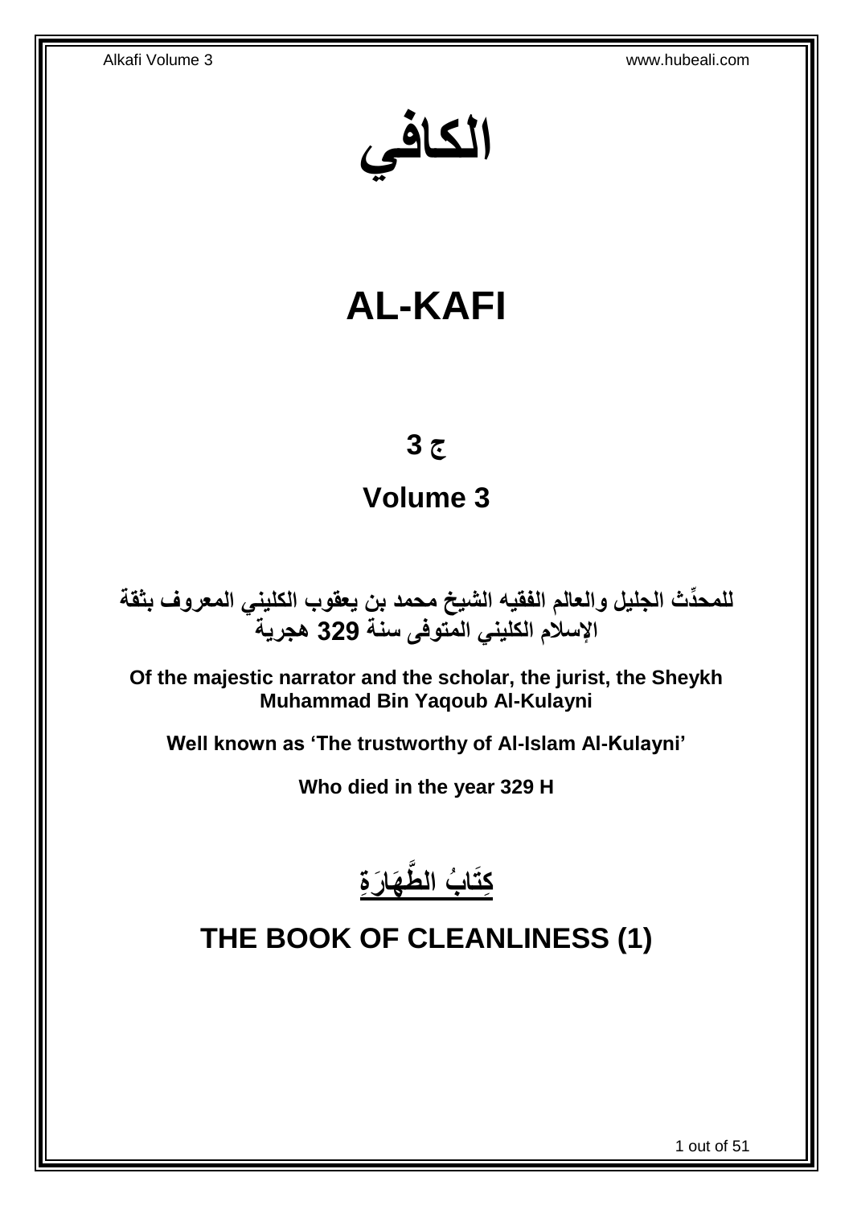# الكافي

# AL-KAFI

## ج 3

## Volume 3

**للمحدِّث الجليل والعالم الفقيه الشيخ محمد بن يعقوب الكليني المعروف بثقة الإسلام الكليني المتوفى سنة 329 هجرية**

**Of the majestic narrator and the scholar, the jurist, the Sheykh Muhammad Bin Yaqoub Al-Kulayni**

**Well known as 'The trustworthy of Al-Islam Al-Kulayni'**

**Who died in the year 329 H**

# كِتَابُ الطَّهَارَةِ

# THE BOOK OF CLEANLINESS (1)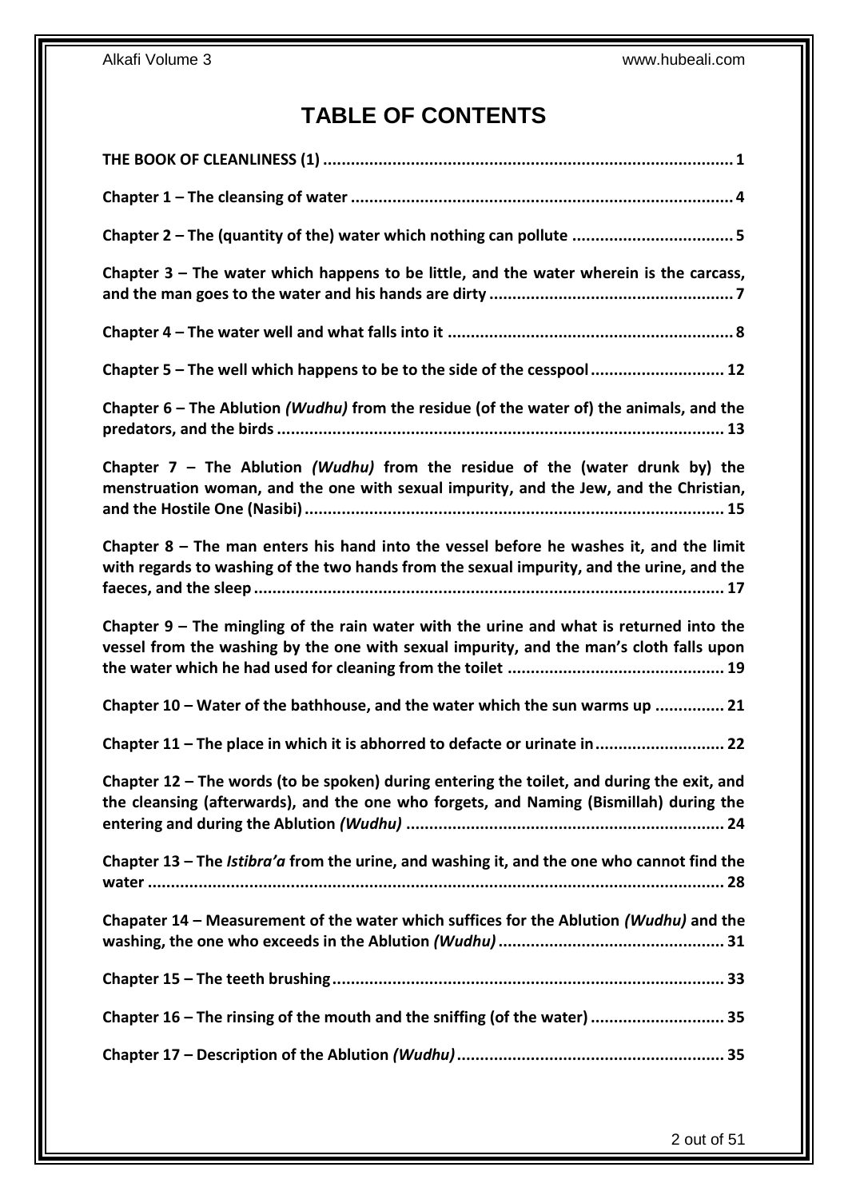# TABLE OF CONTENTS

**THE BOOK OF CLEANLINESS (1) .......... 1**

**Chapter 1 – The cleansing of water .......... 4**

**Chapter 2 – The (quantity of the) water which nothing can pollute .......... 5**

**Chapter 3 – The water which happens to be little, and the water wherein is the carcass, and the man goes to the water and his hands are dirty .......... 7**

**Chapter 4 – The water well and what falls into it .......... 8**

**Chapter 5 – The well which happens to be to the side of the cesspool .......... 12**

**Chapter 6 – The Ablution *(Wudhu)* from the residue (of the water of) the animals, and the predators, and the birds .......... 13**

**Chapter 7 – The Ablution *(Wudhu)* from the residue of the (water drunk by) the menstruation woman, and the one with sexual impurity, and the Jew, and the Christian, and the Hostile One (Nasibi) .......... 15**

**Chapter 8 – The man enters his hand into the vessel before he washes it, and the limit with regards to washing of the two hands from the sexual impurity, and the urine, and the faeces, and the sleep .......... 17**

**Chapter 9 – The mingling of the rain water with the urine and what is returned into the vessel from the washing by the one with sexual impurity, and the man's cloth falls upon the water which he had used for cleaning from the toilet .......... 19**

**Chapter 10 – Water of the bathhouse, and the water which the sun warms up .......... 21**

**Chapter 11 – The place in which it is abhorred to defacte or urinate in .......... 22**

**Chapter 12 – The words (to be spoken) during entering the toilet, and during the exit, and the cleansing (afterwards), and the one who forgets, and Naming (Bismillah) during the entering and during the Ablution *(Wudhu)* .......... 24**

**Chapter 13 – The *Istibra'a* from the urine, and washing it, and the one who cannot find the water .......... 28**

**Chapater 14 – Measurement of the water which suffices for the Ablution *(Wudhu)* and the washing, the one who exceeds in the Ablution *(Wudhu)* .......... 31**

**Chapter 15 – The teeth brushing .......... 33**

**Chapter 16 – The rinsing of the mouth and the sniffing (of the water) .......... 35**

**Chapter 17 – Description of the Ablution *(Wudhu)* .......... 35**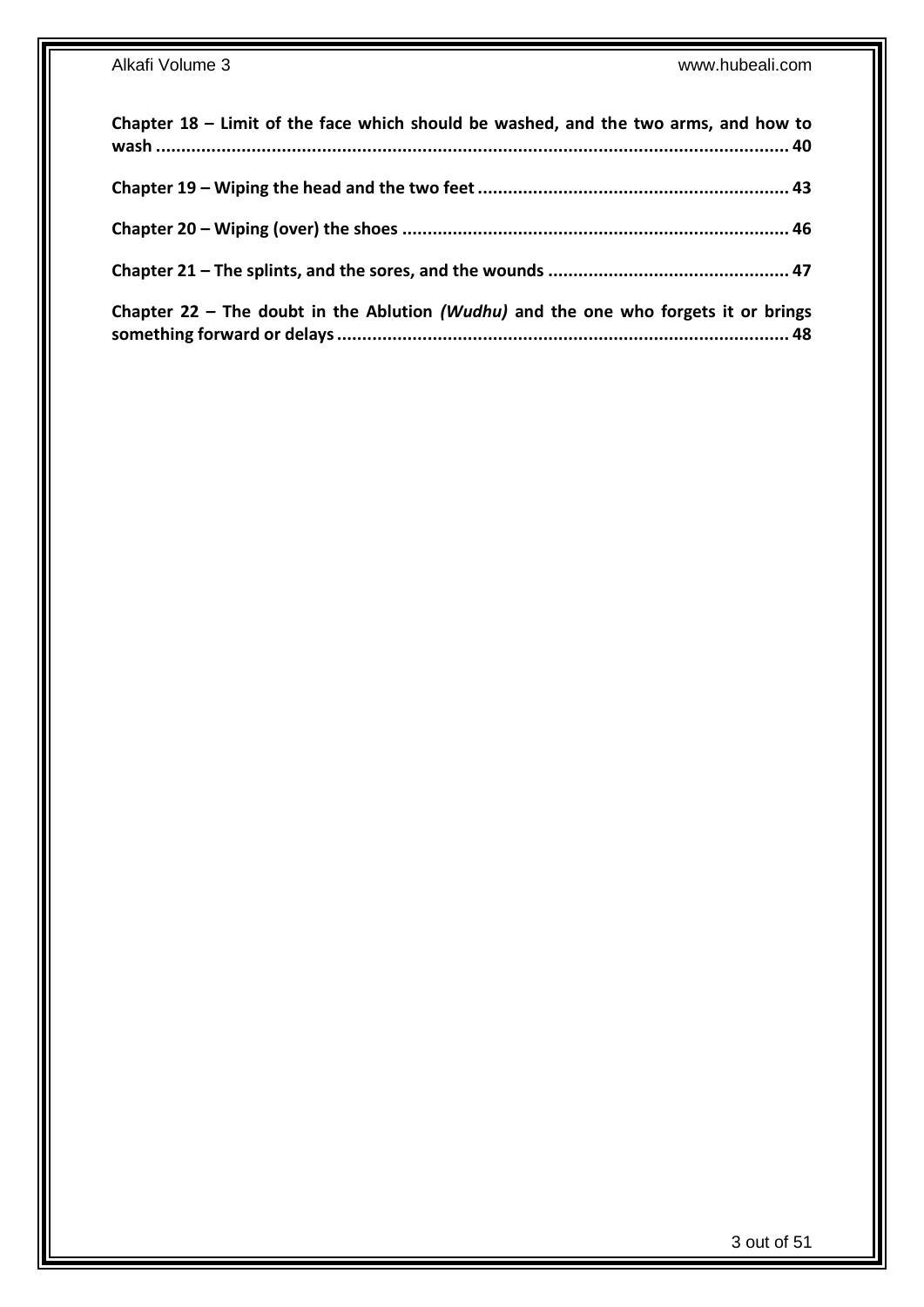**Chapter 18 – Limit of the face which should be washed, and the two arms, and how to wash ............................................................................................................................ 40**

**Chapter 19 – Wiping the head and the two feet ............................................................. 43**

**Chapter 20 – Wiping (over) the shoes ............................................................................ 46**

**Chapter 21 – The splints, and the sores, and the wounds ................................................ 47**

**Chapter 22 – The doubt in the Ablution *(Wudhu)* and the one who forgets it or brings something forward or delays .......................................................................................... 48**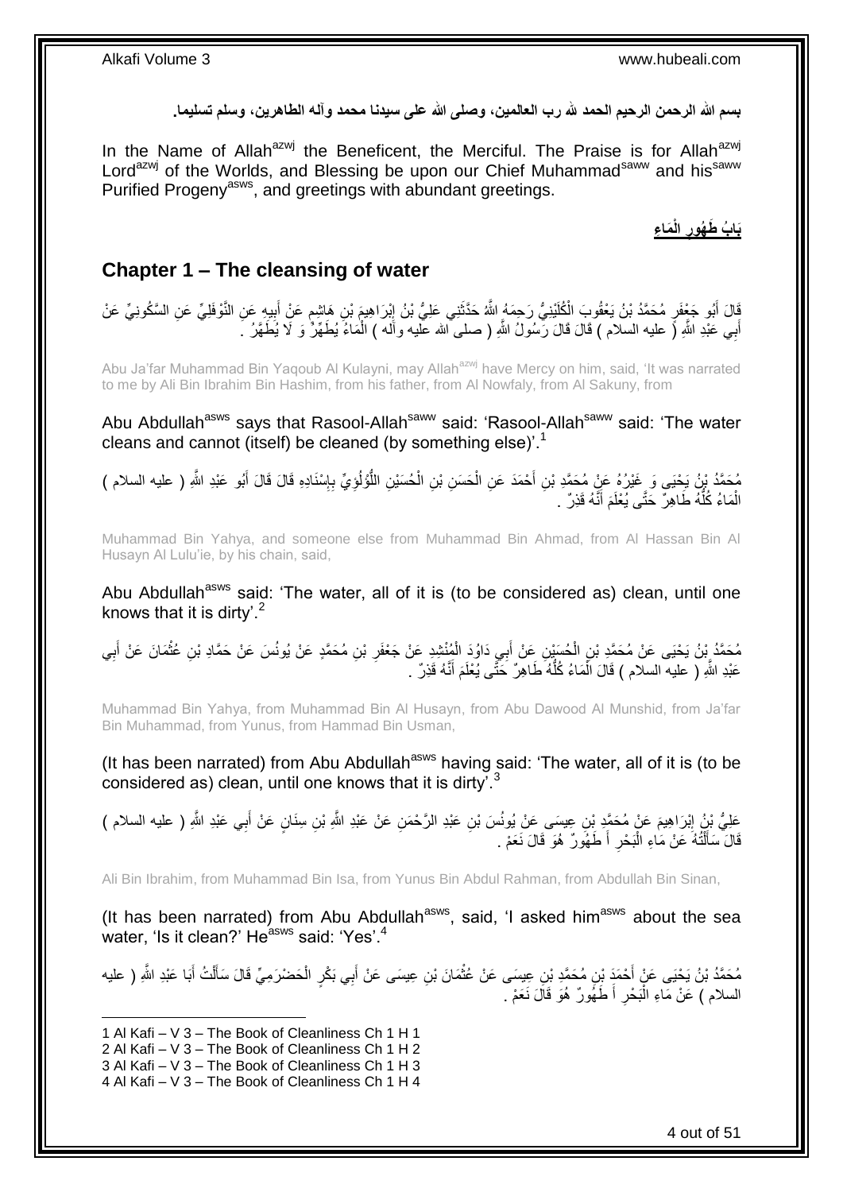**بسم الله الرحمن الرحيم الحمد لله رب العالمين، وصلى الله على سيدنا محمد وآله الطاهرين، وسلم تسليما.**

In the Name of Allah[azwj] the Beneficent, the Merciful. The Praise is for Allah[azwj] Lord[azwj] of the Worlds, and Blessing be upon our Chief Muhammad[saww] and his[saww] Purified Progeny[asws], and greetings with abundant greetings.

## بَابُ طَهُورِ الْمَاءِ

## Chapter 1 – The cleansing of water

قَالَ أَبُو جَعْفَرٍ مُحَمَّدُ بْنُ يَعْقُوبَ الْكُلَيْنِيُّ رَحِمَهُ اللَّهُ حَدَّثَنِي عَلِيُّ بْنُ إِبْرَاهِيمَ بْنِ هَاشِمٍ عَنْ أَبِيهِ عَنِ النَّوْفَلِيِّ عَنِ السَّكُونِيِّ عَنْ أَبِي عَبْدِ اللَّهِ ( عليه السلام ) قَالَ قَالَ رَسُولُ اللَّهِ ( صلى الله عليه وآله ) الْمَاءُ يُطَهِّرُ وَ لَا يُطَهَّرُ .

Abu Ja'far Muhammad Bin Yaqoub Al Kulayni, may Allah[azwj] have Mercy on him, said, 'It was narrated to me by Ali Bin Ibrahim Bin Hashim, from his father, from Al Nowfaly, from Al Sakuny, from

Abu Abdullah[asws] says that Rasool-Allah[saww] said: 'Rasool-Allah[saww] said: 'The water cleans and cannot (itself) be cleaned (by something else)'.[1]

مُحَمَّدُ بْنُ يَحْيَى وَ غَيْرُهُ عَنْ مُحَمَّدِ بْنِ أَحْمَدَ عَنِ الْحَسَنِ بْنِ الْحُسَيْنِ اللُّؤْلُؤِيِّ بِإِسْنَادِهِ قَالَ قَالَ أَبُو عَبْدِ اللَّهِ ( عليه السلام ) الْمَاءُ كُلُّهُ طَاهِرٌ حَتَّى يُعْلَمَ أَنَّهُ قَذِرٌ .

Muhammad Bin Yahya, and someone else from Muhammad Bin Ahmad, from Al Hassan Bin Al Husayn Al Lulu'ie, by his chain, said,

Abu Abdullah[asws] said: 'The water, all of it is (to be considered as) clean, until one knows that it is dirty'.[2]

مُحَمَّدُ بْنُ يَحْيَى عَنْ مُحَمَّدِ بْنِ الْحُسَيْنِ عَنْ أَبِي دَاوُدَ الْمُنْشِدِ عَنْ جَعْفَرِ بْنِ مُحَمَّدٍ عَنْ يُونُسَ عَنْ حَمَّادِ بْنِ عُثْمَانَ عَنْ أَبِي عَبْدِ اللَّهِ ( عليه السلام ) قَالَ الْمَاءُ كُلُّهُ طَاهِرٌ حَتَّى يُعْلَمَ أَنَّهُ قَذِرٌ .

Muhammad Bin Yahya, from Muhammad Bin Al Husayn, from Abu Dawood Al Munshid, from Ja'far Bin Muhammad, from Yunus, from Hammad Bin Usman,

(It has been narrated) from Abu Abdullah[asws] having said: 'The water, all of it is (to be considered as) clean, until one knows that it is dirty'.[3]

عَلِيُّ بْنُ إِبْرَاهِيمَ عَنْ مُحَمَّدِ بْنِ عِيسَى عَنْ يُونُسَ بْنِ عَبْدِ الرَّحْمَنِ عَنْ عَبْدِ اللَّهِ بْنِ سِنَانٍ عَنْ أَبِي عَبْدِ اللَّهِ ( عليه السلام ) قَالَ سَأَلْتُهُ عَنْ مَاءِ الْبَحْرِ أَ طَهُورٌ هُوَ قَالَ نَعَمْ .

Ali Bin Ibrahim, from Muhammad Bin Isa, from Yunus Bin Abdul Rahman, from Abdullah Bin Sinan,

(It has been narrated) from Abu Abdullah[asws], said, 'I asked him[asws] about the sea water, 'Is it clean?' He[asws] said: 'Yes'.[4]

مُحَمَّدُ بْنُ يَحْيَى عَنْ أَحْمَدَ بْنِ مُحَمَّدِ بْنِ عِيسَى عَنْ عُثْمَانَ بْنِ عِيسَى عَنْ أَبِي بَكْرٍ الْحَضْرَمِيِّ قَالَ سَأَلْتُ أَبَا عَبْدِ اللَّهِ ( عليه السلام ) عَنْ مَاءِ الْبَحْرِ أَ طَهُورٌ هُوَ قَالَ نَعَمْ .

---

[1] Al Kafi – V 3 – The Book of Cleanliness Ch 1 H 1
[2] Al Kafi – V 3 – The Book of Cleanliness Ch 1 H 2
[3] Al Kafi – V 3 – The Book of Cleanliness Ch 1 H 3
[4] Al Kafi – V 3 – The Book of Cleanliness Ch 1 H 4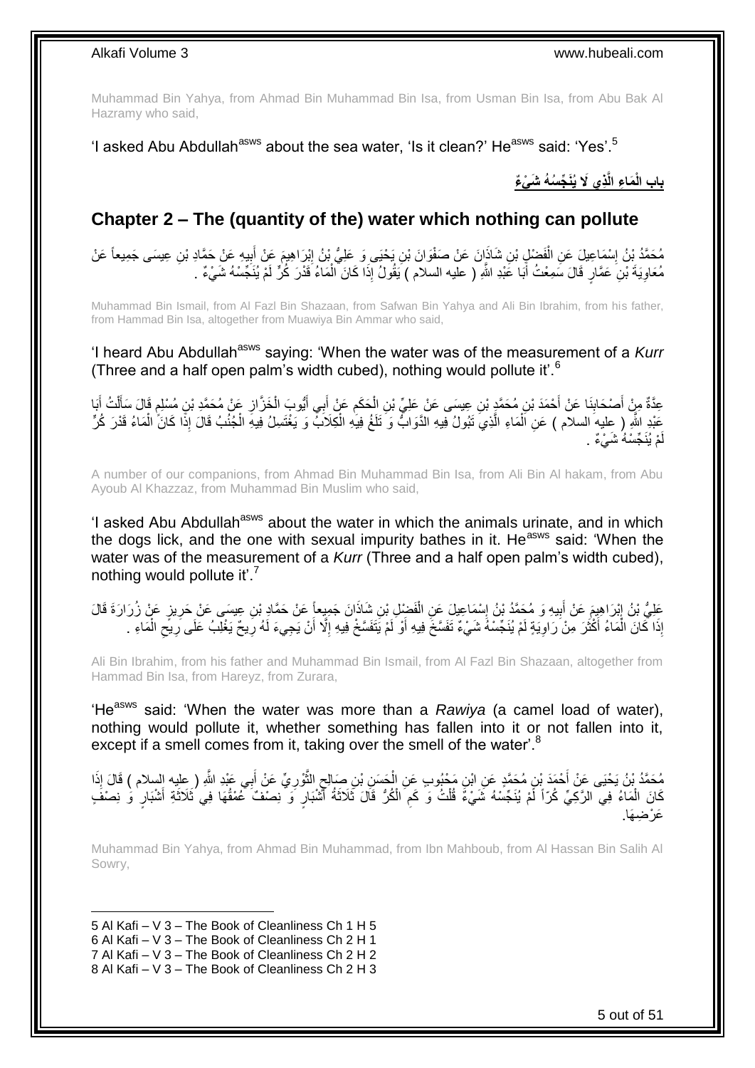Muhammad Bin Yahya, from Ahmad Bin Muhammad Bin Isa, from Usman Bin Isa, from Abu Bak Al Hazramy who said,

'I asked Abu Abdullah[asws] about the sea water, 'Is it clean?' He[asws] said: 'Yes'.[5]

**باب الْمَاءِ الَّذِي لَا يُنَجِّسُهُ شَيْءٌ**

## Chapter 2 – The (quantity of the) water which nothing can pollute

مُحَمَّدُ بْنُ إِسْمَاعِيلَ عَنِ الْفَضْلِ بْنِ شَاذَانَ عَنْ صَفْوَانَ بْنِ يَحْيَى وَ عَلِيُّ بْنُ إِبْرَاهِيمَ عَنْ أَبِيهِ عَنْ حَمَّادِ بْنِ عِيسَى جَمِيعاً عَنْ مُعَاوِيَةَ بْنِ عَمَّارٍ قَالَ سَمِعْتُ أَبَا عَبْدِ اللَّهِ ( عليه السلام ) يَقُولُ إِذَا كَانَ الْمَاءُ قَدْرَ كُرٍّ لَمْ يُنَجِّسْهُ شَيْءٌ .

Muhammad Bin Ismail, from Al Fazl Bin Shazaan, from Safwan Bin Yahya and Ali Bin Ibrahim, from his father, from Hammad Bin Isa, altogether from Muawiya Bin Ammar who said,

'I heard Abu Abdullah[asws] saying: 'When the water was of the measurement of a *Kurr* (Three and a half open palm's width cubed), nothing would pollute it'.[6]

عِدَّةٌ مِنْ أَصْحَابِنَا عَنْ أَحْمَدَ بْنِ مُحَمَّدِ بْنِ عِيسَى عَنْ عَلِيِّ بْنِ الْحَكَمِ عَنْ أَبِي أَيُّوبَ الْخَزَّازِ عَنْ مُحَمَّدِ بْنِ مُسْلِمٍ قَالَ سَأَلْتُ أَبَا عَبْدِ اللَّهِ ( عليه السلام ) عَنِ الْمَاءِ الَّذِي تَبُولُ فِيهِ الدَّوَابُّ وَ تَلَغُ فِيهِ الْكِلَابُ وَ يَغْتَسِلُ فِيهِ الْجُنُبُ قَالَ إِذَا كَانَ الْمَاءُ قَدْرَ كُرٍّ لَمْ يُنَجِّسْهُ شَيْءٌ .

A number of our companions, from Ahmad Bin Muhammad Bin Isa, from Ali Bin Al hakam, from Abu Ayoub Al Khazzaz, from Muhammad Bin Muslim who said,

'I asked Abu Abdullah[asws] about the water in which the animals urinate, and in which the dogs lick, and the one with sexual impurity bathes in it. He[asws] said: 'When the water was of the measurement of a *Kurr* (Three and a half open palm's width cubed), nothing would pollute it'.[7]

عَلِيُّ بْنُ إِبْرَاهِيمَ عَنْ أَبِيهِ وَ مُحَمَّدُ بْنُ إِسْمَاعِيلَ عَنِ الْفَضْلِ بْنِ شَاذَانَ جَمِيعاً عَنْ حَمَّادِ بْنِ عِيسَى عَنْ حَرِيزٍ عَنْ زُرَارَةَ قَالَ إِذَا كَانَ الْمَاءُ أَكْثَرَ مِنْ رَاوِيَةٍ لَمْ يُنَجِّسْهُ شَيْءٌ تَفَسَّخَ فِيهِ أَوْ لَمْ يَتَفَسَّخْ فِيهِ إِلَّا أَنْ يَجِيءَ لَهُ رِيحٌ يَغْلِبُ عَلَى رِيحِ الْمَاءِ .

Ali Bin Ibrahim, from his father and Muhammad Bin Ismail, from Al Fazl Bin Shazaan, altogether from Hammad Bin Isa, from Hareyz, from Zurara,

'He[asws] said: 'When the water was more than a *Rawiya* (a camel load of water), nothing would pollute it, whether something has fallen into it or not fallen into it, except if a smell comes from it, taking over the smell of the water'.[8]

مُحَمَّدُ بْنُ يَحْيَى عَنْ أَحْمَدَ بْنِ مُحَمَّدٍ عَنِ ابْنِ مَحْبُوبٍ عَنِ الْحَسَنِ بْنِ صَالِحٍ الثَّوْرِيِّ عَنْ أَبِي عَبْدِ اللَّهِ ( عليه السلام ) قَالَ إِذَا كَانَ الْمَاءُ فِي الرَّكِيِّ كُرّاً لَمْ يُنَجِّسْهُ شَيْءٌ قُلْتُ وَ كَمِ الْكُرُّ قَالَ ثَلَاثَةُ أَشْبَارٍ وَ نِصْفٌ عُمْقُهَا فِي ثَلَاثَةِ أَشْبَارٍ وَ نِصْفٍ عَرْضِهَا.

Muhammad Bin Yahya, from Ahmad Bin Muhammad, from Ibn Mahboub, from Al Hassan Bin Salih Al Sowry,

---

5 Al Kafi – V 3 – The Book of Cleanliness Ch 1 H 5
6 Al Kafi – V 3 – The Book of Cleanliness Ch 2 H 1
7 Al Kafi – V 3 – The Book of Cleanliness Ch 2 H 2
8 Al Kafi – V 3 – The Book of Cleanliness Ch 2 H 3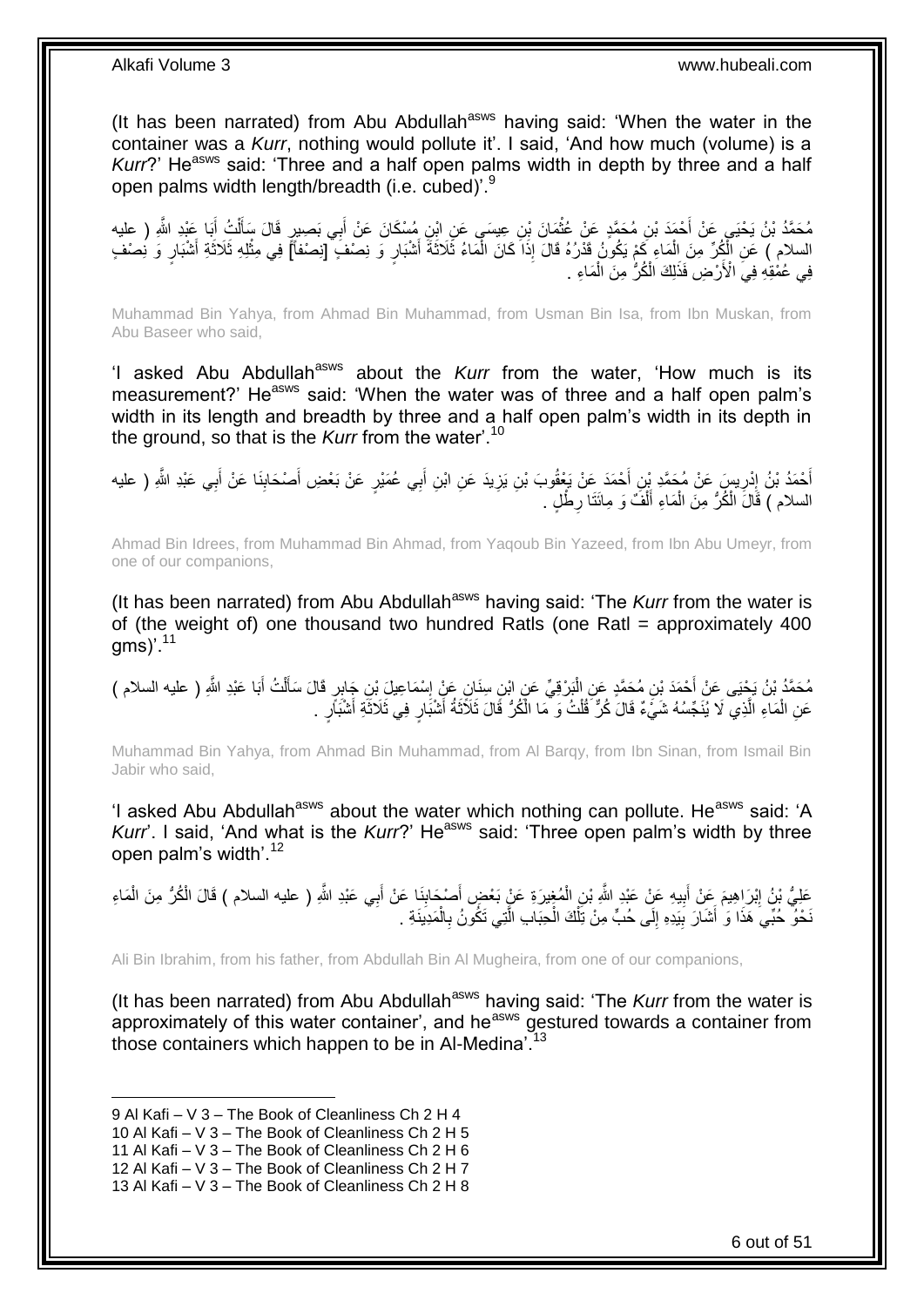(It has been narrated) from Abu Abdullah[asws] having said: 'When the water in the container was a *Kurr*, nothing would pollute it'. I said, 'And how much (volume) is a *Kurr*?' He[asws] said: 'Three and a half open palms width in depth by three and a half open palms width length/breadth (i.e. cubed)'.[9]

مُحَمَّدُ بْنُ يَحْيَى عَنْ أَحْمَدَ بْنِ مُحَمَّدٍ عَنْ عُثْمَانَ بْنِ عِيسَى عَنِ ابْنِ مُسْكَانَ عَنْ أَبِي بَصِيرٍ قَالَ سَأَلْتُ أَبَا عَبْدِ اللَّهِ ( عليه السلام ) عَنِ الْكُرِّ مِنَ الْمَاءِ كَمْ يَكُونُ قَدْرُهُ قَالَ إِذَا كَانَ الْمَاءُ ثَلَاثَةَ أَشْبَارٍ وَ نِصْفٍ [نِصْفاً] فِي مِثْلِهِ ثَلَاثَةَ أَشْبَارٍ وَ نِصْفٍ فِي عُمْقِهِ فِي الْأَرْضِ فَذَلِكَ الْكُرُّ مِنَ الْمَاءِ .

Muhammad Bin Yahya, from Ahmad Bin Muhammad, from Usman Bin Isa, from Ibn Muskan, from Abu Baseer who said,

'I asked Abu Abdullah[asws] about the *Kurr* from the water, 'How much is its measurement?' He[asws] said: 'When the water was of three and a half open palm's width in its length and breadth by three and a half open palm's width in its depth in the ground, so that is the *Kurr* from the water'.[10]

أَحْمَدُ بْنُ إِدْرِيسَ عَنْ مُحَمَّدِ بْنِ أَحْمَدَ عَنْ يَعْقُوبَ بْنِ يَزِيدَ عَنِ ابْنِ أَبِي عُمَيْرٍ عَنْ بَعْضِ أَصْحَابِنَا عَنْ أَبِي عَبْدِ اللَّهِ ( عليه السلام ) قَالَ الْكُرُّ مِنَ الْمَاءِ أَلْفٌ وَ مِائَتَا رِطْلٍ .

Ahmad Bin Idrees, from Muhammad Bin Ahmad, from Yaqoub Bin Yazeed, from Ibn Abu Umeyr, from one of our companions,

(It has been narrated) from Abu Abdullah[asws] having said: 'The *Kurr* from the water is of (the weight of) one thousand two hundred Ratls (one Ratl = approximately 400 gms)'.[11]

مُحَمَّدُ بْنُ يَحْيَى عَنْ أَحْمَدَ بْنِ مُحَمَّدٍ عَنِ الْبَرْقِيِّ عَنِ ابْنِ سِنَانٍ عَنْ إِسْمَاعِيلَ بْنِ جَابِرٍ قَالَ سَأَلْتُ أَبَا عَبْدِ اللَّهِ ( عليه السلام ) عَنِ الْمَاءِ الَّذِي لَا يُنَجِّسُهُ شَيْءٌ قَالَ كُرٌّ قُلْتُ وَ مَا الْكُرُّ قَالَ ثَلَاثَةُ أَشْبَارٍ فِي ثَلَاثَةِ أَشْبَارٍ .

Muhammad Bin Yahya, from Ahmad Bin Muhammad, from Al Barqy, from Ibn Sinan, from Ismail Bin Jabir who said,

'I asked Abu Abdullah[asws] about the water which nothing can pollute. He[asws] said: 'A *Kurr*'. I said, 'And what is the *Kurr*?' He[asws] said: 'Three open palm's width by three open palm's width'.[12]

عَلِيُّ بْنُ إِبْرَاهِيمَ عَنْ أَبِيهِ عَنْ عَبْدِ اللَّهِ بْنِ الْمُغِيرَةِ عَنْ بَعْضِ أَصْحَابِنَا عَنْ أَبِي عَبْدِ اللَّهِ ( عليه السلام ) قَالَ الْكُرُّ مِنَ الْمَاءِ نَحْوُ حُبِّي هَذَا وَ أَشَارَ بِيَدِهِ إِلَى حُبٍّ مِنْ تِلْكَ الْحِبَابِ الَّتِي تَكُونُ بِالْمَدِينَةِ .

Ali Bin Ibrahim, from his father, from Abdullah Bin Al Mugheira, from one of our companions,

(It has been narrated) from Abu Abdullah[asws] having said: 'The *Kurr* from the water is approximately of this water container', and he[asws] gestured towards a container from those containers which happen to be in Al-Medina'.[13]

9 Al Kafi – V 3 – The Book of Cleanliness Ch 2 H 4
10 Al Kafi – V 3 – The Book of Cleanliness Ch 2 H 5
11 Al Kafi – V 3 – The Book of Cleanliness Ch 2 H 6
12 Al Kafi – V 3 – The Book of Cleanliness Ch 2 H 7
13 Al Kafi – V 3 – The Book of Cleanliness Ch 2 H 8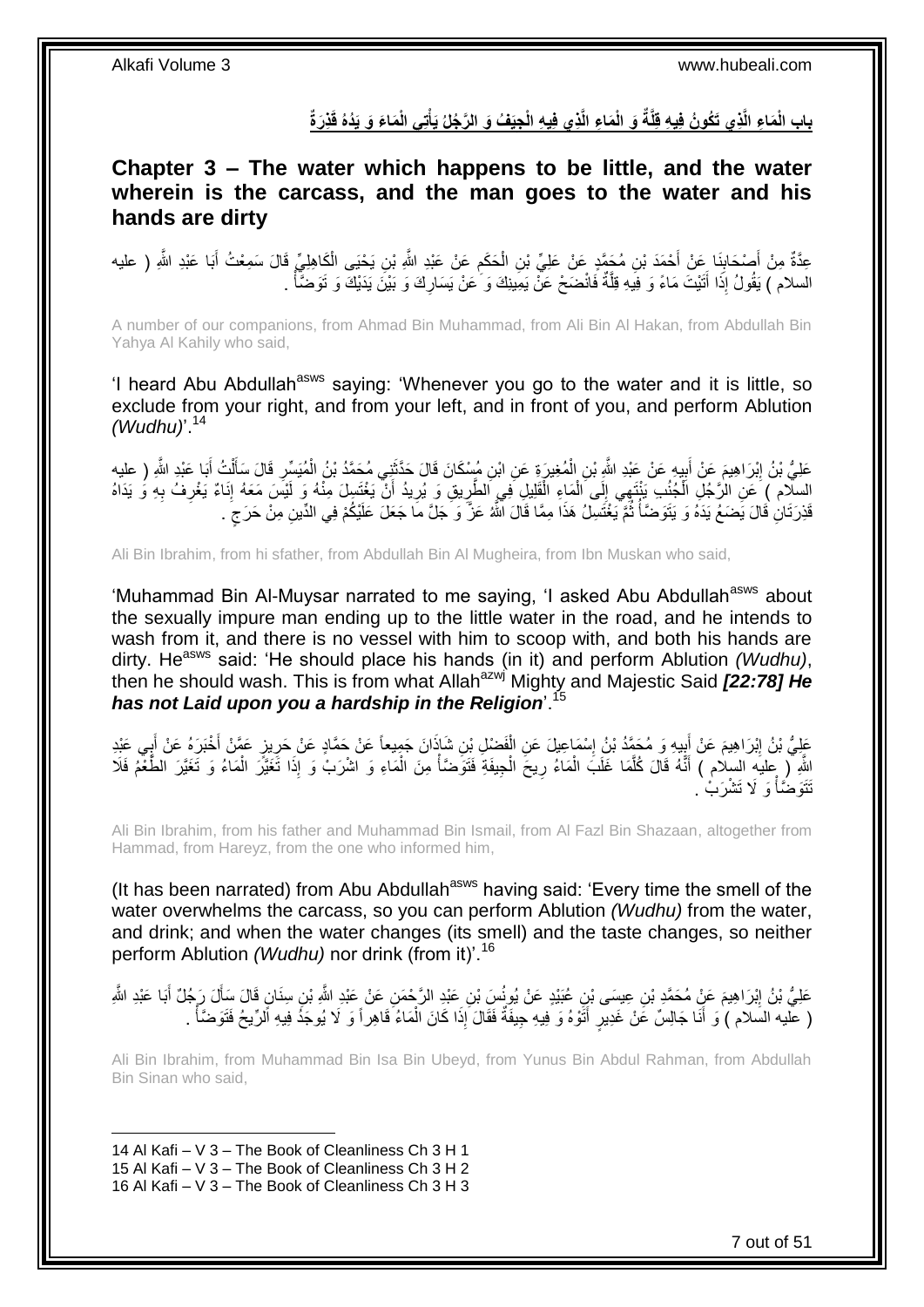## بابُ الْمَاءِ الَّذِي تَكُونُ فِيهِ قِلَّةٌ وَ الْمَاءِ الَّذِي فِيهِ الْجِيَفُ وَ الرَّجُلُ يَأْتِي الْمَاءَ وَ يَدُهُ قَذِرَةٌ

## Chapter 3 – The water which happens to be little, and the water wherein is the carcass, and the man goes to the water and his hands are dirty

عِدَّةٌ مِنْ أَصْحَابِنَا عَنْ أَحْمَدَ بْنِ مُحَمَّدٍ عَنْ عَلِيِّ بْنِ الْحَكَمِ عَنْ عَبْدِ اللَّهِ بْنِ يَحْيَى الْكَاهِلِيِّ قَالَ سَمِعْتُ أَبَا عَبْدِ اللَّهِ ( عليه السلام ) يَقُولُ إِذَا أَتَيْتَ مَاءً وَ فِيهِ قِلَّةٌ فَانْضَحْ عَنْ يَمِينِكَ وَ عَنْ يَسَارِكَ وَ بَيْنَ يَدَيْكَ وَ تَوَضَّأْ .

A number of our companions, from Ahmad Bin Muhammad, from Ali Bin Al Hakan, from Abdullah Bin Yahya Al Kahily who said,

'I heard Abu Abdullah[asws] saying: 'Whenever you go to the water and it is little, so exclude from your right, and from your left, and in front of you, and perform Ablution *(Wudhu)*'.[14]

عَلِيُّ بْنُ إِبْرَاهِيمَ عَنْ أَبِيهِ عَنْ عَبْدِ اللَّهِ بْنِ الْمُغِيرَةِ عَنِ ابْنِ مُسْكَانَ قَالَ حَدَّثَنِي مُحَمَّدُ بْنُ الْمُيَسِّرِ قَالَ سَأَلْتُ أَبَا عَبْدِ اللَّهِ ( عليه السلام ) عَنِ الرَّجُلِ الْجُنُبِ يَنْتَهِي إِلَى الْمَاءِ الْقَلِيلِ فِي الطَّرِيقِ وَ يُرِيدُ أَنْ يَغْتَسِلَ مِنْهُ وَ لَيْسَ مَعَهُ إِنَاءٌ يَغْرِفُ بِهِ وَ يَدَاهُ قَذِرَتَانِ قَالَ يَضَعُ يَدَهُ وَ يَتَوَضَّأُ ثُمَّ يَغْتَسِلُ هَذَا مِمَّا قَالَ اللَّهُ عَزَّ وَ جَلَّ مَا جَعَلَ عَلَيْكُمْ فِي الدِّينِ مِنْ حَرَجٍ .

Ali Bin Ibrahim, from hi sfather, from Abdullah Bin Al Mugheira, from Ibn Muskan who said,

'Muhammad Bin Al-Muysar narrated to me saying, 'I asked Abu Abdullah[asws] about the sexually impure man ending up to the little water in the road, and he intends to wash from it, and there is no vessel with him to scoop with, and both his hands are dirty. He[asws] said: 'He should place his hands (in it) and perform Ablution *(Wudhu)*, then he should wash. This is from what Allah[azwj] Mighty and Majestic Said ***[22:78] He has not Laid upon you a hardship in the Religion***'.[15]

عَلِيُّ بْنُ إِبْرَاهِيمَ عَنْ أَبِيهِ وَ مُحَمَّدُ بْنُ إِسْمَاعِيلَ عَنِ الْفَضْلِ بْنِ شَاذَانَ جَمِيعاً عَنْ حَمَّادٍ عَنْ حَرِيزٍ عَمَّنْ أَخْبَرَهُ عَنْ أَبِي عَبْدِ اللَّهِ ( عليه السلام ) أَنَّهُ قَالَ كُلَّمَا غَلَبَ الْمَاءُ رِيحَ الْجِيفَةِ فَتَوَضَّأْ مِنَ الْمَاءِ وَ اشْرَبْ وَ إِذَا تَغَيَّرَ الْمَاءُ وَ تَغَيَّرَ الطَّعْمُ فَلَا تَتَوَضَّأْ وَ لَا تَشْرَبْ .

Ali Bin Ibrahim, from his father and Muhammad Bin Ismail, from Al Fazl Bin Shazaan, altogether from Hammad, from Hareyz, from the one who informed him,

(It has been narrated) from Abu Abdullah[asws] having said: 'Every time the smell of the water overwhelms the carcass, so you can perform Ablution *(Wudhu)* from the water, and drink; and when the water changes (its smell) and the taste changes, so neither perform Ablution *(Wudhu)* nor drink (from it)'.[16]

عَلِيُّ بْنُ إِبْرَاهِيمَ عَنْ مُحَمَّدِ بْنِ عِيسَى بْنِ عُبَيْدٍ عَنْ يُونُسَ بْنِ عَبْدِ الرَّحْمَنِ عَنْ عَبْدِ اللَّهِ بْنِ سِنَانٍ قَالَ سَأَلَ رَجُلٌ أَبَا عَبْدِ اللَّهِ ( عليه السلام ) وَ أَنَا جَالِسٌ عَنْ غَدِيرٍ أَتَوْهُ وَ فِيهِ جِيفَةٌ فَقَالَ إِذَا كَانَ الْمَاءُ قَاهِراً وَ لَا يُوجَدُ فِيهِ الرِّيحُ فَتَوَضَّأْ .

Ali Bin Ibrahim, from Muhammad Bin Isa Bin Ubeyd, from Yunus Bin Abdul Rahman, from Abdullah Bin Sinan who said,

---

14 Al Kafi – V 3 – The Book of Cleanliness Ch 3 H 1
15 Al Kafi – V 3 – The Book of Cleanliness Ch 3 H 2
16 Al Kafi – V 3 – The Book of Cleanliness Ch 3 H 3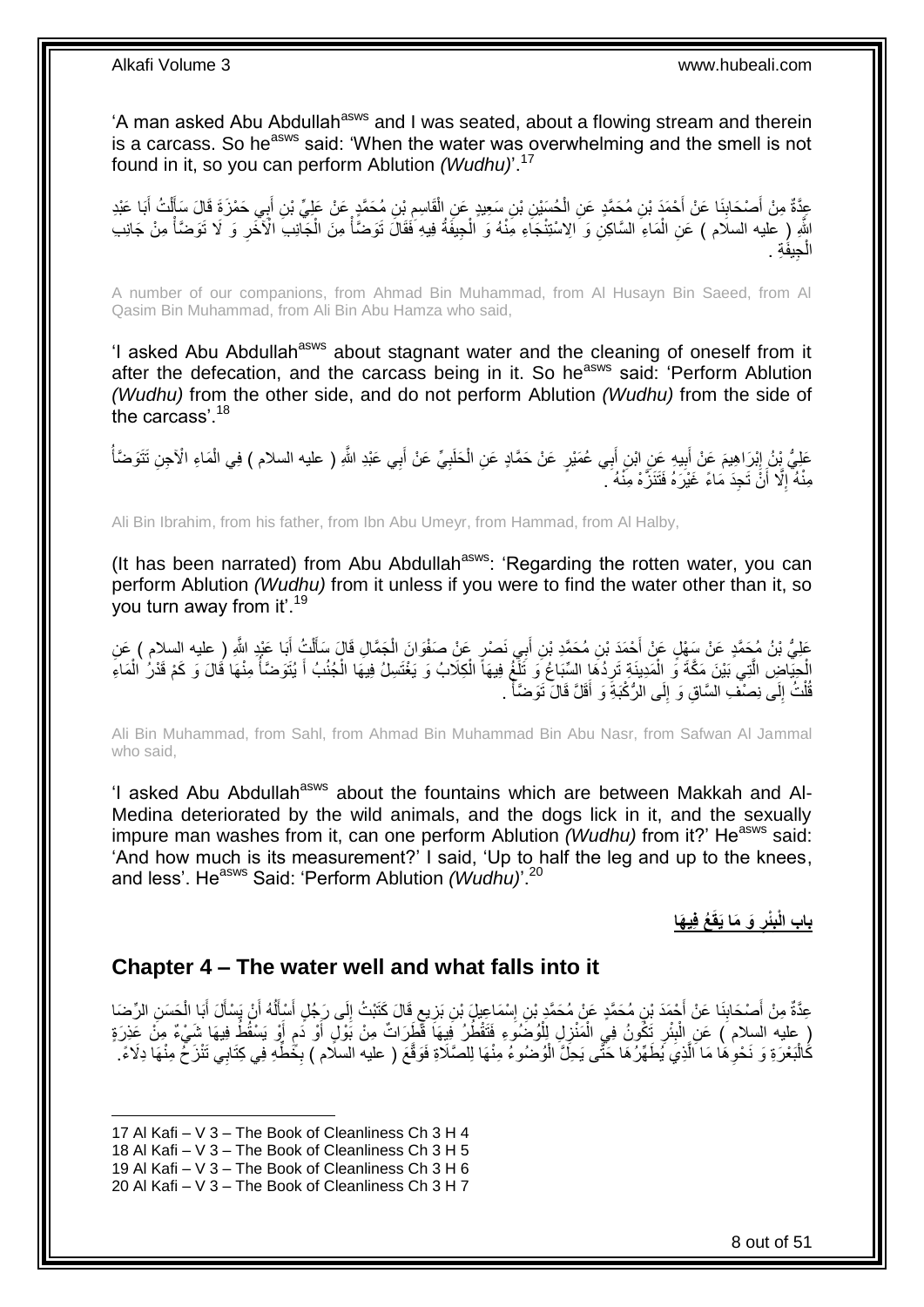'A man asked Abu Abdullah[asws] and I was seated, about a flowing stream and therein is a carcass. So he[asws] said: 'When the water was overwhelming and the smell is not found in it, so you can perform Ablution *(Wudhu)*'.[17]

عِدَّةٌ مِنْ أَصْحَابِنَا عَنْ أَحْمَدَ بْنِ مُحَمَّدٍ عَنِ الْحُسَيْنِ بْنِ سَعِيدٍ عَنِ الْقَاسِمِ بْنِ مُحَمَّدٍ عَنْ عَلِيِّ بْنِ أَبِي حَمْزَةَ قَالَ سَأَلْتُ أَبَا عَبْدِ اللَّهِ ( عليه السلام ) عَنِ الْمَاءِ السَّاكِنِ وَ الِاسْتِنْجَاءِ مِنْهُ وَ الْجِيفَةُ فِيهِ فَقَالَ تَوَضَّأْ مِنَ الْجَانِبِ الْآخَرِ وَ لَا تَوَضَّأْ مِنْ جَانِبِ الْجِيفَةِ .

A number of our companions, from Ahmad Bin Muhammad, from Al Husayn Bin Saeed, from Al Qasim Bin Muhammad, from Ali Bin Abu Hamza who said,

'I asked Abu Abdullah[asws] about stagnant water and the cleaning of oneself from it after the defecation, and the carcass being in it. So he[asws] said: 'Perform Ablution *(Wudhu)* from the other side, and do not perform Ablution *(Wudhu)* from the side of the carcass'.[18]

عَلِيُّ بْنُ إِبْرَاهِيمَ عَنْ أَبِيهِ عَنِ ابْنِ أَبِي عُمَيْرٍ عَنْ حَمَّادٍ عَنِ الْحَلَبِيِّ عَنْ أَبِي عَبْدِ اللَّهِ ( عليه السلام ) فِي الْمَاءِ الْآجِنِ تَتَوَضَّأُ مِنْهُ إِلَّا أَنْ تَجِدَ مَاءً غَيْرَهُ فَتَنَزَّهْ مِنْهُ .

Ali Bin Ibrahim, from his father, from Ibn Abu Umeyr, from Hammad, from Al Halby,

(It has been narrated) from Abu Abdullah[asws]: 'Regarding the rotten water, you can perform Ablution *(Wudhu)* from it unless if you were to find the water other than it, so you turn away from it'.[19]

عَلِيُّ بْنُ مُحَمَّدٍ عَنْ سَهْلٍ عَنْ أَحْمَدَ بْنِ مُحَمَّدِ بْنِ أَبِي نَصْرٍ عَنْ صَفْوَانَ الْجَمَّالِ قَالَ سَأَلْتُ أَبَا عَبْدِ اللَّهِ ( عليه السلام ) عَنِ الْحِيَاضِ الَّتِي بَيْنَ مَكَّةَ وَ الْمَدِينَةِ تَرِدُهَا السِّبَاعُ وَ تَلَغُ فِيهَا الْكِلَابُ وَ يَغْتَسِلُ فِيهَا الْجُنُبُ أَ يُتَوَضَّأُ مِنْهَا قَالَ وَ كَمْ قَدْرُ الْمَاءِ قُلْتُ إِلَى نِصْفِ السَّاقِ وَ إِلَى الرُّكْبَةِ وَ أَقَلَّ قَالَ تَوَضَّأْ .

Ali Bin Muhammad, from Sahl, from Ahmad Bin Muhammad Bin Abu Nasr, from Safwan Al Jammal who said,

'I asked Abu Abdullah[asws] about the fountains which are between Makkah and Al-Medina deteriorated by the wild animals, and the dogs lick in it, and the sexually impure man washes from it, can one perform Ablution *(Wudhu)* from it?' He[asws] said: 'And how much is its measurement?' I said, 'Up to half the leg and up to the knees, and less'. He[asws] Said: 'Perform Ablution *(Wudhu)*'.[20]

**بَابُ الْبِئْرِ وَ مَا يَقَعُ فِيهَا**

## Chapter 4 – The water well and what falls into it

عِدَّةٌ مِنْ أَصْحَابِنَا عَنْ أَحْمَدَ بْنِ مُحَمَّدٍ عَنْ مُحَمَّدِ بْنِ إِسْمَاعِيلَ بْنِ بَزِيعٍ قَالَ كَتَبْتُ إِلَى رَجُلٍ أَسْأَلُهُ أَنْ يَسْأَلَ أَبَا الْحَسَنِ الرِّضَا ( عليه السلام ) عَنِ الْبِئْرِ تَكُونُ فِي الْمَنْزِلِ لِلْوُضُوءِ فَتَقْطُرُ فِيهَا قَطَرَاتٌ مِنْ بَوْلٍ أَوْ دَمٍ أَوْ يَسْقُطُ فِيهَا شَيْءٌ مِنْ عَذِرَةٍ كَالْبَعْرَةِ وَ نَحْوِهَا مَا الَّذِي يُطَهِّرُهَا حَتَّى يَحِلَّ الْوُضُوءُ مِنْهَا لِلصَّلَاةِ فَوَقَّعَ ( عليه السلام ) بِخَطِّهِ فِي كِتَابِي تَنْزَحُ مِنْهَا دِلَاءً .

17 Al Kafi – V 3 – The Book of Cleanliness Ch 3 H 4
18 Al Kafi – V 3 – The Book of Cleanliness Ch 3 H 5
19 Al Kafi – V 3 – The Book of Cleanliness Ch 3 H 6
20 Al Kafi – V 3 – The Book of Cleanliness Ch 3 H 7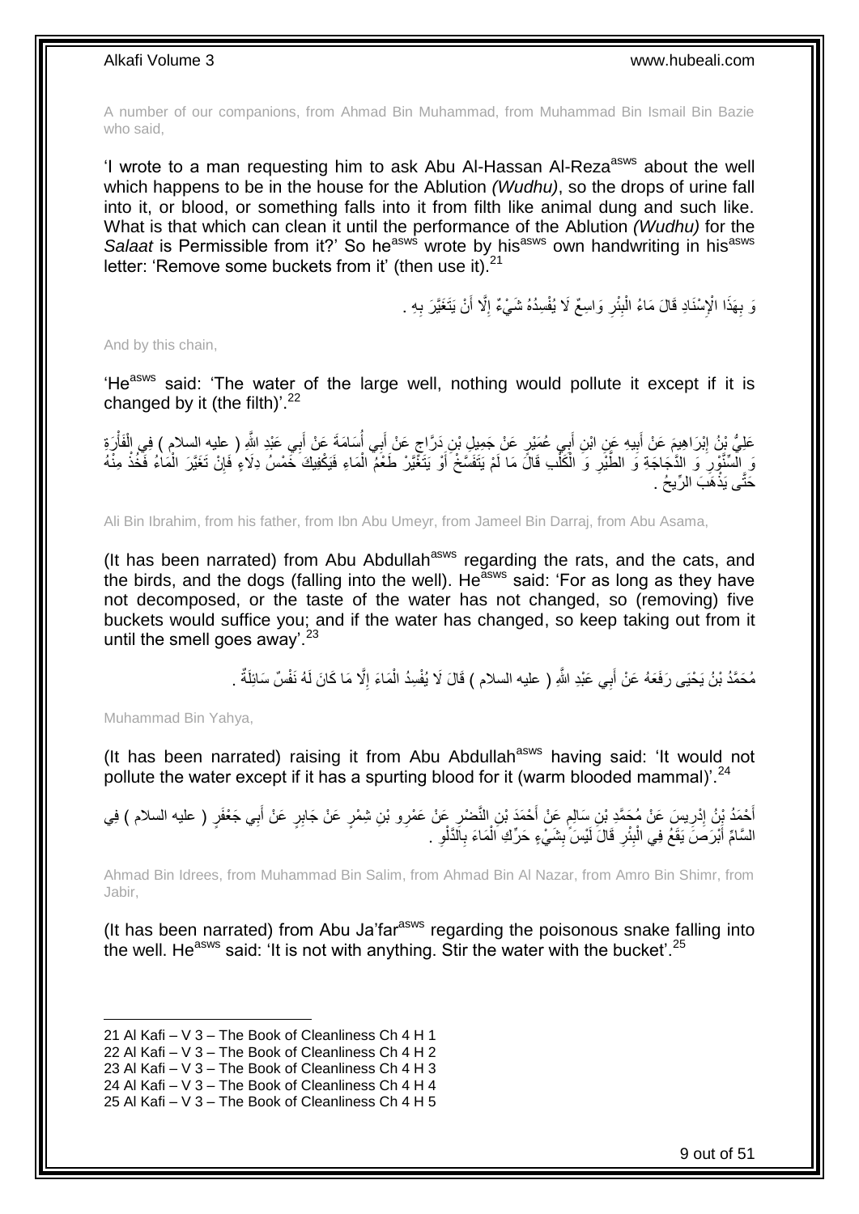A number of our companions, from Ahmad Bin Muhammad, from Muhammad Bin Ismail Bin Bazie who said,

'I wrote to a man requesting him to ask Abu Al-Hassan Al-Reza[asws] about the well which happens to be in the house for the Ablution *(Wudhu)*, so the drops of urine fall into it, or blood, or something falls into it from filth like animal dung and such like. What is that which can clean it until the performance of the Ablution *(Wudhu)* for the *Salaat* is Permissible from it?' So he[asws] wrote by his[asws] own handwriting in his[asws] letter: 'Remove some buckets from it' (then use it).[21]

وَ بِهَذَا الْإِسْنَادِ قَالَ مَاءُ الْبِئْرِ وَاسِعٌ لَا يُفْسِدُهُ شَيْءٌ إِلَّا أَنْ يَتَغَيَّرَ بِهِ .

And by this chain,

'He[asws] said: 'The water of the large well, nothing would pollute it except if it is changed by it (the filth)'.[22]

عَلِيُّ بْنُ إِبْرَاهِيمَ عَنْ أَبِيهِ عَنِ ابْنِ أَبِي عُمَيْرٍ عَنْ جَمِيلِ بْنِ دَرَّاجٍ عَنْ أَبِي أُسَامَةَ عَنْ أَبِي عَبْدِ اللَّهِ ( عليه السلام ) فِي الْفَأْرَةِ وَ السِّنَّوْرِ وَ الدَّجَاجَةِ وَ الطَّيْرِ وَ الْكَلْبِ قَالَ مَا لَمْ يَتَفَسَّخْ أَوْ يَتَغَيَّرْ طَعْمُ الْمَاءِ فَيَكْفِيكَ خَمْسُ دِلَاءٍ فَإِنْ تَغَيَّرَ الْمَاءُ فَخُذْ مِنْهُ حَتَّى يَذْهَبَ الرِّيحُ .

Ali Bin Ibrahim, from his father, from Ibn Abu Umeyr, from Jameel Bin Darraj, from Abu Asama,

(It has been narrated) from Abu Abdullah[asws] regarding the rats, and the cats, and the birds, and the dogs (falling into the well). He[asws] said: 'For as long as they have not decomposed, or the taste of the water has not changed, so (removing) five buckets would suffice you; and if the water has changed, so keep taking out from it until the smell goes away'.[23]

مُحَمَّدُ بْنُ يَحْيَى رَفَعَهُ عَنْ أَبِي عَبْدِ اللَّهِ ( عليه السلام ) قَالَ لَا يُفْسِدُ الْمَاءَ إِلَّا مَا كَانَ لَهُ نَفْسٌ سَائِلَةٌ .

Muhammad Bin Yahya,

(It has been narrated) raising it from Abu Abdullah[asws] having said: 'It would not pollute the water except if it has a spurting blood for it (warm blooded mammal)'.[24]

أَحْمَدُ بْنُ إِدْرِيسَ عَنْ مُحَمَّدِ بْنِ سَالِمٍ عَنْ أَحْمَدَ بْنِ النَّضْرِ عَنْ عَمْرِو بْنِ شِمْرٍ عَنْ جَابِرٍ عَنْ أَبِي جَعْفَرٍ ( عليه السلام ) فِي السَّامِّ أَبْرَصَ يَقَعُ فِي الْبِئْرِ قَالَ لَيْسَ بِشَيْءٍ حَرِّكِ الْمَاءَ بِالدَّلْوِ .

Ahmad Bin Idrees, from Muhammad Bin Salim, from Ahmad Bin Al Nazar, from Amro Bin Shimr, from Jabir,

(It has been narrated) from Abu Ja'far[asws] regarding the poisonous snake falling into the well. He[asws] said: 'It is not with anything. Stir the water with the bucket'.[25]

---

21 Al Kafi – V 3 – The Book of Cleanliness Ch 4 H 1
22 Al Kafi – V 3 – The Book of Cleanliness Ch 4 H 2
23 Al Kafi – V 3 – The Book of Cleanliness Ch 4 H 3
24 Al Kafi – V 3 – The Book of Cleanliness Ch 4 H 4
25 Al Kafi – V 3 – The Book of Cleanliness Ch 4 H 5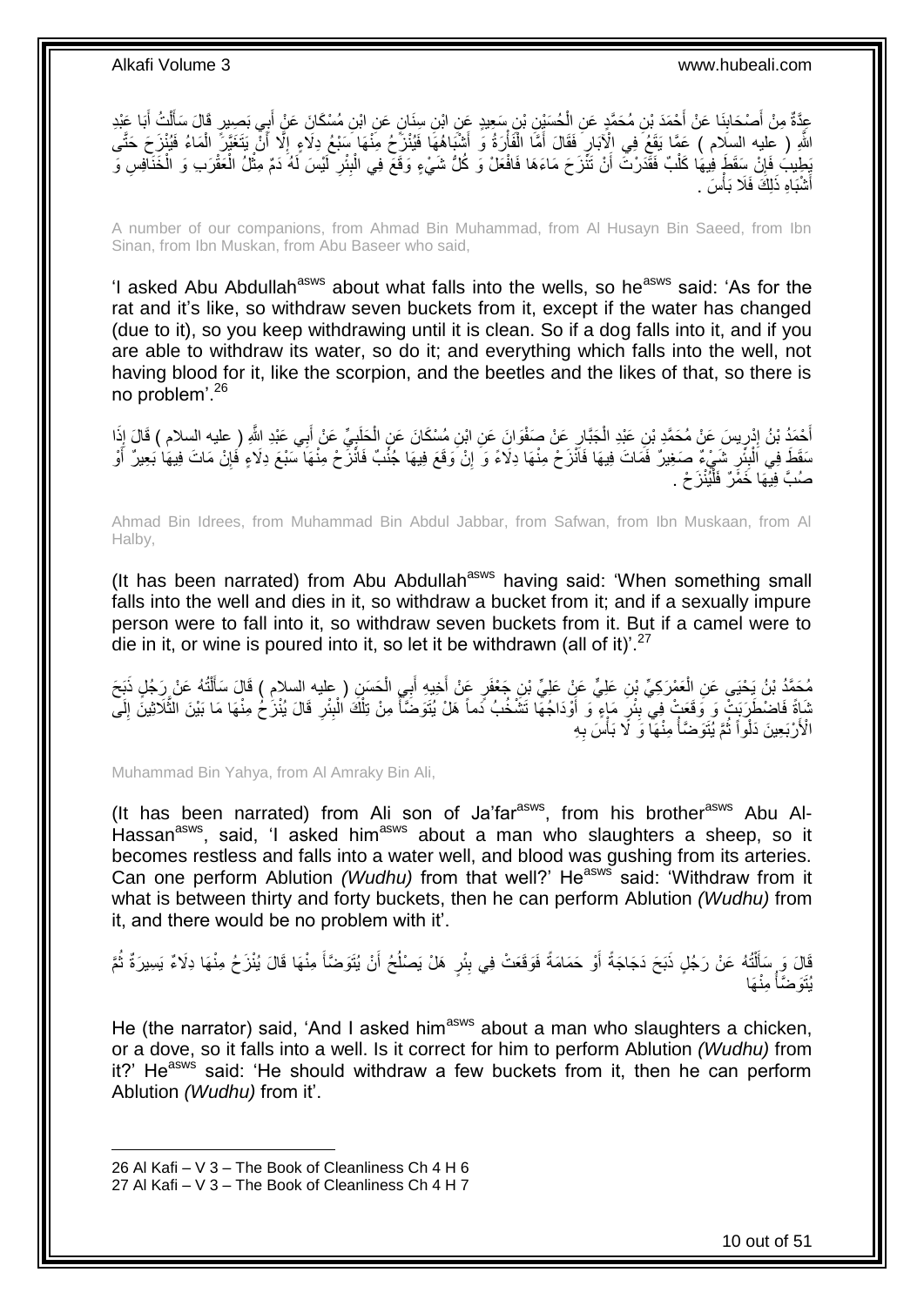عِدَّةٌ مِنْ أَصْحَابِنَا عَنْ أَحْمَدَ بْنِ مُحَمَّدٍ عَنِ الْحُسَيْنِ بْنِ سَعِيدٍ عَنِ ابْنِ سِنَانٍ عَنِ ابْنِ مُسْكَانَ عَنْ أَبِي بَصِيرٍ قَالَ سَأَلْتُ أَبَا عَبْدِ اللَّهِ ( عليه السلام ) عَمَّا يَقَعُ فِي الْآبَارِ فَقَالَ أَمَّا الْفَأْرَةُ وَ أَشْبَاهُهَا فَيُنْزَحُ مِنْهَا سَبْعُ دِلَاءٍ إِلَّا أَنْ يَتَغَيَّرَ الْمَاءُ فَيُنْزَحَ حَتَّى يَطِيبَ فَإِنْ سَقَطَ فِيهَا كَلْبٌ فَقَدَرْتَ أَنْ تَنْزَحَ مَاءَهَا فَافْعَلْ وَ كُلُّ شَيْءٍ وَقَعَ فِي الْبِئْرِ لَيْسَ لَهُ دَمٌ مِثْلُ الْعَقْرَبِ وَ الْخَنَافِسِ وَ أَشْبَاهِ ذَلِكَ فَلَا بَأْسَ .

A number of our companions, from Ahmad Bin Muhammad, from Al Husayn Bin Saeed, from Ibn Sinan, from Ibn Muskan, from Abu Baseer who said,

'I asked Abu Abdullah[asws] about what falls into the wells, so he[asws] said: 'As for the rat and it's like, so withdraw seven buckets from it, except if the water has changed (due to it), so you keep withdrawing until it is clean. So if a dog falls into it, and if you are able to withdraw its water, so do it; and everything which falls into the well, not having blood for it, like the scorpion, and the beetles and the likes of that, so there is no problem'.[26]

أَحْمَدُ بْنُ إِدْرِيسَ عَنْ مُحَمَّدِ بْنِ عَبْدِ الْجَبَّارِ عَنْ صَفْوَانَ عَنِ ابْنِ مُسْكَانَ عَنِ الْحَلَبِيِّ عَنْ أَبِي عَبْدِ اللَّهِ ( عليه السلام ) قَالَ إِذَا سَقَطَ فِي الْبِئْرِ شَيْءٌ صَغِيرٌ فَمَاتَ فِيهَا فَانْزَحْ مِنْهَا دِلَاءً وَ إِنْ وَقَعَ فِيهَا جُنُبٌ فَانْزَحْ مِنْهَا سَبْعَ دِلَاءٍ فَإِنْ مَاتَ فِيهَا بَعِيرٌ أَوْ صُبَّ فِيهَا خَمْرٌ فَلْيُنْزَحْ .

Ahmad Bin Idrees, from Muhammad Bin Abdul Jabbar, from Safwan, from Ibn Muskaan, from Al Halby,

(It has been narrated) from Abu Abdullah[asws] having said: 'When something small falls into the well and dies in it, so withdraw a bucket from it; and if a sexually impure person were to fall into it, so withdraw seven buckets from it. But if a camel were to die in it, or wine is poured into it, so let it be withdrawn (all of it)'.[27]

مُحَمَّدُ بْنُ يَحْيَى عَنِ الْعَمْرَكِيِّ بْنِ عَلِيٍّ عَنْ عَلِيِّ بْنِ جَعْفَرٍ عَنْ أَخِيهِ أَبِي الْحَسَنِ ( عليه السلام ) قَالَ سَأَلْتُهُ عَنْ رَجُلٍ ذَبَحَ شَاةً فَاضْطَرَبَتْ وَ وَقَعَتْ فِي بِئْرِ مَاءٍ وَ أَوْدَاجُهَا تَشْخُبُ دَماً هَلْ يُتَوَضَّأُ مِنْ تِلْكَ الْبِئْرِ قَالَ يُنْزَحُ مِنْهَا مَا بَيْنَ الثَّلَاثِينَ إِلَى الْأَرْبَعِينَ دَلْواً ثُمَّ يُتَوَضَّأُ مِنْهَا وَ لَا بَأْسَ بِهِ

Muhammad Bin Yahya, from Al Amraky Bin Ali,

(It has been narrated) from Ali son of Ja'far[asws], from his brother[asws] Abu Al-Hassan[asws], said, 'I asked him[asws] about a man who slaughters a sheep, so it becomes restless and falls into a water well, and blood was gushing from its arteries. Can one perform Ablution *(Wudhu)* from that well?' He[asws] said: 'Withdraw from it what is between thirty and forty buckets, then he can perform Ablution *(Wudhu)* from it, and there would be no problem with it'.

قَالَ وَ سَأَلْتُهُ عَنْ رَجُلٍ ذَبَحَ دَجَاجَةً أَوْ حَمَامَةً فَوَقَعَتْ فِي بِئْرٍ هَلْ يَصْلُحُ أَنْ يُتَوَضَّأَ مِنْهَا قَالَ يُنْزَحُ مِنْهَا دِلَاءٌ يَسِيرَةٌ ثُمَّ يُتَوَضَّأُ مِنْهَا

He (the narrator) said, 'And I asked him[asws] about a man who slaughters a chicken, or a dove, so it falls into a well. Is it correct for him to perform Ablution *(Wudhu)* from it?' He[asws] said: 'He should withdraw a few buckets from it, then he can perform Ablution *(Wudhu)* from it'.

26 Al Kafi – V 3 – The Book of Cleanliness Ch 4 H 6
27 Al Kafi – V 3 – The Book of Cleanliness Ch 4 H 7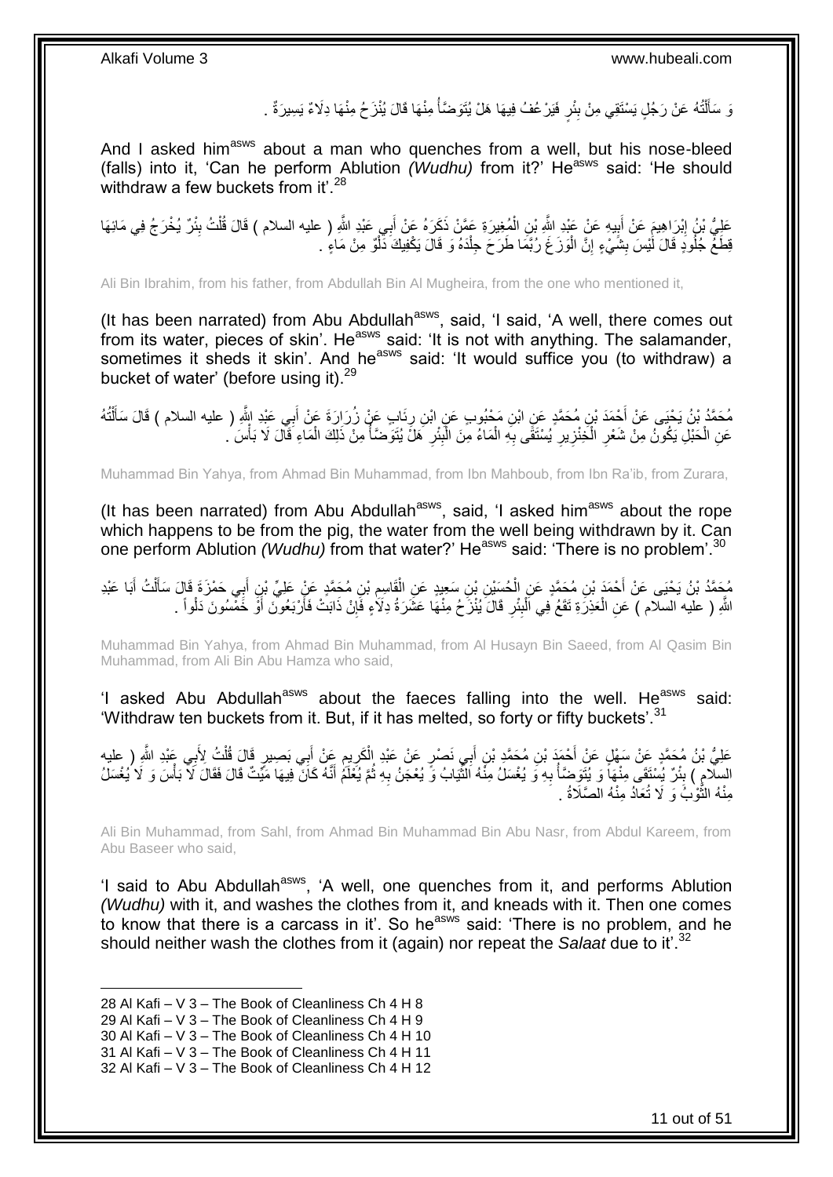وَ سَأَلْتُهُ عَنْ رَجُلٍ يَسْتَقِي مِنْ بِئْرٍ فَيَرْعُفُ فِيهَا هَلْ يُتَوَضَّأُ مِنْهَا قَالَ يُنْزَحُ مِنْهَا دِلَاءٌ يَسِيرَةٌ .

And I asked him[asws] about a man who quenches from a well, but his nose-bleed (falls) into it, 'Can he perform Ablution *(Wudhu)* from it?' He[asws] said: 'He should withdraw a few buckets from it'.[28]

عَلِيُّ بْنُ إِبْرَاهِيمَ عَنْ أَبِيهِ عَنْ عَبْدِ اللَّهِ بْنِ الْمُغِيرَةِ عَمَّنْ ذَكَرَهُ عَنْ أَبِي عَبْدِ اللَّهِ ( عليه السلام ) قَالَ قُلْتُ بِئْرٌ يُخْرَجُ فِي مَائِهَا قِطَعُ جُلُودٍ قَالَ لَيْسَ بِشَيْءٍ إِنَّ الْوَزَغَ رُبَّمَا طَرَحَ جِلْدَهُ وَ قَالَ يَكْفِيكَ دَلْوٌ مِنْ مَاءٍ .

Ali Bin Ibrahim, from his father, from Abdullah Bin Al Mugheira, from the one who mentioned it,

(It has been narrated) from Abu Abdullah[asws], said, 'I said, 'A well, there comes out from its water, pieces of skin'. He[asws] said: 'It is not with anything. The salamander, sometimes it sheds it skin'. And he[asws] said: 'It would suffice you (to withdraw) a bucket of water' (before using it).[29]

مُحَمَّدُ بْنُ يَحْيَى عَنْ أَحْمَدَ بْنِ مُحَمَّدٍ عَنِ ابْنِ مَحْبُوبٍ عَنِ ابْنِ رِئَابٍ عَنْ زُرَارَةَ عَنْ أَبِي عَبْدِ اللَّهِ ( عليه السلام ) قَالَ سَأَلْتُهُ عَنِ الْحَبْلِ يَكُونُ مِنْ شَعْرِ الْخِنْزِيرِ يُسْتَقَى بِهِ الْمَاءُ مِنَ الْبِئْرِ هَلْ يُتَوَضَّأُ مِنْ ذَلِكَ الْمَاءِ قَالَ لَا بَأْسَ .

Muhammad Bin Yahya, from Ahmad Bin Muhammad, from Ibn Mahboub, from Ibn Ra'ib, from Zurara,

(It has been narrated) from Abu Abdullah[asws], said, 'I asked him[asws] about the rope which happens to be from the pig, the water from the well being withdrawn by it. Can one perform Ablution *(Wudhu)* from that water?' He[asws] said: 'There is no problem'.[30]

مُحَمَّدُ بْنُ يَحْيَى عَنْ أَحْمَدَ بْنِ مُحَمَّدٍ عَنِ الْحُسَيْنِ بْنِ سَعِيدٍ عَنِ الْقَاسِمِ بْنِ مُحَمَّدٍ عَنْ عَلِيِّ بْنِ أَبِي حَمْزَةَ قَالَ سَأَلْتُ أَبَا عَبْدِ اللَّهِ ( عليه السلام ) عَنِ الْعَذِرَةِ تَقَعُ فِي الْبِئْرِ قَالَ يُنْزَحُ مِنْهَا عَشَرَةُ دِلَاءٍ فَإِنْ ذَابَتْ فَأَرْبَعُونَ أَوْ خَمْسُونَ دَلْواً .

Muhammad Bin Yahya, from Ahmad Bin Muhammad, from Al Husayn Bin Saeed, from Al Qasim Bin Muhammad, from Ali Bin Abu Hamza who said,

'I asked Abu Abdullah[asws] about the faeces falling into the well. He[asws] said: 'Withdraw ten buckets from it. But, if it has melted, so forty or fifty buckets'.[31]

عَلِيُّ بْنُ مُحَمَّدٍ عَنْ سَهْلٍ عَنْ أَحْمَدَ بْنِ مُحَمَّدِ بْنِ أَبِي نَصْرٍ عَنْ عَبْدِ الْكَرِيمِ عَنْ أَبِي بَصِيرٍ قَالَ قُلْتُ لِأَبِي عَبْدِ اللَّهِ ( عليه السلام ) بِئْرٌ يُسْتَقَى مِنْهَا وَ يُتَوَضَّأُ بِهِ وَ يُغْسَلُ مِنْهُ الثِّيَابُ وَ يُعْجَنُ بِهِ ثُمَّ يُعْلَمُ أَنَّهُ كَانَ فِيهَا مَيِّتٌ قَالَ فَقَالَ لَا بَأْسَ وَ لَا يُغْسَلُ مِنْهُ الثَّوْبُ وَ لَا تُعَادُ مِنْهُ الصَّلَاةُ .

Ali Bin Muhammad, from Sahl, from Ahmad Bin Muhammad Bin Abu Nasr, from Abdul Kareem, from Abu Baseer who said,

'I said to Abu Abdullah[asws], 'A well, one quenches from it, and performs Ablution *(Wudhu)* with it, and washes the clothes from it, and kneads with it. Then one comes to know that there is a carcass in it'. So he[asws] said: 'There is no problem, and he should neither wash the clothes from it (again) nor repeat the *Salaat* due to it'.[32]

28 Al Kafi – V 3 – The Book of Cleanliness Ch 4 H 8
29 Al Kafi – V 3 – The Book of Cleanliness Ch 4 H 9
30 Al Kafi – V 3 – The Book of Cleanliness Ch 4 H 10
31 Al Kafi – V 3 – The Book of Cleanliness Ch 4 H 11
32 Al Kafi – V 3 – The Book of Cleanliness Ch 4 H 12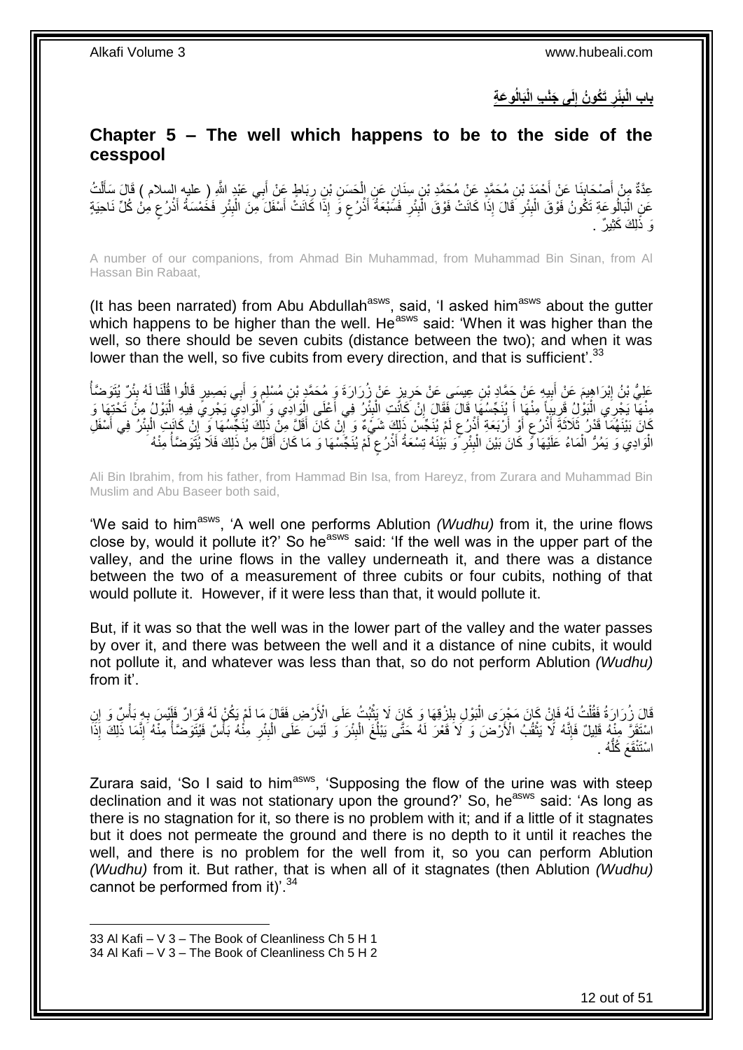## بَابُ الْبِئْرِ تَكُونُ إِلَى جَنْبِ الْبَالُوعَةِ

## Chapter 5 – The well which happens to be to the side of the cesspool

عِدَّةٌ مِنْ أَصْحَابِنَا عَنْ أَحْمَدَ بْنِ مُحَمَّدٍ عَنْ مُحَمَّدِ بْنِ سِنَانٍ عَنِ الْحَسَنِ بْنِ رِبَاطٍ عَنْ أَبِي عَبْدِ اللَّهِ ( عليه السلام ) قَالَ سَأَلْتُهُ عَنِ الْبَالُوعَةِ تَكُونُ فَوْقَ الْبِئْرِ قَالَ إِذَا كَانَتْ فَوْقَ الْبِئْرِ فَسَبْعَةُ أَذْرُعٍ وَ إِذَا كَانَتْ أَسْفَلَ مِنَ الْبِئْرِ فَخَمْسَةُ أَذْرُعٍ مِنْ كُلِّ نَاحِيَةٍ وَ ذَلِكَ كَثِيرٌ .

A number of our companions, from Ahmad Bin Muhammad, from Muhammad Bin Sinan, from Al Hassan Bin Rabaat,

(It has been narrated) from Abu Abdullah[asws], said, 'I asked him[asws] about the gutter which happens to be higher than the well. He[asws] said: 'When it was higher than the well, so there should be seven cubits (distance between the two); and when it was lower than the well, so five cubits from every direction, and that is sufficient'.[33]

عَلِيُّ بْنُ إِبْرَاهِيمَ عَنْ أَبِيهِ عَنْ حَمَّادِ بْنِ عِيسَى عَنْ حَرِيزٍ عَنْ زُرَارَةَ وَ مُحَمَّدِ بْنِ مُسْلِمٍ وَ أَبِي بَصِيرٍ قَالُوا قُلْنَا لَهُ بِئْرٌ يُتَوَضَّأُ مِنْهَا يَجْرِي الْبَوْلُ قَرِيباً مِنْهَا أَ يُنَجِّسُهَا قَالَ فَقَالَ إِنْ كَانَتِ الْبِئْرُ فِي أَعْلَى الْوَادِي وَ الْوَادِي يَجْرِي فِيهِ الْبَوْلُ مِنْ تَحْتِهَا وَ كَانَ بَيْنَهُمَا قَدْرُ ثَلَاثَةِ أَذْرُعٍ أَوْ أَرْبَعَةِ أَذْرُعٍ لَمْ يُنَجِّسْ ذَلِكَ شَيْءٌ وَ إِنْ كَانَ أَقَلَّ مِنْ ذَلِكَ يُنَجِّسُهَا وَ إِنْ كَانَتِ الْبِئْرُ فِي أَسْفَلِ الْوَادِي وَ يَمُرُّ الْمَاءُ عَلَيْهَا وَ كَانَ بَيْنَ الْبِئْرِ وَ بَيْنَهُ تِسْعَةُ أَذْرُعٍ لَمْ يُنَجِّسْهَا وَ مَا كَانَ أَقَلَّ مِنْ ذَلِكَ فَلَا يُتَوَضَّأُ مِنْهُ

Ali Bin Ibrahim, from his father, from Hammad Bin Isa, from Hareyz, from Zurara and Muhammad Bin Muslim and Abu Baseer both said,

'We said to him[asws], 'A well one performs Ablution *(Wudhu)* from it, the urine flows close by, would it pollute it?' So he[asws] said: 'If the well was in the upper part of the valley, and the urine flows in the valley underneath it, and there was a distance between the two of a measurement of three cubits or four cubits, nothing of that would pollute it. However, if it were less than that, it would pollute it.

But, if it was so that the well was in the lower part of the valley and the water passes by over it, and there was between the well and it a distance of nine cubits, it would not pollute it, and whatever was less than that, so do not perform Ablution *(Wudhu)* from it'.

قَالَ زُرَارَةُ فَقُلْتُ لَهُ فَإِنْ كَانَ مَجْرَى الْبَوْلِ بِلِزْقِهَا وَ كَانَ لَا يَثْبُتُ عَلَى الْأَرْضِ فَقَالَ مَا لَمْ يَكُنْ لَهُ قَرَارٌ فَلَيْسَ بِهِ بَأْسٌ وَ إِنِ اسْتَقَرَّ مِنْهُ قَلِيلٌ فَإِنَّهُ لَا يَثْقُبُ الْأَرْضَ وَ لَا قَعْرَ لَهُ حَتَّى يَبْلُغَ الْبِئْرَ وَ لَيْسَ عَلَى الْبِئْرِ مِنْهُ بَأْسٌ فَيُتَوَضَّأُ مِنْهُ إِنَّمَا ذَلِكَ إِذَا اسْتَنْقَعَ كُلُّهُ .

Zurara said, 'So I said to him[asws], 'Supposing the flow of the urine was with steep declination and it was not stationary upon the ground?' So, he[asws] said: 'As long as there is no stagnation for it, so there is no problem with it; and if a little of it stagnates but it does not permeate the ground and there is no depth to it until it reaches the well, and there is no problem for the well from it, so you can perform Ablution *(Wudhu)* from it. But rather, that is when all of it stagnates (then Ablution *(Wudhu)* cannot be performed from it)'.[34]

---

33 Al Kafi – V 3 – The Book of Cleanliness Ch 5 H 1
34 Al Kafi – V 3 – The Book of Cleanliness Ch 5 H 2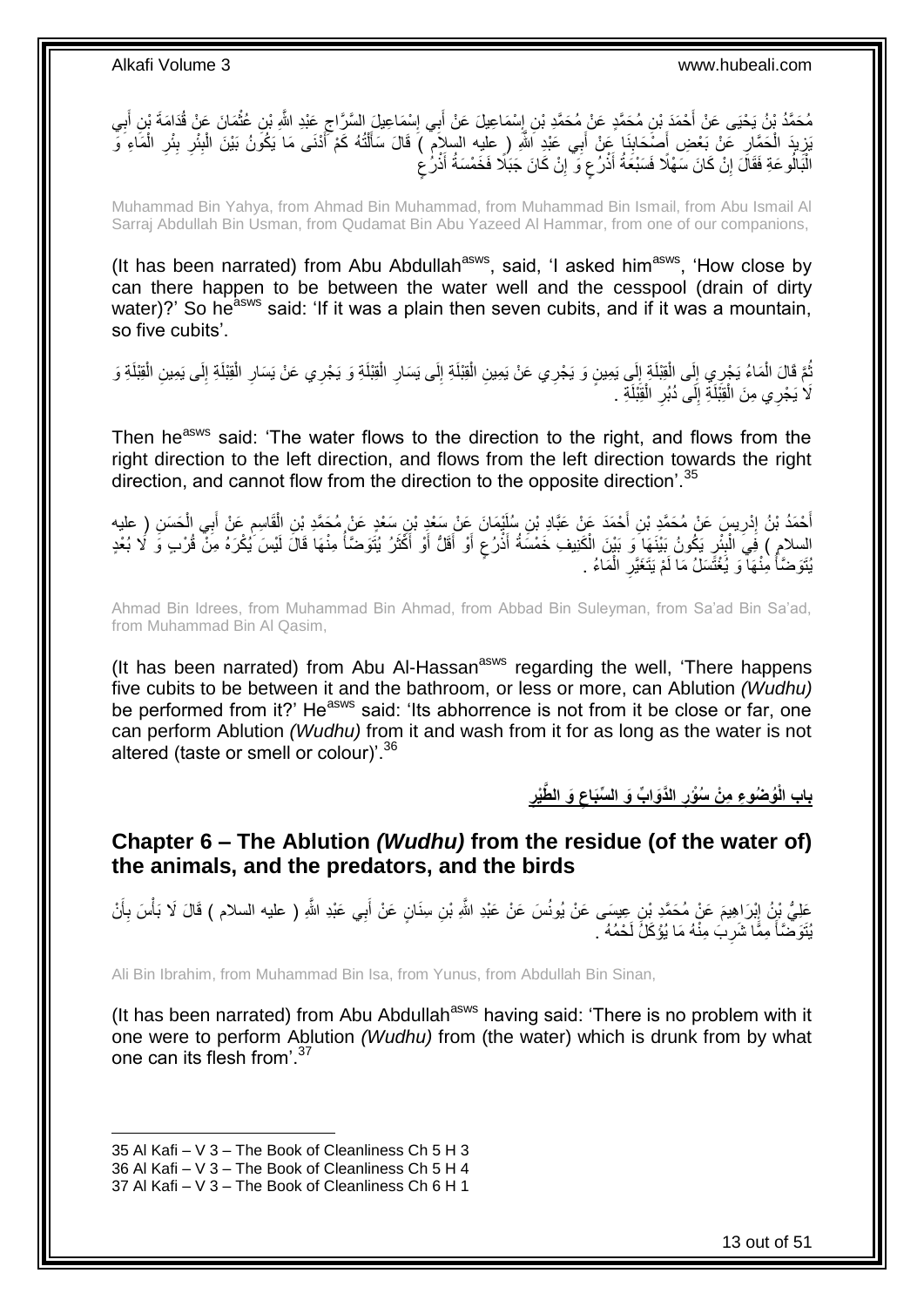مُحَمَّدُ بْنُ يَحْيَى عَنْ أَحْمَدَ بْنِ مُحَمَّدٍ عَنْ مُحَمَّدِ بْنِ إِسْمَاعِيلَ عَنْ أَبِي إِسْمَاعِيلَ السَّرَّاجِ عَبْدِ اللَّهِ بْنِ عُثْمَانَ عَنْ قُدَامَةَ بْنِ أَبِي يَزِيدَ الْحَمَّارِ عَنْ بَعْضِ أَصْحَابِنَا عَنْ أَبِي عَبْدِ اللَّهِ ( عليه السلام ) قَالَ سَأَلْتُهُ كَمْ أَدْنَى مَا يَكُونُ بَيْنَ الْبِئْرِ بِئْرِ الْمَاءِ وَ الْبَالُوعَةِ فَقَالَ إِنْ كَانَ سَهْلًا فَسَبْعَةُ أَذْرُعٍ وَ إِنْ كَانَ جَبَلًا فَخَمْسَةُ أَذْرُعٍ

Muhammad Bin Yahya, from Ahmad Bin Muhammad, from Muhammad Bin Ismail, from Abu Ismail Al Sarraj Abdullah Bin Usman, from Qudamat Bin Abu Yazeed Al Hammar, from one of our companions,

(It has been narrated) from Abu Abdullah[asws], said, 'I asked him[asws], 'How close by can there happen to be between the water well and the cesspool (drain of dirty water)?' So he[asws] said: 'If it was a plain then seven cubits, and if it was a mountain, so five cubits'.

ثُمَّ قَالَ الْمَاءُ يَجْرِي إِلَى الْقِبْلَةِ إِلَى يَمِينٍ وَ يَجْرِي عَنْ يَمِينِ الْقِبْلَةِ إِلَى يَسَارِ الْقِبْلَةِ وَ يَجْرِي عَنْ يَسَارِ الْقِبْلَةِ إِلَى يَمِينِ الْقِبْلَةِ وَ لَا يَجْرِي مِنَ الْقِبْلَةِ إِلَى دُبُرِ الْقِبْلَةِ .

Then he[asws] said: 'The water flows to the direction to the right, and flows from the right direction to the left direction, and flows from the left direction towards the right direction, and cannot flow from the direction to the opposite direction'.[35]

أَحْمَدُ بْنُ إِدْرِيسَ عَنْ مُحَمَّدِ بْنِ أَحْمَدَ عَنْ عَبَّادِ بْنِ سُلَيْمَانَ عَنْ سَعْدِ بْنِ سَعْدٍ عَنْ مُحَمَّدِ بْنِ الْقَاسِمِ عَنْ أَبِي الْحَسَنِ ( عليه السلام ) فِي الْبِئْرِ يَكُونُ بَيْنَهَا وَ بَيْنَ الْكَنِيفِ خَمْسَةُ أَذْرُعٍ أَوْ أَقَلُّ أَوْ أَكْثَرُ يُتَوَضَّأُ مِنْهَا قَالَ لَيْسَ يُكْرَهُ مِنْ قُرْبٍ وَ لَا بُعْدٍ يُتَوَضَّأُ مِنْهَا وَ يُغْتَسَلُ مَا لَمْ يَتَغَيَّرِ الْمَاءُ .

Ahmad Bin Idrees, from Muhammad Bin Ahmad, from Abbad Bin Suleyman, from Sa'ad Bin Sa'ad, from Muhammad Bin Al Qasim,

(It has been narrated) from Abu Al-Hassan[asws] regarding the well, 'There happens five cubits to be between it and the bathroom, or less or more, can Ablution *(Wudhu)* be performed from it?' He[asws] said: 'Its abhorrence is not from it be close or far, one can perform Ablution *(Wudhu)* from it and wash from it for as long as the water is not altered (taste or smell or colour)'.[36]

## باب الْوُضُوءِ مِنْ سُؤْرِ الدَّوَابِّ وَ السِّبَاعِ وَ الطَّيْرِ

## Chapter 6 – The Ablution *(Wudhu)* from the residue (of the water of) the animals, and the predators, and the birds

عَلِيُّ بْنُ إِبْرَاهِيمَ عَنْ مُحَمَّدِ بْنِ عِيسَى عَنْ يُونُسَ عَنْ عَبْدِ اللَّهِ بْنِ سِنَانٍ عَنْ أَبِي عَبْدِ اللَّهِ ( عليه السلام ) قَالَ لَا بَأْسَ بِأَنْ يُتَوَضَّأَ مِمَّا شَرِبَ مِنْهُ مَا يُؤْكَلُ لَحْمُهُ .

Ali Bin Ibrahim, from Muhammad Bin Isa, from Yunus, from Abdullah Bin Sinan,

(It has been narrated) from Abu Abdullah[asws] having said: 'There is no problem with it one were to perform Ablution *(Wudhu)* from (the water) which is drunk from by what one can its flesh from'.[37]

---

35 Al Kafi – V 3 – The Book of Cleanliness Ch 5 H 3
36 Al Kafi – V 3 – The Book of Cleanliness Ch 5 H 4
37 Al Kafi – V 3 – The Book of Cleanliness Ch 6 H 1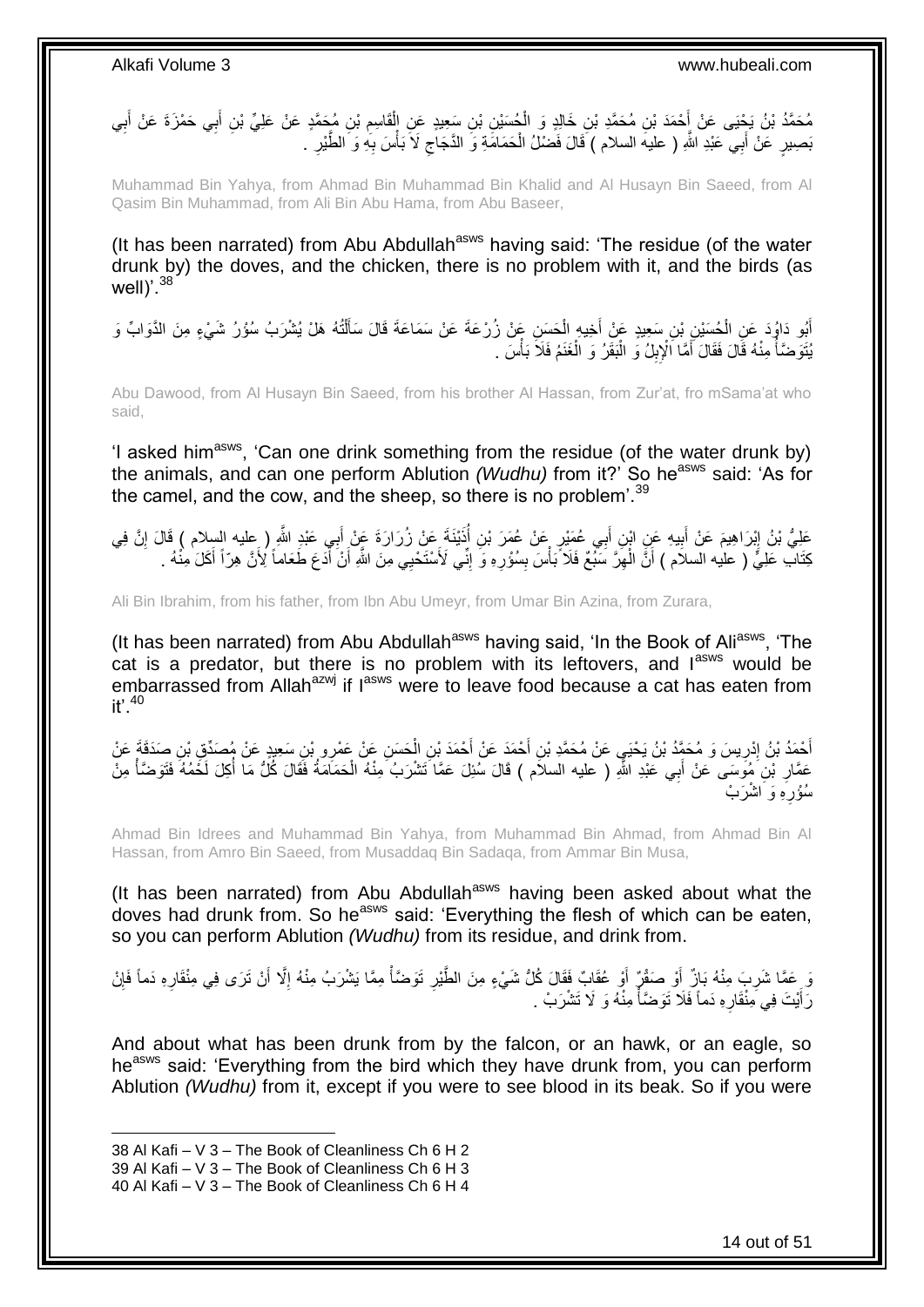مُحَمَّدُ بْنُ يَحْيَى عَنْ أَحْمَدَ بْنِ مُحَمَّدِ بْنِ خَالِدٍ وَ الْحُسَيْنِ بْنِ سَعِيدٍ عَنِ الْقَاسِمِ بْنِ مُحَمَّدٍ عَنْ عَلِيِّ بْنِ أَبِي حَمْزَةَ عَنْ أَبِي بَصِيرٍ عَنْ أَبِي عَبْدِ اللَّهِ ( عليه السلام ) قَالَ فَضْلُ الْحَمَامَةِ وَ الدَّجَاجِ لَا بَأْسَ بِهِ وَ الطَّيْرِ .

Muhammad Bin Yahya, from Ahmad Bin Muhammad Bin Khalid and Al Husayn Bin Saeed, from Al Qasim Bin Muhammad, from Ali Bin Abu Hama, from Abu Baseer,

(It has been narrated) from Abu Abdullah[asws] having said: 'The residue (of the water drunk by) the doves, and the chicken, there is no problem with it, and the birds (as well)'.[38]

أَبُو دَاوُدَ عَنِ الْحُسَيْنِ بْنِ سَعِيدٍ عَنْ أَخِيهِ الْحَسَنِ عَنْ زُرْعَةَ عَنْ سَمَاعَةَ قَالَ سَأَلْتُهُ هَلْ يُشْرَبُ سُؤْرُ شَيْءٍ مِنَ الدَّوَابِّ وَ يُتَوَضَّأُ مِنْهُ قَالَ فَقَالَ أَمَّا الْإِبِلُ وَ الْبَقَرُ وَ الْغَنَمُ فَلَا بَأْسَ .

Abu Dawood, from Al Husayn Bin Saeed, from his brother Al Hassan, from Zur'at, fro mSama'at who said,

'I asked him[asws], 'Can one drink something from the residue (of the water drunk by) the animals, and can one perform Ablution *(Wudhu)* from it?' So he[asws] said: 'As for the camel, and the cow, and the sheep, so there is no problem'.[39]

عَلِيُّ بْنُ إِبْرَاهِيمَ عَنْ أَبِيهِ عَنِ ابْنِ أَبِي عُمَيْرٍ عَنْ عُمَرَ بْنِ أُذَيْنَةَ عَنْ زُرَارَةَ عَنْ أَبِي عَبْدِ اللَّهِ ( عليه السلام ) قَالَ إِنَّ فِي كِتَابِ عَلِيٍّ ( عليه السلام ) أَنَّ الْهِرَّ سَبُعٌ فَلَا بَأْسَ بِسُؤْرِهِ وَ إِنِّي لَأَسْتَحْيِي مِنَ اللَّهِ أَنْ أَدَعَ طَعَاماً لِأَنَّ هِرّاً أَكَلَ مِنْهُ .

Ali Bin Ibrahim, from his father, from Ibn Abu Umeyr, from Umar Bin Azina, from Zurara,

(It has been narrated) from Abu Abdullah[asws] having said, 'In the Book of Ali[asws], 'The cat is a predator, but there is no problem with its leftovers, and I[asws] would be embarrassed from Allah[azwj] if I[asws] were to leave food because a cat has eaten from it'.[40]

أَحْمَدُ بْنُ إِدْرِيسَ وَ مُحَمَّدُ بْنُ يَحْيَى عَنْ مُحَمَّدِ بْنِ أَحْمَدَ عَنْ أَحْمَدَ بْنِ الْحَسَنِ عَنْ عَمْرِو بْنِ سَعِيدٍ عَنْ مُصَدِّقِ بْنِ صَدَقَةَ عَنْ عَمَّارِ بْنِ مُوسَى عَنْ أَبِي عَبْدِ اللَّهِ ( عليه السلام ) قَالَ سُئِلَ عَمَّا تَشْرَبُ مِنْهُ الْحَمَامَةُ فَقَالَ كُلُّ مَا أُكِلَ لَحْمُهُ فَتَوَضَّأْ مِنْ سُؤْرِهِ وَ اشْرَبْ

Ahmad Bin Idrees and Muhammad Bin Yahya, from Muhammad Bin Ahmad, from Ahmad Bin Al Hassan, from Amro Bin Saeed, from Musaddaq Bin Sadaqa, from Ammar Bin Musa,

(It has been narrated) from Abu Abdullah[asws] having been asked about what the doves had drunk from. So he[asws] said: 'Everything the flesh of which can be eaten, so you can perform Ablution *(Wudhu)* from its residue, and drink from.

وَ عَمَّا شَرِبَ مِنْهُ بَازٌ أَوْ صَقْرٌ أَوْ عُقَابٌ فَقَالَ كُلُّ شَيْءٍ مِنَ الطَّيْرِ تَوَضَّأْ مِمَّا يَشْرَبُ مِنْهُ إِلَّا أَنْ تَرَى فِي مِنْقَارِهِ دَماً فَإِنْ رَأَيْتَ فِي مِنْقَارِهِ دَماً فَلَا تَوَضَّأْ مِنْهُ وَ لَا تَشْرَبْ .

And about what has been drunk from by the falcon, or an hawk, or an eagle, so he[asws] said: 'Everything from the bird which they have drunk from, you can perform Ablution *(Wudhu)* from it, except if you were to see blood in its beak. So if you were

38 Al Kafi – V 3 – The Book of Cleanliness Ch 6 H 2
39 Al Kafi – V 3 – The Book of Cleanliness Ch 6 H 3
40 Al Kafi – V 3 – The Book of Cleanliness Ch 6 H 4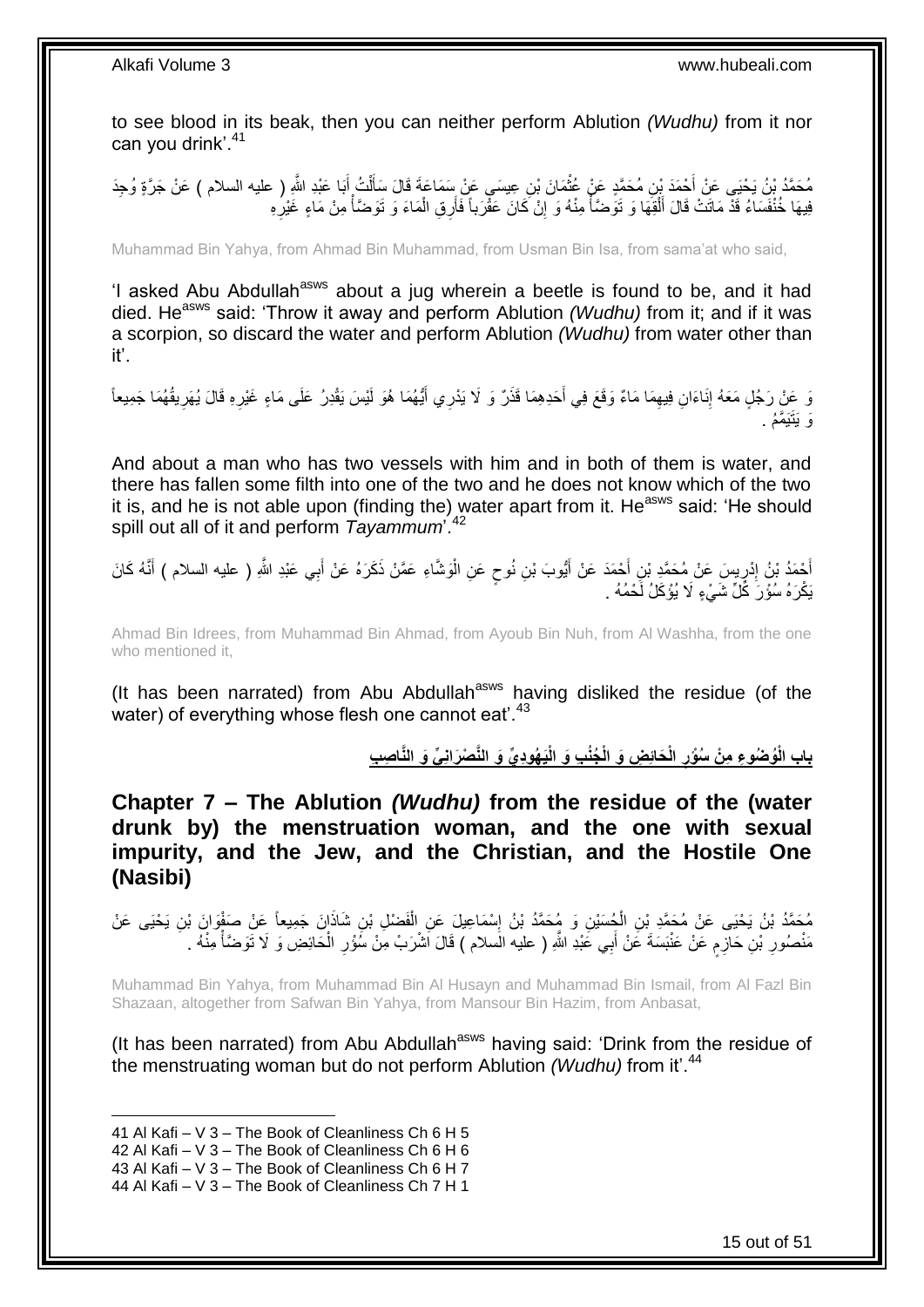to see blood in its beak, then you can neither perform Ablution *(Wudhu)* from it nor can you drink'.[41]

مُحَمَّدُ بْنُ يَحْيَى عَنْ أَحْمَدَ بْنِ مُحَمَّدٍ عَنْ عُثْمَانَ بْنِ عِيسَى عَنْ سَمَاعَةَ قَالَ سَأَلْتُ أَبَا عَبْدِ اللَّهِ ( عليه السلام ) عَنْ جَرَّةٍ وُجِدَ فِيهَا خُنْفَسَاءُ قَدْ مَاتَتْ قَالَ أَلْقِهَا وَ تَوَضَّأْ مِنْهُ وَ إِنْ كَانَ عَقْرَباً فَأَرِقِ الْمَاءَ وَ تَوَضَّأْ مِنْ مَاءٍ غَيْرِهِ

Muhammad Bin Yahya, from Ahmad Bin Muhammad, from Usman Bin Isa, from sama'at who said,

'I asked Abu Abdullah[asws] about a jug wherein a beetle is found to be, and it had died. He[asws] said: 'Throw it away and perform Ablution *(Wudhu)* from it; and if it was a scorpion, so discard the water and perform Ablution *(Wudhu)* from water other than it'.

وَ عَنْ رَجُلٍ مَعَهُ إِنَاءَانِ فِيهِمَا مَاءٌ وَقَعَ فِي أَحَدِهِمَا قَذَرٌ وَ لَا يَدْرِي أَيُّهُمَا هُوَ لَيْسَ يَقْدِرُ عَلَى مَاءٍ غَيْرِهِ قَالَ يُهَرِيقُهُمَا جَمِيعاً وَ يَتَيَمَّمُ .

And about a man who has two vessels with him and in both of them is water, and there has fallen some filth into one of the two and he does not know which of the two it is, and he is not able upon (finding the) water apart from it. He[asws] said: 'He should spill out all of it and perform *Tayammum*'.[42]

أَحْمَدُ بْنُ إِدْرِيسَ عَنْ مُحَمَّدِ بْنِ أَحْمَدَ عَنْ أَيُّوبَ بْنِ نُوحٍ عَنِ الْوَشَّاءِ عَمَّنْ ذَكَرَهُ عَنْ أَبِي عَبْدِ اللَّهِ ( عليه السلام ) أَنَّهُ كَانَ يَكْرَهُ سُؤْرَ كُلِّ شَيْءٍ لَا يُؤْكَلُ لَحْمُهُ .

Ahmad Bin Idrees, from Muhammad Bin Ahmad, from Ayoub Bin Nuh, from Al Washha, from the one who mentioned it,

(It has been narrated) from Abu Abdullah[asws] having disliked the residue (of the water) of everything whose flesh one cannot eat'.[43]

## بَابُ الْوُضُوءِ مِنْ سُؤْرِ الْحَائِضِ وَ الْجُنُبِ وَ الْيَهُودِيِّ وَ النَّصْرَانِيِّ وَ النَّاصِبِ

## Chapter 7 – The Ablution *(Wudhu)* from the residue of the (water drunk by) the menstruation woman, and the one with sexual impurity, and the Jew, and the Christian, and the Hostile One (Nasibi)

مُحَمَّدُ بْنُ يَحْيَى عَنْ مُحَمَّدِ بْنِ الْحُسَيْنِ وَ مُحَمَّدُ بْنُ إِسْمَاعِيلَ عَنِ الْفَضْلِ بْنِ شَاذَانَ جَمِيعاً عَنْ صَفْوَانَ بْنِ يَحْيَى عَنْ مَنْصُورِ بْنِ حَازِمٍ عَنْ عَنْبَسَةَ عَنْ أَبِي عَبْدِ اللَّهِ ( عليه السلام ) قَالَ اشْرَبْ مِنْ سُؤْرِ الْحَائِضِ وَ لَا تَوَضَّأْ مِنْهُ .

Muhammad Bin Yahya, from Muhammad Bin Al Husayn and Muhammad Bin Ismail, from Al Fazl Bin Shazaan, altogether from Safwan Bin Yahya, from Mansour Bin Hazim, from Anbasat,

(It has been narrated) from Abu Abdullah[asws] having said: 'Drink from the residue of the menstruating woman but do not perform Ablution *(Wudhu)* from it'.[44]

---

41 Al Kafi – V 3 – The Book of Cleanliness Ch 6 H 5
42 Al Kafi – V 3 – The Book of Cleanliness Ch 6 H 6
43 Al Kafi – V 3 – The Book of Cleanliness Ch 6 H 7
44 Al Kafi – V 3 – The Book of Cleanliness Ch 7 H 1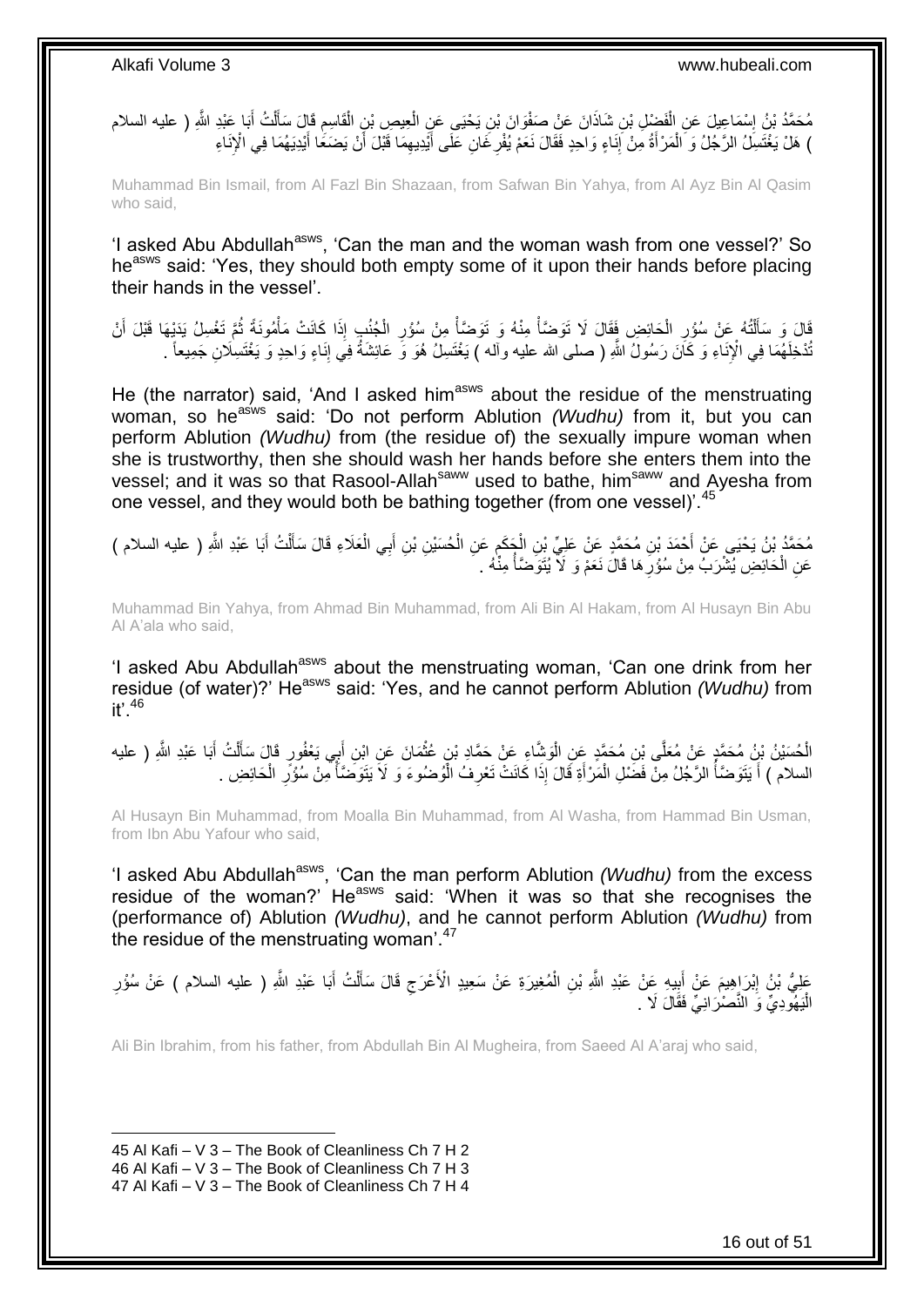مُحَمَّدُ بْنُ إِسْمَاعِيلَ عَنِ الْفَضْلِ بْنِ شَاذَانَ عَنْ صَفْوَانَ بْنِ يَحْيَى عَنِ الْعِيصِ بْنِ الْقَاسِمِ قَالَ سَأَلْتُ أَبَا عَبْدِ اللَّهِ ( عليه السلام ) هَلْ يَغْتَسِلُ الرَّجُلُ وَ الْمَرْأَةُ مِنْ إِنَاءٍ وَاحِدٍ فَقَالَ نَعَمْ يُفْرِغَانِ عَلَى أَيْدِيهِمَا قَبْلَ أَنْ يَضَعَا أَيْدِيَهُمَا فِي الْإِنَاءِ

Muhammad Bin Ismail, from Al Fazl Bin Shazaan, from Safwan Bin Yahya, from Al Ayz Bin Al Qasim who said,

'I asked Abu Abdullah[asws], 'Can the man and the woman wash from one vessel?' So he[asws] said: 'Yes, they should both empty some of it upon their hands before placing their hands in the vessel'.

قَالَ وَ سَأَلْتُهُ عَنْ سُؤْرِ الْحَائِضِ فَقَالَ لَا تَوَضَّأْ مِنْهُ وَ تَوَضَّأْ مِنْ سُؤْرِ الْجُنُبِ إِذَا كَانَتْ مَأْمُونَةً ثُمَّ تَغْسِلُ يَدَيْهَا قَبْلَ أَنْ تُدْخِلَهُمَا فِي الْإِنَاءِ وَ كَانَ رَسُولُ اللَّهِ ( صلى الله عليه وآله ) يَغْتَسِلُ هُوَ وَ عَائِشَةُ فِي إِنَاءٍ وَاحِدٍ وَ يَغْتَسِلَانِ جَمِيعاً .

He (the narrator) said, 'And I asked him[asws] about the residue of the menstruating woman, so he[asws] said: 'Do not perform Ablution *(Wudhu)* from it, but you can perform Ablution *(Wudhu)* from (the residue of) the sexually impure woman when she is trustworthy, then she should wash her hands before she enters them into the vessel; and it was so that Rasool-Allah[saww] used to bathe, him[saww] and Ayesha from one vessel, and they would both be bathing together (from one vessel)'.[45]

مُحَمَّدُ بْنُ يَحْيَى عَنْ أَحْمَدَ بْنِ مُحَمَّدٍ عَنْ عَلِيِّ بْنِ الْحَكَمِ عَنِ الْحُسَيْنِ بْنِ أَبِي الْعَلَاءِ قَالَ سَأَلْتُ أَبَا عَبْدِ اللَّهِ ( عليه السلام ) عَنِ الْحَائِضِ يُشْرَبُ مِنْ سُؤْرِهَا قَالَ نَعَمْ وَ لَا يُتَوَضَّأُ مِنْهُ .

Muhammad Bin Yahya, from Ahmad Bin Muhammad, from Ali Bin Al Hakam, from Al Husayn Bin Abu Al A'ala who said,

'I asked Abu Abdullah[asws] about the menstruating woman, 'Can one drink from her residue (of water)?' He[asws] said: 'Yes, and he cannot perform Ablution *(Wudhu)* from it'.[46]

الْحُسَيْنُ بْنُ مُحَمَّدٍ عَنْ مُعَلَّى بْنِ مُحَمَّدٍ عَنِ الْوَشَّاءِ عَنْ حَمَّادِ بْنِ عُثْمَانَ عَنِ ابْنِ أَبِي يَعْفُورٍ قَالَ سَأَلْتُ أَبَا عَبْدِ اللَّهِ ( عليه السلام ) أَ يَتَوَضَّأُ الرَّجُلُ مِنْ فَضْلِ الْمَرْأَةِ قَالَ إِذَا كَانَتْ تَعْرِفُ الْوُضُوءَ وَ لَا يَتَوَضَّأُ مِنْ سُؤْرِ الْحَائِضِ .

Al Husayn Bin Muhammad, from Moalla Bin Muhammad, from Al Washa, from Hammad Bin Usman, from Ibn Abu Yafour who said,

'I asked Abu Abdullah[asws], 'Can the man perform Ablution *(Wudhu)* from the excess residue of the woman?' He[asws] said: 'When it was so that she recognises the (performance of) Ablution *(Wudhu)*, and he cannot perform Ablution *(Wudhu)* from the residue of the menstruating woman'.[47]

عَلِيُّ بْنُ إِبْرَاهِيمَ عَنْ أَبِيهِ عَنْ عَبْدِ اللَّهِ بْنِ الْمُغِيرَةِ عَنْ سَعِيدٍ الْأَعْرَجِ قَالَ سَأَلْتُ أَبَا عَبْدِ اللَّهِ ( عليه السلام ) عَنْ سُؤْرِ الْيَهُودِيِّ وَ النَّصْرَانِيِّ فَقَالَ لَا .

Ali Bin Ibrahim, from his father, from Abdullah Bin Al Mugheira, from Saeed Al A'araj who said,

45 Al Kafi – V 3 – The Book of Cleanliness Ch 7 H 2
46 Al Kafi – V 3 – The Book of Cleanliness Ch 7 H 3
47 Al Kafi – V 3 – The Book of Cleanliness Ch 7 H 4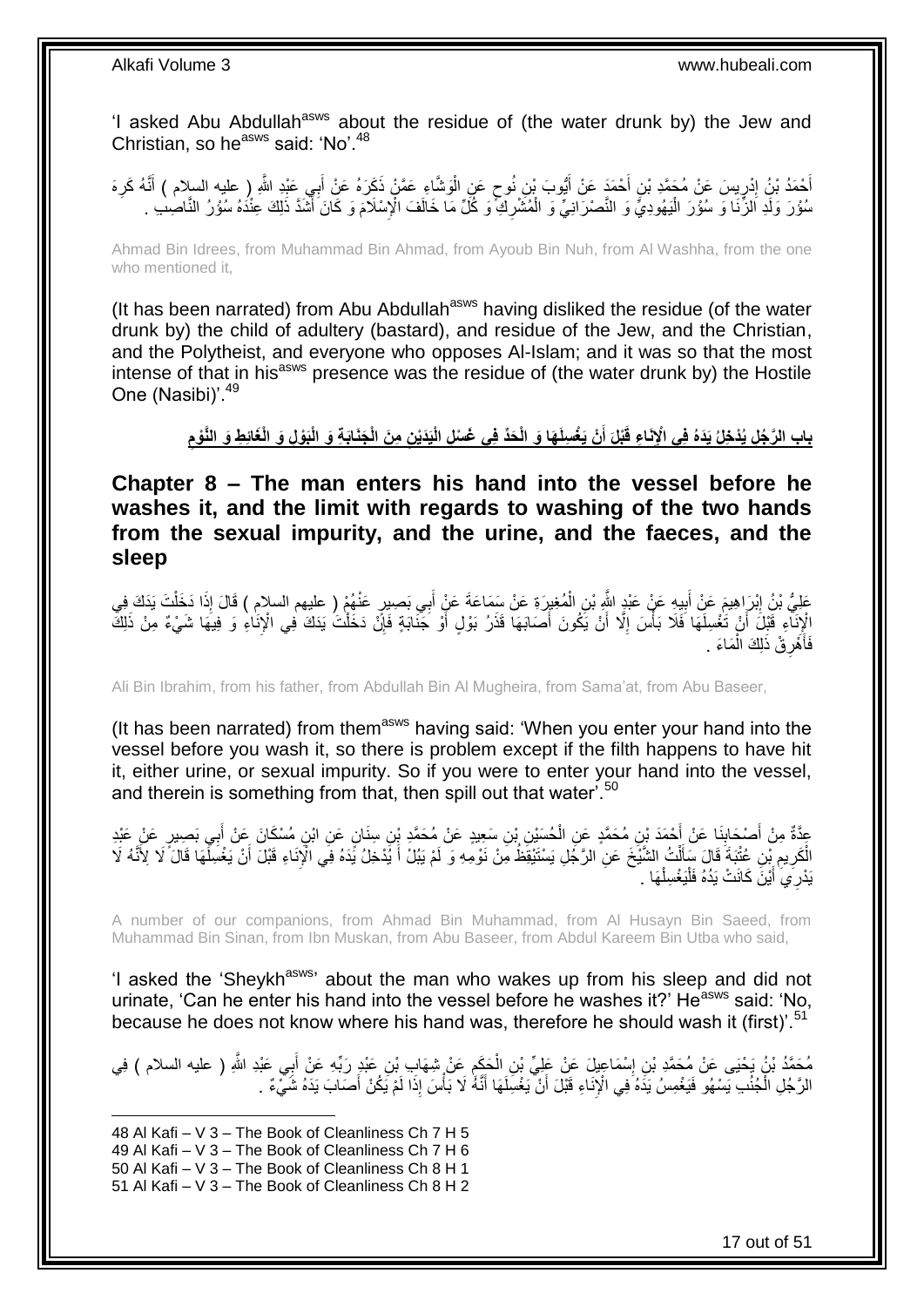'I asked Abu Abdullah[asws] about the residue of (the water drunk by) the Jew and Christian, so he[asws] said: 'No'.[48]

أَحْمَدُ بْنُ إِدْرِيسَ عَنْ مُحَمَّدِ بْنِ أَحْمَدَ عَنْ أَيُّوبَ بْنِ نُوحٍ عَنِ الْوَشَّاءِ عَمَّنْ ذَكَرَهُ عَنْ أَبِي عَبْدِ اللَّهِ ( عليه السلام ) أَنَّهُ كَرِهَ سُؤْرَ وَلَدِ الزِّنَا وَ سُؤْرَ الْيَهُودِيِّ وَ النَّصْرَانِيِّ وَ الْمُشْرِكِ وَ كُلِّ مَا خَالَفَ الْإِسْلَامَ وَ كَانَ أَشَدَّ ذَلِكَ عِنْدَهُ سُؤْرُ النَّاصِبِ .

Ahmad Bin Idrees, from Muhammad Bin Ahmad, from Ayoub Bin Nuh, from Al Washha, from the one who mentioned it,

(It has been narrated) from Abu Abdullah[asws] having disliked the residue (of the water drunk by) the child of adultery (bastard), and residue of the Jew, and the Christian, and the Polytheist, and everyone who opposes Al-Islam; and it was so that the most intense of that in his[asws] presence was the residue of (the water drunk by) the Hostile One (Nasibi)'.[49]

## بَابُ الرَّجُلِ يُدْخِلُ يَدَهُ فِي الْإِنَاءِ قَبْلَ أَنْ يَغْسِلَهَا وَ الْحَدِّ فِي غَسْلِ الْيَدَيْنِ مِنَ الْجَنَابَةِ وَ الْبَوْلِ وَ الْغَائِطِ وَ النَّوْمِ

## Chapter 8 – The man enters his hand into the vessel before he washes it, and the limit with regards to washing of the two hands from the sexual impurity, and the urine, and the faeces, and the sleep

عَلِيُّ بْنُ إِبْرَاهِيمَ عَنْ أَبِيهِ عَنْ عَبْدِ اللَّهِ بْنِ الْمُغِيرَةِ عَنْ سَمَاعَةَ عَنْ أَبِي بَصِيرٍ عَنْهُمْ ( عليهم السلام ) قَالَ إِذَا دَخَلَتْ يَدَكَ فِي الْإِنَاءِ قَبْلَ أَنْ تَغْسِلَهَا فَلَا بَأْسَ إِلَّا أَنْ يَكُونَ أَصَابَهَا قَذَرُ بَوْلٍ أَوْ جَنَابَةٍ فَإِنْ دَخَلَتْ يَدَكَ فِي الْإِنَاءِ وَ فِيهَا شَيْءٌ مِنْ ذَلِكَ فَأَهْرِقْ ذَلِكَ الْمَاءَ .

Ali Bin Ibrahim, from his father, from Abdullah Bin Al Mugheira, from Sama'at, from Abu Baseer,

(It has been narrated) from them[asws] having said: 'When you enter your hand into the vessel before you wash it, so there is problem except if the filth happens to have hit it, either urine, or sexual impurity. So if you were to enter your hand into the vessel, and therein is something from that, then spill out that water'.[50]

عِدَّةٌ مِنْ أَصْحَابِنَا عَنْ أَحْمَدَ بْنِ مُحَمَّدٍ عَنِ الْحُسَيْنِ بْنِ سَعِيدٍ عَنْ مُحَمَّدِ بْنِ سِنَانٍ عَنِ ابْنِ مُسْكَانَ عَنْ أَبِي بَصِيرٍ عَنْ عَبْدِ الْكَرِيمِ بْنِ عُتْبَةَ قَالَ سَأَلْتُ الشَّيْخَ عَنِ الرَّجُلِ يَسْتَيْقِظُ مِنْ نَوْمِهِ وَ لَمْ يَبُلْ أَ يُدْخِلُ يَدَهُ فِي الْإِنَاءِ قَبْلَ أَنْ يَغْسِلَهَا قَالَ لَا لِأَنَّهُ لَا يَدْرِي أَيْنَ كَانَتْ يَدُهُ فَلْيَغْسِلْهَا .

A number of our companions, from Ahmad Bin Muhammad, from Al Husayn Bin Saeed, from Muhammad Bin Sinan, from Ibn Muskan, from Abu Baseer, from Abdul Kareem Bin Utba who said,

'I asked the 'Sheykh[asws]' about the man who wakes up from his sleep and did not urinate, 'Can he enter his hand into the vessel before he washes it?' He[asws] said: 'No, because he does not know where his hand was, therefore he should wash it (first)'.[51]

مُحَمَّدُ بْنُ يَحْيَى عَنْ مُحَمَّدِ بْنِ إِسْمَاعِيلَ عَنْ عَلِيِّ بْنِ الْحَكَمِ عَنْ شِهَابِ بْنِ عَبْدِ رَبِّهِ عَنْ أَبِي عَبْدِ اللَّهِ ( عليه السلام ) فِي الرَّجُلِ الْجُنُبِ يَسْهُو فَيَغْمِسُ يَدَهُ فِي الْإِنَاءِ قَبْلَ أَنْ يَغْسِلَهَا أَنَّهُ لَا بَأْسَ إِذَا لَمْ يَكُنْ أَصَابَ يَدَهُ شَيْءٌ .

48 Al Kafi – V 3 – The Book of Cleanliness Ch 7 H 5
49 Al Kafi – V 3 – The Book of Cleanliness Ch 7 H 6
50 Al Kafi – V 3 – The Book of Cleanliness Ch 8 H 1
51 Al Kafi – V 3 – The Book of Cleanliness Ch 8 H 2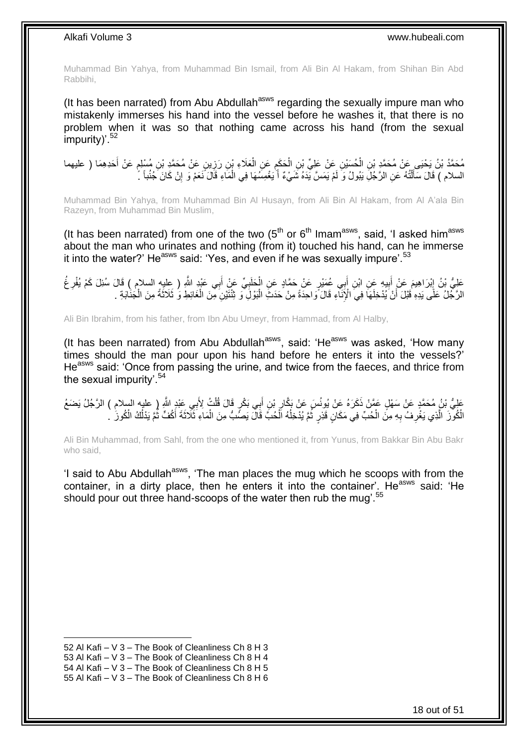Muhammad Bin Yahya, from Muhammad Bin Ismail, from Ali Bin Al Hakam, from Shihan Bin Abd Rabbihi,

(It has been narrated) from Abu Abdullah[asws] regarding the sexually impure man who mistakenly immerses his hand into the vessel before he washes it, that there is no problem when it was so that nothing came across his hand (from the sexual impurity)'.[52]

مُحَمَّدُ بْنُ يَحْيَى عَنْ مُحَمَّدِ بْنِ الْحُسَيْنِ عَنْ عَلِيِّ بْنِ الْحَكَمِ عَنِ الْعَلَاءِ بْنِ رَزِينٍ عَنْ مُحَمَّدِ بْنِ مُسْلِمٍ عَنْ أَحَدِهِمَا ( عليهما السلام ) قَالَ سَأَلْتُهُ عَنِ الرَّجُلِ يَبُولُ وَ لَمْ يَمَسَّ يَدَهُ شَيْءٌ أَ يَغْمِسُهَا فِي الْمَاءِ قَالَ نَعَمْ وَ إِنْ كَانَ جُنُباً .

Muhammad Bin Yahya, from Muhammad Bin Al Husayn, from Ali Bin Al Hakam, from Al A'ala Bin Razeyn, from Muhammad Bin Muslim,

(It has been narrated) from one of the two (5[th] or 6[th] Imam[asws], said, 'I asked him[asws] about the man who urinates and nothing (from it) touched his hand, can he immerse it into the water?' He[asws] said: 'Yes, and even if he was sexually impure'.[53]

عَلِيُّ بْنُ إِبْرَاهِيمَ عَنْ أَبِيهِ عَنِ ابْنِ أَبِي عُمَيْرٍ عَنْ حَمَّادٍ عَنِ الْحَلَبِيِّ عَنْ أَبِي عَبْدِ اللَّهِ ( عليه السلام ) قَالَ سُئِلَ كَمْ يُفْرِغُ الرَّجُلُ عَلَى يَدِهِ قَبْلَ أَنْ يُدْخِلَهَا فِي الْإِنَاءِ قَالَ وَاحِدَةً مِنْ حَدَثِ الْبَوْلِ وَ ثِنْتَيْنِ مِنَ الْغَائِطِ وَ ثَلَاثَةً مِنَ الْجَنَابَةِ .

Ali Bin Ibrahim, from his father, from Ibn Abu Umeyr, from Hammad, from Al Halby,

(It has been narrated) from Abu Abdullah[asws], said: 'He[asws] was asked, 'How many times should the man pour upon his hand before he enters it into the vessels?' He[asws] said: 'Once from passing the urine, and twice from the faeces, and thrice from the sexual impurity'.[54]

عَلِيُّ بْنُ مُحَمَّدٍ عَنْ سَهْلٍ عَمَّنْ ذَكَرَهُ عَنْ يُونُسَ عَنْ بَكَّارِ بْنِ أَبِي بَكْرٍ قَالَ قُلْتُ لِأَبِي عَبْدِ اللَّهِ ( عليه السلام ) الرَّجُلُ يَضَعُ الْكُوزَ الَّذِي يَغْرِفُ بِهِ مِنَ الْحُبِّ فِي مَكَانٍ قَذِرٍ ثُمَّ يُدْخِلُهُ الْحُبَّ قَالَ يَصُبُّ مِنَ الْمَاءِ ثَلَاثَةَ أَكُفٍّ ثُمَّ يَدْلُكُ الْكُوزَ .

Ali Bin Muhammad, from Sahl, from the one who mentioned it, from Yunus, from Bakkar Bin Abu Bakr who said,

'I said to Abu Abdullah[asws], 'The man places the mug which he scoops with from the container, in a dirty place, then he enters it into the container'. He[asws] said: 'He should pour out three hand-scoops of the water then rub the mug'.[55]

52 Al Kafi – V 3 – The Book of Cleanliness Ch 8 H 3
53 Al Kafi – V 3 – The Book of Cleanliness Ch 8 H 4
54 Al Kafi – V 3 – The Book of Cleanliness Ch 8 H 5
55 Al Kafi – V 3 – The Book of Cleanliness Ch 8 H 6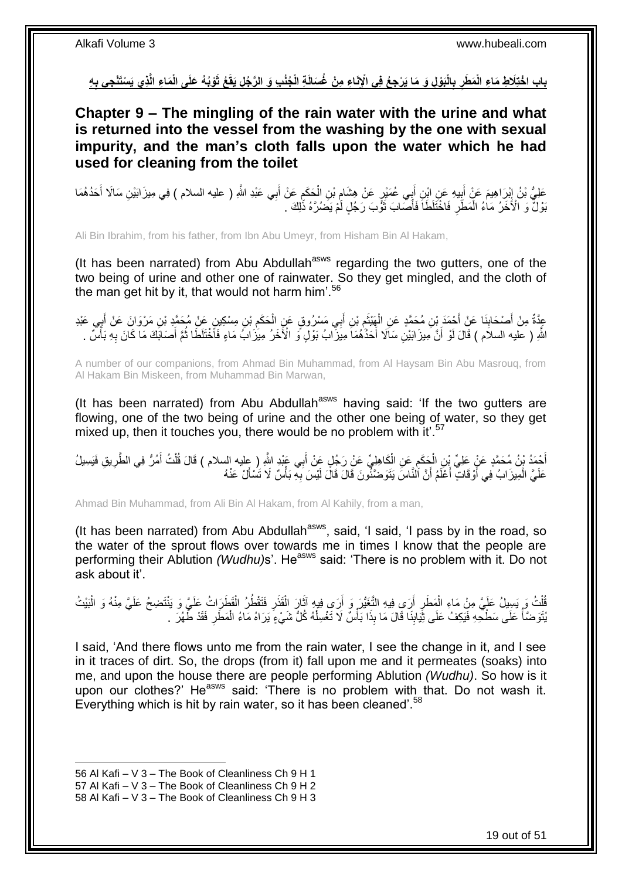## بَابُ اخْتِلَاطِ مَاءِ الْمَطَرِ بِالْبَوْلِ وَ مَا يَرْجِعُ فِي الْإِنَاءِ مِنْ غُسَالَةِ الْجُنُبِ وَ الرَّجُلِ يَقَعُ ثَوْبُهُ عَلَى الْمَاءِ الَّذِي يَسْتَنْجِي بِهِ

**Chapter 9 – The mingling of the rain water with the urine and what is returned into the vessel from the washing by the one with sexual impurity, and the man's cloth falls upon the water which he had used for cleaning from the toilet**

عَلِيُّ بْنُ إِبْرَاهِيمَ عَنْ أَبِيهِ عَنِ ابْنِ أَبِي عُمَيْرٍ عَنْ هِشَامِ بْنِ الْحَكَمِ عَنْ أَبِي عَبْدِ اللَّهِ ( عليه السلام ) فِي مِيزَابَيْنِ سَالَا أَحَدُهُمَا بَوْلٌ وَ الْآخَرُ مَاءُ الْمَطَرِ فَاخْتَلَطَا فَأَصَابَ ثَوْبَ رَجُلٍ لَمْ يَضُرَّهُ ذَلِكَ .

Ali Bin Ibrahim, from his father, from Ibn Abu Umeyr, from Hisham Bin Al Hakam,

(It has been narrated) from Abu Abdullah[asws] regarding the two gutters, one of the two being of urine and other one of rainwater. So they get mingled, and the cloth of the man get hit by it, that would not harm him'.[56]

عِدَّةٌ مِنْ أَصْحَابِنَا عَنْ أَحْمَدَ بْنِ مُحَمَّدٍ عَنِ الْهَيْثَمِ بْنِ أَبِي مَسْرُوقٍ عَنِ الْحَكَمِ بْنِ مِسْكِينٍ عَنْ مُحَمَّدِ بْنِ مَرْوَانَ عَنْ أَبِي عَبْدِ اللَّهِ ( عليه السلام ) قَالَ لَوْ أَنَّ مِيزَابَيْنِ سَالَا أَحَدُهُمَا مِيزَابُ بَوْلٍ وَ الْآخَرُ مِيزَابُ مَاءٍ فَاخْتَلَطَا ثُمَّ أَصَابَكَ مَا كَانَ بِهِ بَأْسٌ .

A number of our companions, from Ahmad Bin Muhammad, from Al Haysam Bin Abu Masrouq, from Al Hakam Bin Miskeen, from Muhammad Bin Marwan,

(It has been narrated) from Abu Abdullah[asws] having said: 'If the two gutters are flowing, one of the two being of urine and the other one being of water, so they get mixed up, then it touches you, there would be no problem with it'.[57]

أَحْمَدُ بْنُ مُحَمَّدٍ عَنْ عَلِيِّ بْنِ الْحَكَمِ عَنِ الْكَاهِلِيِّ عَنْ رَجُلٍ عَنْ أَبِي عَبْدِ اللَّهِ ( عليه السلام ) قَالَ قُلْتُ أَمُرُّ فِي الطَّرِيقِ فَيَسِيلُ عَلَيَّ الْمِيزَابُ فِي أَوْقَاتٍ أَعْلَمُ أَنَّ النَّاسَ يَتَوَضَّئُونَ قَالَ قَالَ لَيْسَ بِهِ بَأْسٌ لَا تَسْأَلْ عَنْهُ

Ahmad Bin Muhammad, from Ali Bin Al Hakam, from Al Kahily, from a man,

(It has been narrated) from Abu Abdullah[asws], said, 'I said, 'I pass by in the road, so the water of the sprout flows over towards me in times I know that the people are performing their Ablution *(Wudhu)*s'. He[asws] said: 'There is no problem with it. Do not ask about it'.

قُلْتُ وَ يَسِيلُ عَلَيَّ مِنْ مَاءِ الْمَطَرِ أَرَى فِيهِ التَّغَيُّرَ وَ أَرَى فِيهِ آثَارَ الْقَذَرِ فَتَقْطُرُ الْقَطَرَاتُ عَلَيَّ وَ يَنْتَضِحُ عَلَيَّ مِنْهُ وَ الْبَيْتُ يُتَوَضَّأُ عَلَى سَطْحِهِ فَيَكِفُ عَلَى ثِيَابِنَا قَالَ مَا بِذَا بَأْسٌ لَا تَغْسِلْهُ كُلُّ شَيْءٍ يَرَاهُ مَاءُ الْمَطَرِ فَقَدْ طَهُرَ .

I said, 'And there flows unto me from the rain water, I see the change in it, and I see in it traces of dirt. So, the drops (from it) fall upon me and it permeates (soaks) into me, and upon the house there are people performing Ablution *(Wudhu)*. So how is it upon our clothes?' He[asws] said: 'There is no problem with that. Do not wash it. Everything which is hit by rain water, so it has been cleaned'.[58]

---

56 Al Kafi – V 3 – The Book of Cleanliness Ch 9 H 1
57 Al Kafi – V 3 – The Book of Cleanliness Ch 9 H 2
58 Al Kafi – V 3 – The Book of Cleanliness Ch 9 H 3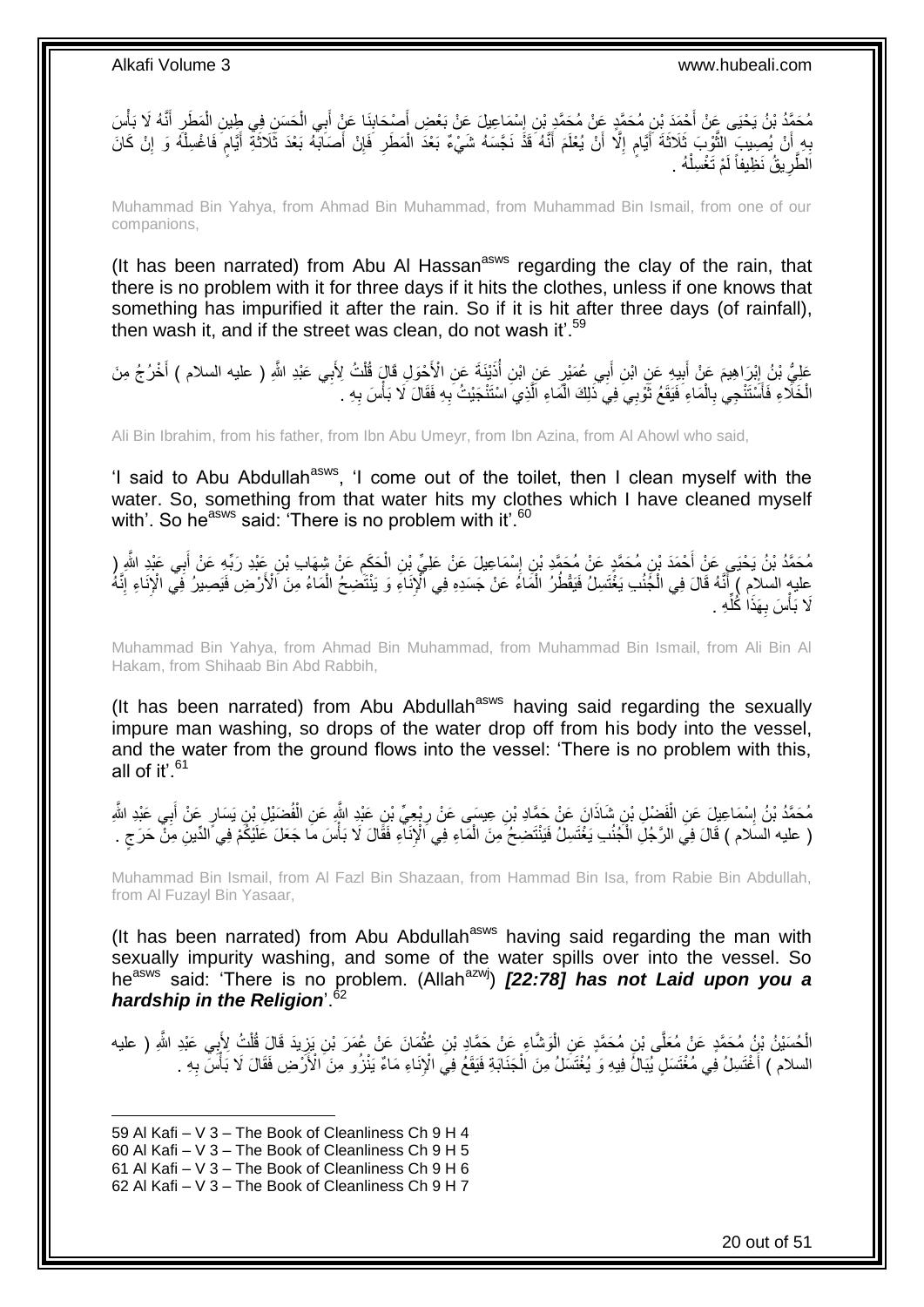مُحَمَّدُ بْنُ يَحْيَى عَنْ أَحْمَدَ بْنِ مُحَمَّدٍ عَنْ مُحَمَّدِ بْنِ إِسْمَاعِيلَ عَنْ بَعْضِ أَصْحَابِنَا عَنْ أَبِي الْحَسَنِ فِي طِينِ الْمَطَرِ أَنَّهُ لَا بَأْسَ بِهِ أَنْ يُصِيبَ الثَّوْبَ ثَلَاثَةَ أَيَّامٍ إِلَّا أَنْ يُعْلَمَ أَنَّهُ قَدْ نَجَّسَهُ شَيْءٌ بَعْدَ الْمَطَرِ فَإِنْ أَصَابَهُ بَعْدَ ثَلَاثَةِ أَيَّامٍ فَاغْسِلْهُ وَ إِنْ كَانَ الطَّرِيقُ نَظِيفاً لَمْ تَغْسِلْهُ .

Muhammad Bin Yahya, from Ahmad Bin Muhammad, from Muhammad Bin Ismail, from one of our companions,

(It has been narrated) from Abu Al Hassan[asws] regarding the clay of the rain, that there is no problem with it for three days if it hits the clothes, unless if one knows that something has impurified it after the rain. So if it is hit after three days (of rainfall), then wash it, and if the street was clean, do not wash it'.[59]

عَلِيُّ بْنُ إِبْرَاهِيمَ عَنْ أَبِيهِ عَنِ ابْنِ أَبِي عُمَيْرٍ عَنِ ابْنِ أُذَيْنَةَ عَنِ الْأَحْوَلِ قَالَ قُلْتُ لِأَبِي عَبْدِ اللَّهِ ( عليه السلام ) أَخْرُجُ مِنَ الْخَلَاءِ فَأَسْتَنْجِي بِالْمَاءِ فَيَقَعُ ثَوْبِي فِي ذَلِكَ الْمَاءِ الَّذِي اسْتَنْجَيْتُ بِهِ فَقَالَ لَا بَأْسَ بِهِ .

Ali Bin Ibrahim, from his father, from Ibn Abu Umeyr, from Ibn Azina, from Al Ahowl who said,

'I said to Abu Abdullah[asws], 'I come out of the toilet, then I clean myself with the water. So, something from that water hits my clothes which I have cleaned myself with'. So he[asws] said: 'There is no problem with it'.[60]

مُحَمَّدُ بْنُ يَحْيَى عَنْ أَحْمَدَ بْنِ مُحَمَّدٍ عَنْ مُحَمَّدِ بْنِ إِسْمَاعِيلَ عَنْ عَلِيِّ بْنِ الْحَكَمِ عَنْ شِهَابِ بْنِ عَبْدِ رَبِّهِ عَنْ أَبِي عَبْدِ اللَّهِ ( عليه السلام ) أَنَّهُ قَالَ فِي الْجُنُبِ يَغْتَسِلُ فَيَقْطُرُ الْمَاءُ عَنْ جَسَدِهِ فِي الْإِنَاءِ وَ يَنْتَضِحُ الْمَاءُ مِنَ الْأَرْضِ فَيَصِيرُ فِي الْإِنَاءِ إِنَّهُ لَا بَأْسَ بِهَذَا كُلِّهِ .

Muhammad Bin Yahya, from Ahmad Bin Muhammad, from Muhammad Bin Ismail, from Ali Bin Al Hakam, from Shihaab Bin Abd Rabbih,

(It has been narrated) from Abu Abdullah[asws] having said regarding the sexually impure man washing, so drops of the water drop off from his body into the vessel, and the water from the ground flows into the vessel: 'There is no problem with this, all of it'.[61]

مُحَمَّدُ بْنُ إِسْمَاعِيلَ عَنِ الْفَضْلِ بْنِ شَاذَانَ عَنْ حَمَّادِ بْنِ عِيسَى عَنْ رِبْعِيِّ بْنِ عَبْدِ اللَّهِ عَنِ الْفُضَيْلِ بْنِ يَسَارٍ عَنْ أَبِي عَبْدِ اللَّهِ ( عليه السلام ) قَالَ فِي الرَّجُلِ الْجُنُبِ يَغْتَسِلُ فَيَنْتَضِحُ مِنَ الْمَاءِ فِي الْإِنَاءِ فَقَالَ لَا بَأْسَ مَا جَعَلَ عَلَيْكُمْ فِي الدِّينِ مِنْ حَرَجٍ .

Muhammad Bin Ismail, from Al Fazl Bin Shazaan, from Hammad Bin Isa, from Rabie Bin Abdullah, from Al Fuzayl Bin Yasaar,

(It has been narrated) from Abu Abdullah[asws] having said regarding the man with sexually impurity washing, and some of the water spills over into the vessel. So he[asws] said: 'There is no problem. (Allah[azwj]) ***[22:78] has not Laid upon you a hardship in the Religion***'.[62]

الْحُسَيْنُ بْنُ مُحَمَّدٍ عَنْ مُعَلَّى بْنِ مُحَمَّدٍ عَنِ الْوَشَّاءِ عَنْ حَمَّادِ بْنِ عُثْمَانَ عَنْ عُمَرَ بْنِ يَزِيدَ قَالَ قُلْتُ لِأَبِي عَبْدِ اللَّهِ ( عليه السلام ) أَغْتَسِلُ فِي مُغْتَسَلٍ يُبَالُ فِيهِ وَ يُغْتَسَلُ مِنَ الْجَنَابَةِ فَيَقَعُ فِي الْإِنَاءِ مَاءٌ يَنْزُو مِنَ الْأَرْضِ فَقَالَ لَا بَأْسَ بِهِ .

59 Al Kafi – V 3 – The Book of Cleanliness Ch 9 H 4
60 Al Kafi – V 3 – The Book of Cleanliness Ch 9 H 5
61 Al Kafi – V 3 – The Book of Cleanliness Ch 9 H 6
62 Al Kafi – V 3 – The Book of Cleanliness Ch 9 H 7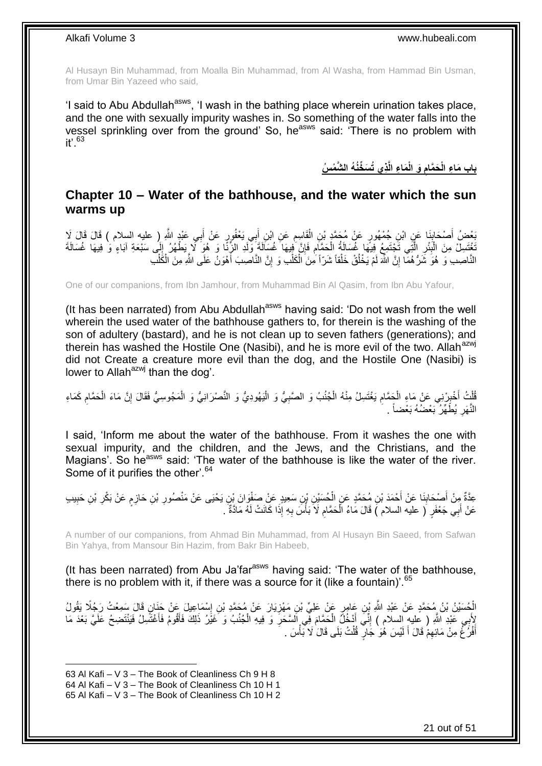Al Husayn Bin Muhammad, from Moalla Bin Muhammad, from Al Washa, from Hammad Bin Usman, from Umar Bin Yazeed who said,

'I said to Abu Abdullah[asws], 'I wash in the bathing place wherein urination takes place, and the one with sexually impurity washes in. So something of the water falls into the vessel sprinkling over from the ground' So, he[asws] said: 'There is no problem with it'.[63]

## باب مَاءِ الْحَمَّامِ وَ الْمَاءِ الَّذِي تُسَخِّنُهُ الشَّمْسُ

## Chapter 10 – Water of the bathhouse, and the water which the sun warms up

بَعْضُ أَصْحَابِنَا عَنِ ابْنِ جُمْهُورٍ عَنْ مُحَمَّدِ بْنِ الْقَاسِمِ عَنِ ابْنِ أَبِي يَعْفُورٍ عَنْ أَبِي عَبْدِ اللَّهِ ( عليه السلام ) قَالَ قَالَ لَا تَغْتَسِلْ مِنَ الْبِئْرِ الَّتِي تَجْتَمِعُ فِيهَا غُسَالَةُ الْحَمَّامِ فَإِنَّ فِيهَا غُسَالَةَ وَلَدِ الزِّنَا وَ هُوَ لَا يَطْهُرُ إِلَى سَبْعَةِ آبَاءٍ وَ فِيهَا غُسَالَةَ النَّاصِبِ وَ هُوَ شَرُّهُمَا إِنَّ اللَّهَ لَمْ يَخْلُقْ خَلْقاً شَرّاً مِنَ الْكَلْبِ وَ إِنَّ النَّاصِبَ أَهْوَنُ عَلَى اللَّهِ مِنَ الْكَلْبِ

One of our companions, from Ibn Jamhour, from Muhammad Bin Al Qasim, from Ibn Abu Yafour,

(It has been narrated) from Abu Abdullah[asws] having said: 'Do not wash from the well wherein the used water of the bathhouse gathers to, for therein is the washing of the son of adultery (bastard), and he is not clean up to seven fathers (generations); and therein has washed the Hostile One (Nasibi), and he is more evil of the two. Allah[azwj] did not Create a creature more evil than the dog, and the Hostile One (Nasibi) is lower to Allah[azwj] than the dog'.

قُلْتُ أَخْبِرْنِي عَنْ مَاءِ الْحَمَّامِ يَغْتَسِلُ مِنْهُ الْجُنُبُ وَ الصَّبِيُّ وَ الْيَهُودِيُّ وَ النَّصْرَانِيُّ وَ الْمَجُوسِيُّ فَقَالَ إِنَّ مَاءَ الْحَمَّامِ كَمَاءِ النَّهَرِ يُطَهِّرُ بَعْضُهُ بَعْضاً .

I said, 'Inform me about the water of the bathhouse. From it washes the one with sexual impurity, and the children, and the Jews, and the Christians, and the Magians'. So he[asws] said: 'The water of the bathhouse is like the water of the river. Some of it purifies the other'.[64]

عِدَّةٌ مِنْ أَصْحَابِنَا عَنْ أَحْمَدَ بْنِ مُحَمَّدٍ عَنِ الْحُسَيْنِ بْنِ سَعِيدٍ عَنْ صَفْوَانَ بْنِ يَحْيَى عَنْ مَنْصُورِ بْنِ حَازِمٍ عَنْ بَكْرِ بْنِ حَبِيبٍ عَنْ أَبِي جَعْفَرٍ ( عليه السلام ) قَالَ مَاءُ الْحَمَّامِ لَا بَأْسَ بِهِ إِذَا كَانَتْ لَهُ مَادَّةٌ .

A number of our companions, from Ahmad Bin Muhammad, from Al Husayn Bin Saeed, from Safwan Bin Yahya, from Mansour Bin Hazim, from Bakr Bin Habeeb,

(It has been narrated) from Abu Ja'far[asws] having said: 'The water of the bathhouse, there is no problem with it, if there was a source for it (like a fountain)'.[65]

الْحُسَيْنُ بْنُ مُحَمَّدٍ عَنْ عَبْدِ اللَّهِ بْنِ عَامِرٍ عَنْ عَلِيِّ بْنِ مَهْزِيَارَ عَنْ مُحَمَّدِ بْنِ إِسْمَاعِيلَ عَنْ حَنَانٍ قَالَ سَمِعْتُ رَجُلًا يَقُولُ لِأَبِي عَبْدِ اللَّهِ ( عليه السلام ) إِنِّي أَدْخُلُ الْحَمَّامَ فِي السَّحَرِ وَ فِيهِ الْجُنُبُ وَ غَيْرُ ذَلِكَ فَأَقُومُ فَأَغْتَسِلُ فَيَنْتَضِحُ عَلَيَّ بَعْدَ مَا أَفْرُغُ مِنْ مَائِهِمْ قَالَ أَ لَيْسَ هُوَ جَارٍ قُلْتُ بَلَى قَالَ لَا بَأْسَ .

63 Al Kafi – V 3 – The Book of Cleanliness Ch 9 H 8
64 Al Kafi – V 3 – The Book of Cleanliness Ch 10 H 1
65 Al Kafi – V 3 – The Book of Cleanliness Ch 10 H 2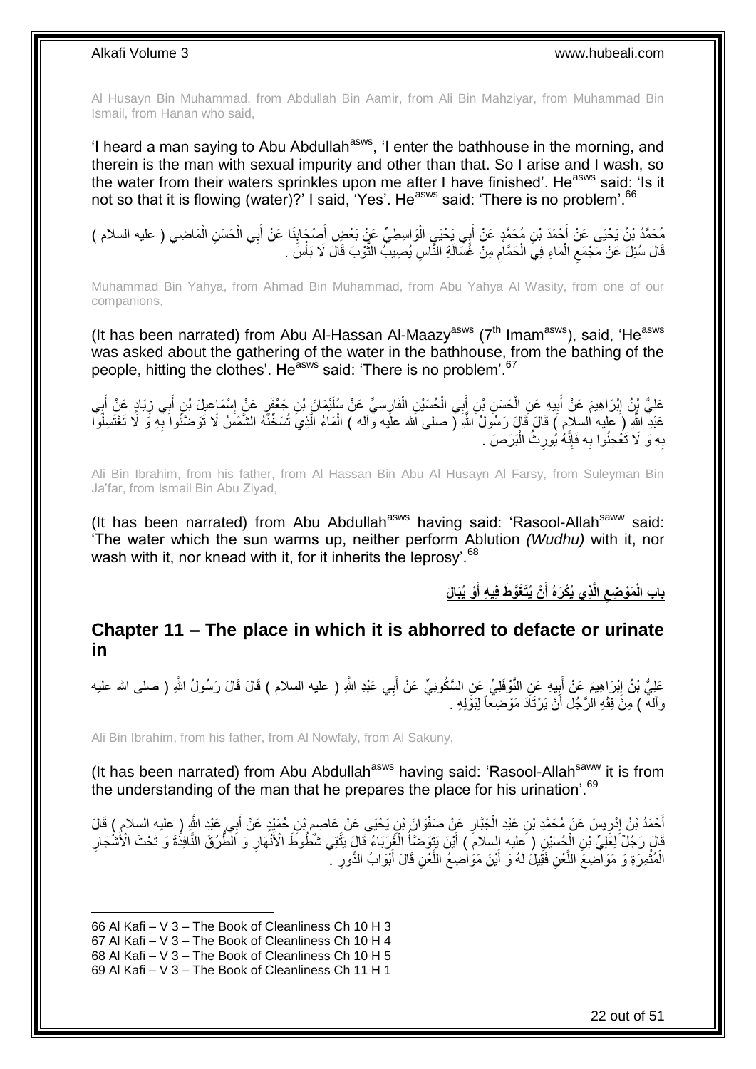Al Husayn Bin Muhammad, from Abdullah Bin Aamir, from Ali Bin Mahziyar, from Muhammad Bin Ismail, from Hanan who said,

'I heard a man saying to Abu Abdullah[asws], 'I enter the bathhouse in the morning, and therein is the man with sexual impurity and other than that. So I arise and I wash, so the water from their waters sprinkles upon me after I have finished'. He[asws] said: 'Is it not so that it is flowing (water)?' I said, 'Yes'. He[asws] said: 'There is no problem'.[66]

مُحَمَّدُ بْنُ يَحْيَى عَنْ أَحْمَدَ بْنِ مُحَمَّدٍ عَنْ أَبِي يَحْيَى الْوَاسِطِيِّ عَنْ بَعْضِ أَصْحَابِنَا عَنْ أَبِي الْحَسَنِ الْمَاضِي ( عليه السلام ) قَالَ سُئِلَ عَنْ مَجْمَعِ الْمَاءِ فِي الْحَمَّامِ مِنْ غُسَالَةِ النَّاسِ يُصِيبُ الثَّوْبَ قَالَ لَا بَأْسَ .

Muhammad Bin Yahya, from Ahmad Bin Muhammad, from Abu Yahya Al Wasity, from one of our companions,

(It has been narrated) from Abu Al-Hassan Al-Maazy[asws] (7th Imam[asws]), said, 'He[asws] was asked about the gathering of the water in the bathhouse, from the bathing of the people, hitting the clothes'. He[asws] said: 'There is no problem'.[67]

عَلِيُّ بْنُ إِبْرَاهِيمَ عَنْ أَبِيهِ عَنِ الْحَسَنِ بْنِ أَبِي الْحُسَيْنِ الْفَارِسِيِّ عَنْ سُلَيْمَانَ بْنِ جَعْفَرٍ عَنْ إِسْمَاعِيلَ بْنِ أَبِي زِيَادٍ عَنْ أَبِي عَبْدِ اللَّهِ ( عليه السلام ) قَالَ قَالَ رَسُولُ اللَّهِ ( صلى الله عليه وآله ) الْمَاءُ الَّذِي تُسَخِّنُهُ الشَّمْسُ لَا تَوَضَّئُوا بِهِ وَ لَا تَغْتَسِلُوا بِهِ وَ لَا تَعْجِنُوا بِهِ فَإِنَّهُ يُورِثُ الْبَرَصَ .

Ali Bin Ibrahim, from his father, from Al Hassan Bin Abu Al Husayn Al Farsy, from Suleyman Bin Ja'far, from Ismail Bin Abu Ziyad,

(It has been narrated) from Abu Abdullah[asws] having said: 'Rasool-Allah[saww] said: 'The water which the sun warms up, neither perform Ablution *(Wudhu)* with it, nor wash with it, nor knead with it, for it inherits the leprosy'.[68]

## بَابُ الْمَوْضِعِ الَّذِي يُكْرَهُ أَنْ يُتَغَوَّطَ فِيهِ أَوْ يُبَالَ

## Chapter 11 – The place in which it is abhorred to defacte or urinate in

عَلِيُّ بْنُ إِبْرَاهِيمَ عَنْ أَبِيهِ عَنِ النَّوْفَلِيِّ عَنِ السَّكُونِيِّ عَنْ أَبِي عَبْدِ اللَّهِ ( عليه السلام ) قَالَ قَالَ رَسُولُ اللَّهِ ( صلى الله عليه وآله ) مِنْ فِقْهِ الرَّجُلِ أَنْ يَرْتَادَ مَوْضِعاً لِبَوْلِهِ .

Ali Bin Ibrahim, from his father, from Al Nowfaly, from Al Sakuny,

(It has been narrated) from Abu Abdullah[asws] having said: 'Rasool-Allah[saww] it is from the understanding of the man that he prepares the place for his urination'.[69]

أَحْمَدُ بْنُ إِدْرِيسَ عَنْ مُحَمَّدِ بْنِ عَبْدِ الْجَبَّارِ عَنْ صَفْوَانَ بْنِ يَحْيَى عَنْ عَاصِمِ بْنِ حُمَيْدٍ عَنْ أَبِي عَبْدِ اللَّهِ ( عليه السلام ) قَالَ قَالَ رَجُلٌ لِعَلِيِّ بْنِ الْحُسَيْنِ ( عليه السلام ) أَيْنَ يَتَوَضَّأُ الْغُرَبَاءُ قَالَ يَتَّقِي شُطُوطَ الْأَنْهَارِ وَ الطُّرُقَ النَّافِذَةَ وَ تَحْتَ الْأَشْجَارِ الْمُثْمِرَةِ وَ مَوَاضِعَ اللَّعْنِ فَقِيلَ لَهُ وَ أَيْنَ مَوَاضِعُ اللَّعْنِ قَالَ أَبْوَابُ الدُّورِ .

66 Al Kafi – V 3 – The Book of Cleanliness Ch 10 H 3
67 Al Kafi – V 3 – The Book of Cleanliness Ch 10 H 4
68 Al Kafi – V 3 – The Book of Cleanliness Ch 10 H 5
69 Al Kafi – V 3 – The Book of Cleanliness Ch 11 H 1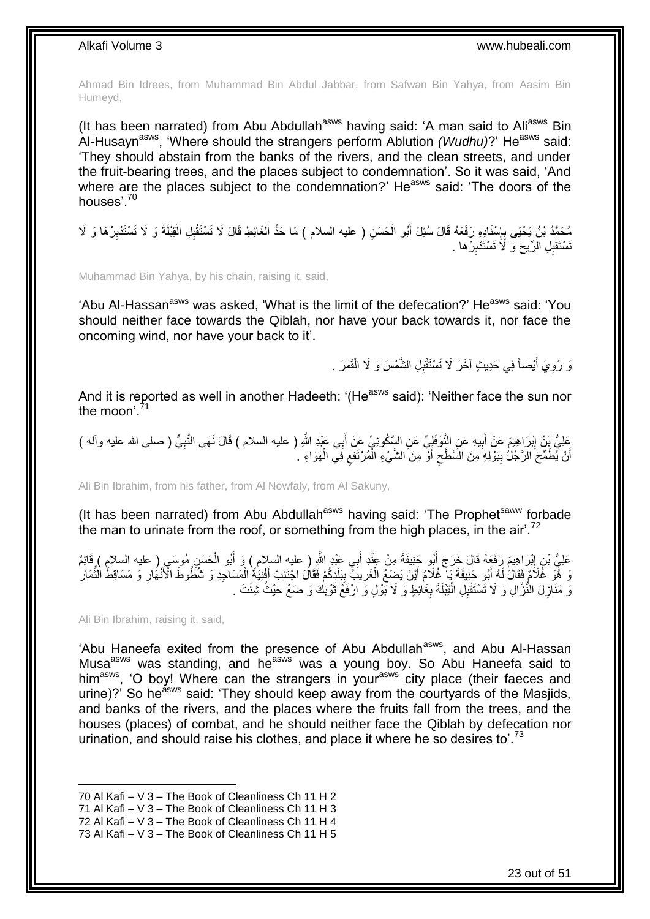Ahmad Bin Idrees, from Muhammad Bin Abdul Jabbar, from Safwan Bin Yahya, from Aasim Bin Humeyd,

(It has been narrated) from Abu Abdullah[asws] having said: 'A man said to Ali[asws] Bin Al-Husayn[asws], 'Where should the strangers perform Ablution *(Wudhu)*?' He[asws] said: 'They should abstain from the banks of the rivers, and the clean streets, and under the fruit-bearing trees, and the places subject to condemnation'. So it was said, 'And where are the places subject to the condemnation?' He[asws] said: 'The doors of the houses'.[70]

مُحَمَّدُ بْنُ يَحْيَى بِإِسْنَادِهِ رَفَعَهُ قَالَ سُئِلَ أَبُو الْحَسَنِ ( عليه السلام ) مَا حَدُّ الْغَائِطِ قَالَ لَا تَسْتَقْبِلِ الْقِبْلَةَ وَ لَا تَسْتَدْبِرْهَا وَ لَا تَسْتَقْبِلِ الرِّيحَ وَ لَا تَسْتَدْبِرْهَا .

Muhammad Bin Yahya, by his chain, raising it, said,

'Abu Al-Hassan[asws] was asked, 'What is the limit of the defecation?' He[asws] said: 'You should neither face towards the Qiblah, nor have your back towards it, nor face the oncoming wind, nor have your back to it'.

وَ رُوِيَ أَيْضاً فِي حَدِيثٍ آخَرَ لَا تَسْتَقْبِلِ الشَّمْسَ وَ لَا الْقَمَرَ .

And it is reported as well in another Hadeeth: '(He[asws] said): 'Neither face the sun nor the moon'.[71]

عَلِيُّ بْنُ إِبْرَاهِيمَ عَنْ أَبِيهِ عَنِ النَّوْفَلِيِّ عَنِ السَّكُونِيِّ عَنْ أَبِي عَبْدِ اللَّهِ ( عليه السلام ) قَالَ نَهَى النَّبِيُّ ( صلى الله عليه وآله ) أَنْ يُطَمِّحَ الرَّجُلُ بِبَوْلِهِ مِنَ السَّطْحِ أَوْ مِنَ الشَّيْءِ الْمُرْتَفِعِ فِي الْهَوَاءِ .

Ali Bin Ibrahim, from his father, from Al Nowfaly, from Al Sakuny,

(It has been narrated) from Abu Abdullah[asws] having said: 'The Prophet[saww] forbade the man to urinate from the roof, or something from the high places, in the air'.[72]

عَلِيُّ بْنُ إِبْرَاهِيمَ رَفَعَهُ قَالَ خَرَجَ أَبُو حَنِيفَةَ مِنْ عِنْدِ أَبِي عَبْدِ اللَّهِ ( عليه السلام ) وَ أَبُو الْحَسَنِ مُوسَى ( عليه السلام ) قَائِمٌ وَ هُوَ غُلَامٌ فَقَالَ لَهُ أَبُو حَنِيفَةَ يَا غُلَامُ أَيْنَ يَضَعُ الْغَرِيبُ بِبَلَدِكُمْ فَقَالَ اجْتَنِبْ أَفْنِيَةَ الْمَسَاجِدِ وَ شُطُوطَ الْأَنْهَارِ وَ مَسَاقِطَ الثِّمَارِ وَ مَنَازِلَ النُّزَّالِ وَ لَا تَسْتَقْبِلِ الْقِبْلَةَ بِغَائِطٍ وَ لَا بَوْلٍ وَ ارْفَعْ ثَوْبَكَ وَ ضَعْ حَيْثُ شِئْتَ .

Ali Bin Ibrahim, raising it, said,

'Abu Haneefa exited from the presence of Abu Abdullah[asws], and Abu Al-Hassan Musa[asws] was standing, and he[asws] was a young boy. So Abu Haneefa said to him[asws], 'O boy! Where can the strangers in your[asws] city place (their faeces and urine)?' So he[asws] said: 'They should keep away from the courtyards of the Masjids, and banks of the rivers, and the places where the fruits fall from the trees, and the houses (places) of combat, and he should neither face the Qiblah by defecation nor urination, and should raise his clothes, and place it where he so desires to'.[73]

70 Al Kafi – V 3 – The Book of Cleanliness Ch 11 H 2
71 Al Kafi – V 3 – The Book of Cleanliness Ch 11 H 3
72 Al Kafi – V 3 – The Book of Cleanliness Ch 11 H 4
73 Al Kafi – V 3 – The Book of Cleanliness Ch 11 H 5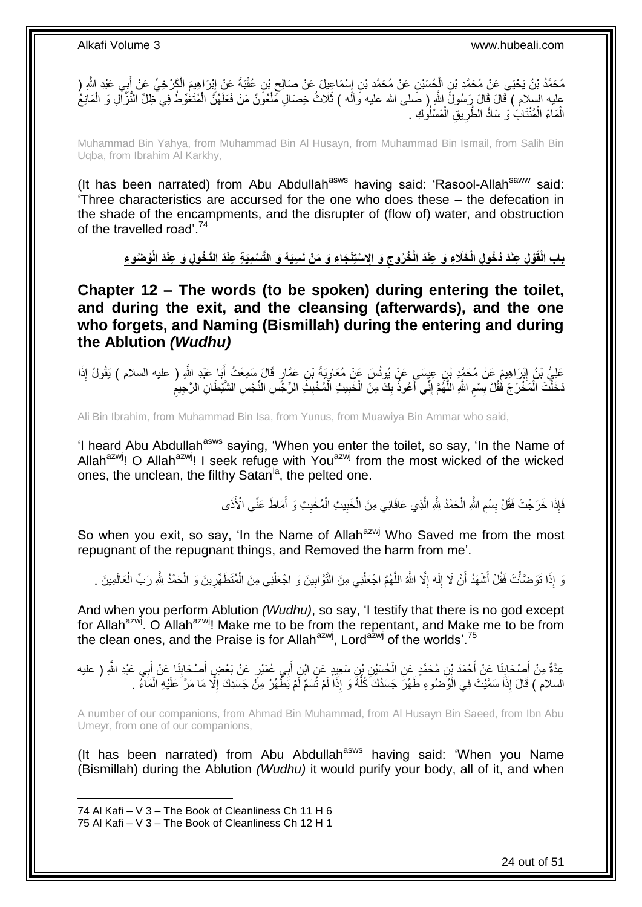مُحَمَّدُ بْنُ يَحْيَى عَنْ مُحَمَّدِ بْنِ الْحُسَيْنِ عَنْ مُحَمَّدِ بْنِ إِسْمَاعِيلَ عَنْ صَالِحِ بْنِ عُقْبَةَ عَنْ إِبْرَاهِيمَ الْكَرْخِيِّ عَنْ أَبِي عَبْدِ اللَّهِ ( عليه السلام ) قَالَ قَالَ رَسُولُ اللَّهِ ( صلى الله عليه وآله ) ثَلَاثُ خِصَالٍ مَلْعُونٌ مَنْ فَعَلَهُنَّ الْمُتَغَوِّطُ فِي ظِلِّ النُّزَّالِ وَ الْمَانِعُ الْمَاءَ الْمُنْتَابَ وَ سَادُّ الطَّرِيقِ الْمَسْلُوكِ .

Muhammad Bin Yahya, from Muhammad Bin Al Husayn, from Muhammad Bin Ismail, from Salih Bin Uqba, from Ibrahim Al Karkhy,

(It has been narrated) from Abu Abdullah[asws] having said: 'Rasool-Allah[saww] said: 'Three characteristics are accursed for the one who does these – the defecation in the shade of the encampments, and the disrupter of (flow of) water, and obstruction of the travelled road'.[74]

## بَابُ الْقَوْلِ عِنْدَ دُخُولِ الْخَلَاءِ وَ عِنْدَ الْخُرُوجِ وَ الِاسْتِنْجَاءِ وَ مَنْ نَسِيَهُ وَ التَّسْمِيَةِ عِنْدَ الدُّخُولِ وَ عِنْدَ الْوُضُوءِ

## Chapter 12 – The words (to be spoken) during entering the toilet, and during the exit, and the cleansing (afterwards), and the one who forgets, and Naming (Bismillah) during the entering and during the Ablution *(Wudhu)*

عَلِيُّ بْنُ إِبْرَاهِيمَ عَنْ مُحَمَّدِ بْنِ عِيسَى عَنْ يُونُسَ عَنْ مُعَاوِيَةَ بْنِ عَمَّارٍ قَالَ سَمِعْتُ أَبَا عَبْدِ اللَّهِ ( عليه السلام ) يَقُولُ إِذَا دَخَلْتَ الْمَخْرَجَ فَقُلْ بِسْمِ اللَّهِ اللَّهُمَّ إِنِّي أَعُوذُ بِكَ مِنَ الْخَبِيثِ الْمُخْبِثِ الرِّجْسِ النِّجْسِ الشَّيْطَانِ الرَّجِيمِ

Ali Bin Ibrahim, from Muhammad Bin Isa, from Yunus, from Muawiya Bin Ammar who said,

'I heard Abu Abdullah[asws] saying, 'When you enter the toilet, so say, 'In the Name of Allah[azwj]! O Allah[azwj]! I seek refuge with You[azwj] from the most wicked of the wicked ones, the unclean, the filthy Satan[la], the pelted one.

فَإِذَا خَرَجْتَ فَقُلْ بِسْمِ اللَّهِ الْحَمْدُ لِلَّهِ الَّذِي عَافَانِي مِنَ الْخَبِيثِ الْمُخْبِثِ وَ أَمَاطَ عَنِّي الْأَذَى

So when you exit, so say, 'In the Name of Allah[azwj] Who Saved me from the most repugnant of the repugnant things, and Removed the harm from me'.

وَ إِذَا تَوَضَّأْتَ فَقُلْ أَشْهَدُ أَنْ لَا إِلَهَ إِلَّا اللَّهُ اللَّهُمَّ اجْعَلْنِي مِنَ التَّوَّابِينَ وَ اجْعَلْنِي مِنَ الْمُتَطَهِّرِينَ وَ الْحَمْدُ لِلَّهِ رَبِّ الْعَالَمِينَ .

And when you perform Ablution *(Wudhu)*, so say, 'I testify that there is no god except for Allah[azwj]. O Allah[azwj]! Make me to be from the repentant, and Make me to be from the clean ones, and the Praise is for Allah[azwj], Lord[azwj] of the worlds'.[75]

عِدَّةٌ مِنْ أَصْحَابِنَا عَنْ أَحْمَدَ بْنِ مُحَمَّدٍ عَنِ الْحُسَيْنِ بْنِ سَعِيدٍ عَنِ ابْنِ أَبِي عُمَيْرٍ عَنْ بَعْضِ أَصْحَابِنَا عَنْ أَبِي عَبْدِ اللَّهِ ( عليه السلام ) قَالَ إِذَا سَمَّيْتَ فِي الْوُضُوءِ طَهُرَ جَسَدُكَ كُلُّهُ وَ إِذَا لَمْ تُسَمِّ لَمْ يَطْهُرْ مِنْ جَسَدِكَ إِلَّا مَا مَرَّ عَلَيْهِ الْمَاءُ .

A number of our companions, from Ahmad Bin Muhammad, from Al Husayn Bin Saeed, from Ibn Abu Umeyr, from one of our companions,

(It has been narrated) from Abu Abdullah[asws] having said: 'When you Name (Bismillah) during the Ablution *(Wudhu)* it would purify your body, all of it, and when

74 Al Kafi – V 3 – The Book of Cleanliness Ch 11 H 6
75 Al Kafi – V 3 – The Book of Cleanliness Ch 12 H 1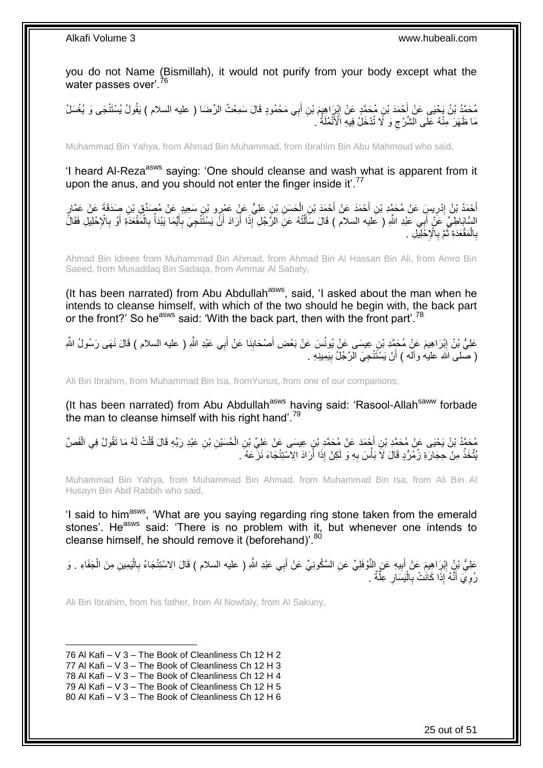you do not Name (Bismillah), it would not purify from your body except what the water passes over'.[76]

مُحَمَّدُ بْنُ يَحْيَى عَنْ أَحْمَدَ بْنِ مُحَمَّدٍ عَنْ إِبْرَاهِيمَ بْنِ أَبِي مَحْمُودٍ قَالَ سَمِعْتُ الرِّضَا ( عليه السلام ) يَقُولُ يُسْتَنْجَى وَ يُغْسَلُ مَا ظَهَرَ مِنْهُ عَلَى الشَّرْجِ وَ لَا تُدْخَلُ فِيهِ الْأَنْمُلَةُ .

Muhammad Bin Yahya, from Ahmad Bin Muhammad, from Ibrahim Bin Abu Mahmoud who said,

'I heard Al-Reza[asws] saying: 'One should cleanse and wash what is apparent from it upon the anus, and you should not enter the finger inside it'.[77]

أَحْمَدُ بْنُ إِدْرِيسَ عَنْ مُحَمَّدِ بْنِ أَحْمَدَ عَنْ أَحْمَدَ بْنِ الْحَسَنِ بْنِ عَلِيٍّ عَنْ عَمْرِو بْنِ سَعِيدٍ عَنْ مُصَدِّقِ بْنِ صَدَقَةَ عَنْ عَمَّارٍ السَّابَاطِيِّ عَنْ أَبِي عَبْدِ اللَّهِ ( عليه السلام ) قَالَ سَأَلْتُهُ عَنِ الرَّجُلِ إِذَا أَرَادَ أَنْ يَسْتَنْجِيَ بِأَيِّهِمَا يَبْدَأُ بِالْمَقْعَدَةِ أَوْ بِالْإِحْلِيلِ فَقَالَ بِالْمَقْعَدَةِ ثُمَّ بِالْإِحْلِيلِ .

Ahmad Bin Idrees from Muhammad Bin Ahmad, from Ahmad Bin Al Hassan Bin Ali, from Amro Bin Saeed, from Musaddaq Bin Sadaqa, from Ammar Al Sabaty,

(It has been narrated) from Abu Abdullah[asws], said, 'I asked about the man when he intends to cleanse himself, with which of the two should he begin with, the back part or the front?' So he[asws] said: 'With the back part, then with the front part'.[78]

عَلِيُّ بْنُ إِبْرَاهِيمَ عَنْ مُحَمَّدِ بْنِ عِيسَى عَنْ يُونُسَ عَنْ بَعْضِ أَصْحَابِنَا عَنْ أَبِي عَبْدِ اللَّهِ ( عليه السلام ) قَالَ نَهَى رَسُولُ اللَّهِ ( صلى الله عليه وآله ) أَنْ يَسْتَنْجِيَ الرَّجُلُ بِيَمِينِهِ .

Ali Bin Ibrahim, from Muhammad Bin Isa, fromYunus, from one of our companions,

(It has been narrated) from Abu Abdullah[asws] having said: 'Rasool-Allah[saww] forbade the man to cleanse himself with his right hand'.[79]

مُحَمَّدُ بْنُ يَحْيَى عَنْ مُحَمَّدِ بْنِ أَحْمَدَ عَنْ مُحَمَّدِ بْنِ عِيسَى عَنْ عَلِيِّ بْنِ الْحُسَيْنِ بْنِ عَبْدِ رَبِّهِ قَالَ قُلْتُ لَهُ مَا تَقُولُ فِي الْفَصِّ يُتَّخَذُ مِنْ حِجَارَةِ زُمُرُّدٍ قَالَ لَا بَأْسَ بِهِ وَ لَكِنْ إِذَا أَرَادَ الِاسْتِنْجَاءَ نَزَعَهُ .

Muhammad Bin Yahya, from Muhammad Bin Ahmad, from Muhammad Bin Isa, from Ali Bin Al Husayn Bin Abd Rabbih who said,

'I said to him[asws], 'What are you saying regarding ring stone taken from the emerald stones'. He[asws] said: 'There is no problem with it, but whenever one intends to cleanse himself, he should remove it (beforehand)'.[80]

عَلِيُّ بْنُ إِبْرَاهِيمَ عَنْ أَبِيهِ عَنِ النَّوْفَلِيِّ عَنِ السَّكُونِيِّ عَنْ أَبِي عَبْدِ اللَّهِ ( عليه السلام ) قَالَ الِاسْتِنْجَاءُ بِالْيَمِينِ مِنَ الْجَفَاءِ . وَ رُوِيَ أَنَّهُ إِذَا كَانَتْ بِالْيَسَارِ عِلَّةٌ .

Ali Bin Ibrahim, from his father, from Al Nowfaly, from Al Sakuny,

76 Al Kafi – V 3 – The Book of Cleanliness Ch 12 H 2
77 Al Kafi – V 3 – The Book of Cleanliness Ch 12 H 3
78 Al Kafi – V 3 – The Book of Cleanliness Ch 12 H 4
79 Al Kafi – V 3 – The Book of Cleanliness Ch 12 H 5
80 Al Kafi – V 3 – The Book of Cleanliness Ch 12 H 6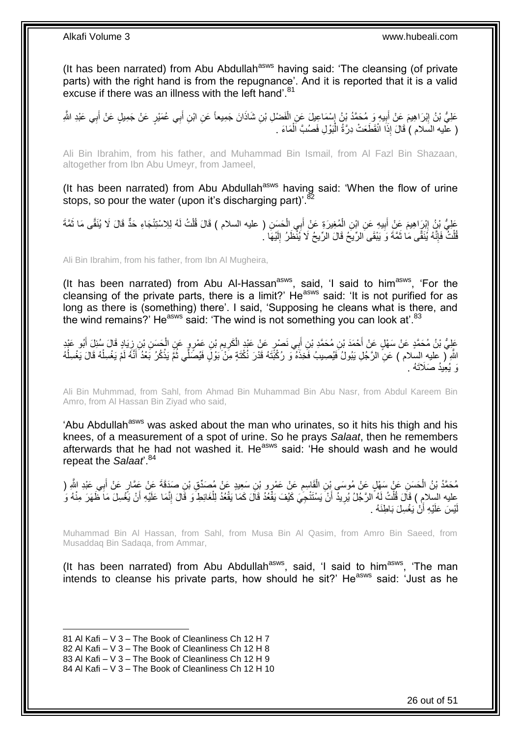(It has been narrated) from Abu Abdullah[asws] having said: 'The cleansing (of private parts) with the right hand is from the repugnance'. And it is reported that it is a valid excuse if there was an illness with the left hand'.[81]

عَلِيُّ بْنُ إِبْرَاهِيمَ عَنْ أَبِيهِ وَ مُحَمَّدُ بْنُ إِسْمَاعِيلَ عَنِ الْفَضْلِ بْنِ شَاذَانَ جَمِيعاً عَنِ ابْنِ أَبِي عُمَيْرٍ عَنْ جَمِيلٍ عَنْ أَبِي عَبْدِ اللَّهِ ( عليه السلام ) قَالَ إِذَا انْقَطَعَتْ دِرَّةُ الْبَوْلِ فَصُبَّ الْمَاءَ .

Ali Bin Ibrahim, from his father, and Muhammad Bin Ismail, from Al Fazl Bin Shazaan, altogether from Ibn Abu Umeyr, from Jameel,

(It has been narrated) from Abu Abdullah[asws] having said: 'When the flow of urine stops, so pour the water (upon it's discharging part)'.[82]

عَلِيُّ بْنُ إِبْرَاهِيمَ عَنْ أَبِيهِ عَنِ ابْنِ الْمُغِيرَةِ عَنْ أَبِي الْحَسَنِ ( عليه السلام ) قَالَ قُلْتُ لَهُ لِلِاسْتِنْجَاءِ حَدٌّ قَالَ لَا يُنَقَّى مَا ثَمَّةَ قُلْتُ فَإِنَّهُ يُنَقَّى مَا ثَمَّةَ وَ يَبْقَى الرِّيحُ قَالَ الرِّيحُ لَا يُنْظَرُ إِلَيْهَا .

Ali Bin Ibrahim, from his father, from Ibn Al Mugheira,

(It has been narrated) from Abu Al-Hassan[asws], said, 'I said to him[asws], 'For the cleansing of the private parts, there is a limit?' He[asws] said: 'It is not purified for as long as there is (something) there'. I said, 'Supposing he cleans what is there, and the wind remains?' He[asws] said: 'The wind is not something you can look at'.[83]

عَلِيُّ بْنُ مُحَمَّدٍ عَنْ سَهْلٍ عَنْ أَحْمَدَ بْنِ مُحَمَّدِ بْنِ أَبِي نَصْرٍ عَنْ عَبْدِ الْكَرِيمِ بْنِ عَمْرٍو عَنِ الْحَسَنِ بْنِ زِيَادٍ قَالَ سُئِلَ أَبُو عَبْدِ اللَّهِ ( عليه السلام ) عَنِ الرَّجُلِ يَبُولُ فَيُصِيبُ فَخِذَهُ وَ رُكْبَتَهُ قَدْرَ نُكْتَةٍ مِنْ بَوْلٍ فَيُصَلِّي ثُمَّ يَذْكُرُ بَعْدُ أَنَّهُ لَمْ يَغْسِلْهُ قَالَ يَغْسِلُهُ وَ يُعِيدُ صَلَاتَهُ .

Ali Bin Muhmmad, from Sahl, from Ahmad Bin Muhammad Bin Abu Nasr, from Abdul Kareem Bin Amro, from Al Hassan Bin Ziyad who said,

'Abu Abdullah[asws] was asked about the man who urinates, so it hits his thigh and his knees, of a measurement of a spot of urine. So he prays *Salaat*, then he remembers afterwards that he had not washed it. He[asws] said: 'He should wash and he would repeat the *Salaat*'.[84]

مُحَمَّدُ بْنُ الْحَسَنِ عَنْ سَهْلٍ عَنْ مُوسَى بْنِ الْقَاسِمِ عَنْ عَمْرِو بْنِ سَعِيدٍ عَنْ مُصَدِّقِ بْنِ صَدَقَةَ عَنْ عَمَّارٍ عَنْ أَبِي عَبْدِ اللَّهِ ( عليه السلام ) قَالَ قُلْتُ لَهُ الرَّجُلُ يُرِيدُ أَنْ يَسْتَنْجِيَ كَيْفَ يَقْعُدُ قَالَ كَمَا يَقْعُدُ لِلْغَائِطِ وَ قَالَ إِنَّمَا عَلَيْهِ أَنْ يَغْسِلَ مَا ظَهَرَ مِنْهُ وَ لَيْسَ عَلَيْهِ أَنْ يَغْسِلَ بَاطِنَهُ .

Muhammad Bin Al Hassan, from Sahl, from Musa Bin Al Qasim, from Amro Bin Saeed, from Musaddaq Bin Sadaqa, from Ammar,

(It has been narrated) from Abu Abdullah[asws], said, 'I said to him[asws], 'The man intends to cleanse his private parts, how should he sit?' He[asws] said: 'Just as he

---

81 Al Kafi – V 3 – The Book of Cleanliness Ch 12 H 7
82 Al Kafi – V 3 – The Book of Cleanliness Ch 12 H 8
83 Al Kafi – V 3 – The Book of Cleanliness Ch 12 H 9
84 Al Kafi – V 3 – The Book of Cleanliness Ch 12 H 10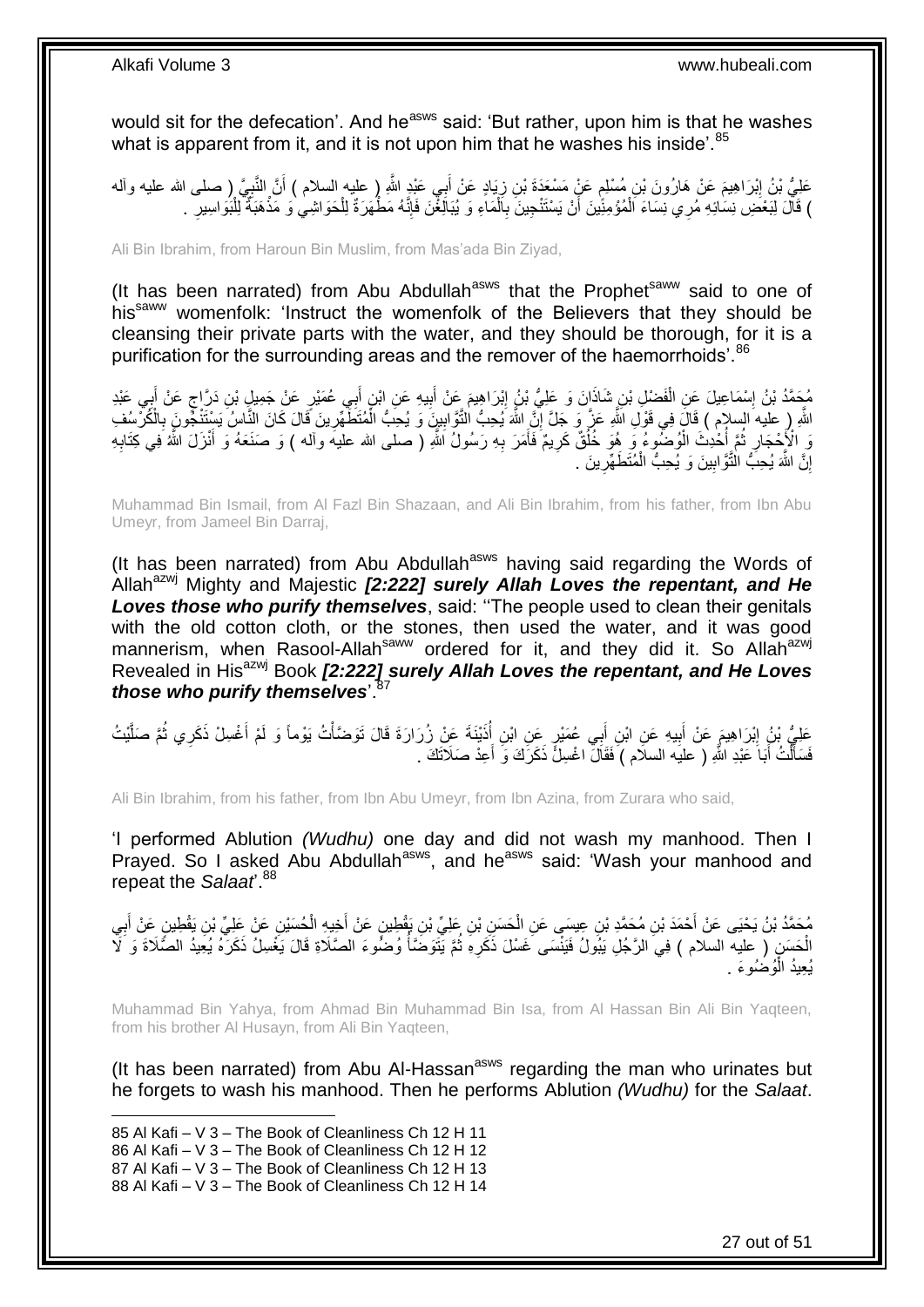would sit for the defecation'. And he[asws] said: 'But rather, upon him is that he washes what is apparent from it, and it is not upon him that he washes his inside'.[85]

عَلِيُّ بْنُ إِبْرَاهِيمَ عَنْ هَارُونَ بْنِ مُسْلِمٍ عَنْ مَسْعَدَةَ بْنِ زِيَادٍ عَنْ أَبِي عَبْدِ اللَّهِ ( عليه السلام ) أَنَّ النَّبِيَّ ( صلى الله عليه وآله ) قَالَ لِبَعْضِ نِسَائِهِ مُرِي نِسَاءَ الْمُؤْمِنِينَ أَنْ يَسْتَنْجِينَ بِالْمَاءِ وَ يُبَالِغْنَ فَإِنَّهُ مَطْهَرَةٌ لِلْحَوَاشِي وَ مَذْهَبَةٌ لِلْبَوَاسِيرِ .

Ali Bin Ibrahim, from Haroun Bin Muslim, from Mas'ada Bin Ziyad,

(It has been narrated) from Abu Abdullah[asws] that the Prophet[saww] said to one of his[saww] womenfolk: 'Instruct the womenfolk of the Believers that they should be cleansing their private parts with the water, and they should be thorough, for it is a purification for the surrounding areas and the remover of the haemorrhoids'.[86]

مُحَمَّدُ بْنُ إِسْمَاعِيلَ عَنِ الْفَضْلِ بْنِ شَاذَانَ وَ عَلِيُّ بْنُ إِبْرَاهِيمَ عَنْ أَبِيهِ عَنِ ابْنِ أَبِي عُمَيْرٍ عَنْ جَمِيلِ بْنِ دَرَّاجٍ عَنْ أَبِي عَبْدِ اللَّهِ ( عليه السلام ) قَالَ فِي قَوْلِ اللَّهِ عَزَّ وَ جَلَّ إِنَّ اللَّهَ يُحِبُّ التَّوَّابِينَ وَ يُحِبُّ الْمُتَطَهِّرِينَ قَالَ كَانَ النَّاسُ يَسْتَنْجُونَ بِالْكُرْسُفِ وَ الْأَحْجَارِ ثُمَّ أُحْدِثَ الْوُضُوءُ وَ هُوَ خُلُقٌ كَرِيمٌ فَأَمَرَ بِهِ رَسُولُ اللَّهِ ( صلى الله عليه وآله ) وَ صَنَعَهُ وَ أَنْزَلَ اللَّهُ فِي كِتَابِهِ إِنَّ اللَّهَ يُحِبُّ التَّوَّابِينَ وَ يُحِبُّ الْمُتَطَهِّرِينَ .

Muhammad Bin Ismail, from Al Fazl Bin Shazaan, and Ali Bin Ibrahim, from his father, from Ibn Abu Umeyr, from Jameel Bin Darraj,

(It has been narrated) from Abu Abdullah[asws] having said regarding the Words of Allah[azwj] Mighty and Majestic ***[2:222] surely Allah Loves the repentant, and He Loves those who purify themselves***, said: ''The people used to clean their genitals with the old cotton cloth, or the stones, then used the water, and it was good mannerism, when Rasool-Allah[saww] ordered for it, and they did it. So Allah[azwj] Revealed in His[azwj] Book ***[2:222] surely Allah Loves the repentant, and He Loves those who purify themselves***'.[87]

عَلِيُّ بْنُ إِبْرَاهِيمَ عَنْ أَبِيهِ عَنِ ابْنِ أَبِي عُمَيْرٍ عَنِ ابْنِ أُذَيْنَةَ عَنْ زُرَارَةَ قَالَ تَوَضَّأْتُ يَوْماً وَ لَمْ أَغْسِلْ ذَكَرِي ثُمَّ صَلَّيْتُ فَسَأَلْتُ أَبَا عَبْدِ اللَّهِ ( عليه السلام ) فَقَالَ اغْسِلْ ذَكَرَكَ وَ أَعِدْ صَلَاتَكَ .

Ali Bin Ibrahim, from his father, from Ibn Abu Umeyr, from Ibn Azina, from Zurara who said,

'I performed Ablution *(Wudhu)* one day and did not wash my manhood. Then I Prayed. So I asked Abu Abdullah[asws], and he[asws] said: 'Wash your manhood and repeat the *Salaat*'.[88]

مُحَمَّدُ بْنُ يَحْيَى عَنْ أَحْمَدَ بْنِ مُحَمَّدِ بْنِ عِيسَى عَنِ الْحَسَنِ بْنِ عَلِيِّ بْنِ يَقْطِينٍ عَنْ أَخِيهِ الْحُسَيْنِ عَنْ عَلِيِّ بْنِ يَقْطِينٍ عَنْ أَبِي الْحَسَنِ ( عليه السلام ) فِي الرَّجُلِ يَبُولُ فَيَنْسَى غَسْلَ ذَكَرِهِ ثُمَّ يَتَوَضَّأُ وُضُوءَ الصَّلَاةِ قَالَ يَغْسِلُ ذَكَرَهُ يُعِيدُ الصَّلَاةَ وَ لَا يُعِيدُ الْوُضُوءَ .

Muhammad Bin Yahya, from Ahmad Bin Muhammad Bin Isa, from Al Hassan Bin Ali Bin Yaqteen, from his brother Al Husayn, from Ali Bin Yaqteen,

(It has been narrated) from Abu Al-Hassan[asws] regarding the man who urinates but he forgets to wash his manhood. Then he performs Ablution *(Wudhu)* for the *Salaat*.

85 Al Kafi – V 3 – The Book of Cleanliness Ch 12 H 11
86 Al Kafi – V 3 – The Book of Cleanliness Ch 12 H 12
87 Al Kafi – V 3 – The Book of Cleanliness Ch 12 H 13
88 Al Kafi – V 3 – The Book of Cleanliness Ch 12 H 14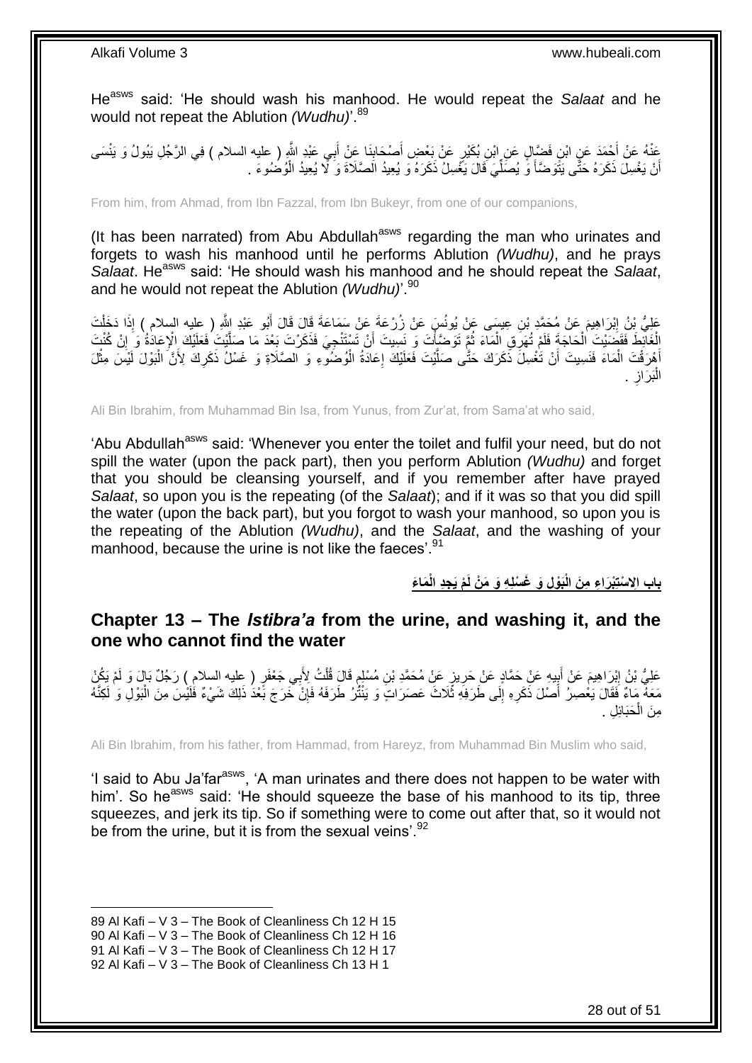He[asws] said: 'He should wash his manhood. He would repeat the *Salaat* and he would not repeat the Ablution *(Wudhu)*'.[89]

عَنْهُ عَنْ أَحْمَدَ عَنِ ابْنِ فَضَّالٍ عَنِ ابْنِ بُكَيْرٍ عَنْ بَعْضِ أَصْحَابِنَا عَنْ أَبِي عَبْدِ اللَّهِ ( عليه السلام ) فِي الرَّجُلِ يَبُولُ وَ يَنْسَى أَنْ يَغْسِلَ ذَكَرَهُ حَتَّى يَتَوَضَّأَ وَ يُصَلِّيَ قَالَ يَغْسِلُ ذَكَرَهُ وَ يُعِيدُ الصَّلَاةَ وَ لَا يُعِيدُ الْوُضُوءَ .

From him, from Ahmad, from Ibn Fazzal, from Ibn Bukeyr, from one of our companions,

(It has been narrated) from Abu Abdullah[asws] regarding the man who urinates and forgets to wash his manhood until he performs Ablution *(Wudhu)*, and he prays *Salaat*. He[asws] said: 'He should wash his manhood and he should repeat the *Salaat*, and he would not repeat the Ablution *(Wudhu)*'.[90]

عَلِيُّ بْنُ إِبْرَاهِيمَ عَنْ مُحَمَّدِ بْنِ عِيسَى عَنْ يُونُسَ عَنْ زُرْعَةَ عَنْ سَمَاعَةَ قَالَ قَالَ أَبُو عَبْدِ اللَّهِ ( عليه السلام ) إِذَا دَخَلْتَ الْغَائِطَ فَقَضَيْتَ الْحَاجَةَ فَلَمْ تُهَرِقِ الْمَاءَ ثُمَّ تَوَضَّأْتَ وَ نَسِيتَ أَنْ تَسْتَنْجِيَ فَذَكَرْتَ بَعْدَ مَا صَلَّيْتَ فَعَلَيْكَ الْإِعَادَةُ وَ إِنْ كُنْتَ أَهْرَقْتَ الْمَاءَ فَنَسِيتَ أَنْ تَغْسِلَ ذَكَرَكَ حَتَّى صَلَّيْتَ فَعَلَيْكَ إِعَادَةُ الْوُضُوءِ وَ الصَّلَاةِ وَ غَسْلُ ذَكَرِكَ لِأَنَّ الْبَوْلَ لَيْسَ مِثْلَ الْبَرَازِ .

Ali Bin Ibrahim, from Muhammad Bin Isa, from Yunus, from Zur'at, from Sama'at who said,

'Abu Abdullah[asws] said: 'Whenever you enter the toilet and fulfil your need, but do not spill the water (upon the pack part), then you perform Ablution *(Wudhu)* and forget that you should be cleansing yourself, and if you remember after have prayed *Salaat*, so upon you is the repeating (of the *Salaat*); and if it was so that you did spill the water (upon the back part), but you forgot to wash your manhood, so upon you is the repeating of the Ablution *(Wudhu)*, and the *Salaat*, and the washing of your manhood, because the urine is not like the faeces'.[91]

## بابِ الِاسْتِبْرَاءِ مِنَ الْبَوْلِ وَ غَسْلِهِ وَ مَنْ لَمْ يَجِدِ الْمَاءَ

## Chapter 13 – The *Istibra'a* from the urine, and washing it, and the one who cannot find the water

عَلِيُّ بْنُ إِبْرَاهِيمَ عَنْ أَبِيهِ عَنْ حَمَّادٍ عَنْ حَرِيزٍ عَنْ مُحَمَّدِ بْنِ مُسْلِمٍ قَالَ قُلْتُ لِأَبِي جَعْفَرٍ ( عليه السلام ) رَجُلٌ بَالَ وَ لَمْ يَكُنْ مَعَهُ مَاءٌ فَقَالَ يَعْصِرُ أَصْلَ ذَكَرِهِ إِلَى طَرَفِهِ ثَلَاثَ عَصَرَاتٍ وَ يَنْتُرُ طَرَفَهُ فَإِنْ خَرَجَ بَعْدَ ذَلِكَ شَيْءٌ فَلَيْسَ مِنَ الْبَوْلِ وَ لَكِنَّهُ مِنَ الْحَبَائِلِ .

Ali Bin Ibrahim, from his father, from Hammad, from Hareyz, from Muhammad Bin Muslim who said,

'I said to Abu Ja'far[asws], 'A man urinates and there does not happen to be water with him'. So he[asws] said: 'He should squeeze the base of his manhood to its tip, three squeezes, and jerk its tip. So if something were to come out after that, so it would not be from the urine, but it is from the sexual veins'.[92]

89 Al Kafi – V 3 – The Book of Cleanliness Ch 12 H 15
90 Al Kafi – V 3 – The Book of Cleanliness Ch 12 H 16
91 Al Kafi – V 3 – The Book of Cleanliness Ch 12 H 17
92 Al Kafi – V 3 – The Book of Cleanliness Ch 13 H 1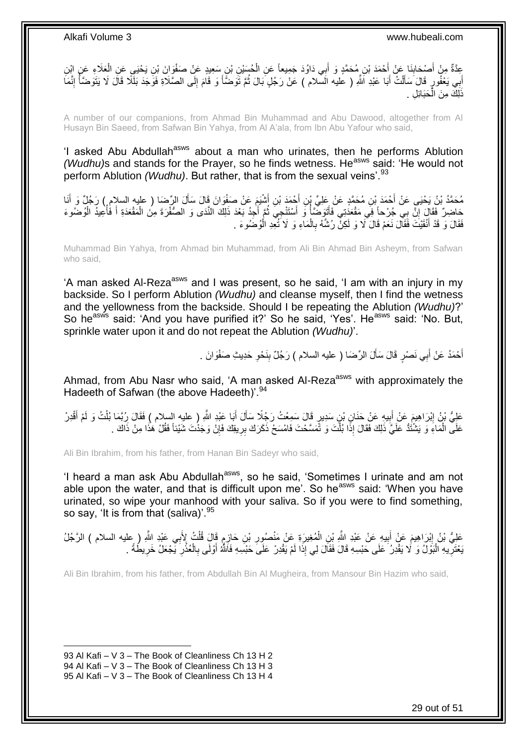عِدَّةٌ مِنْ أَصْحَابِنَا عَنْ أَحْمَدَ بْنِ مُحَمَّدٍ وَ أَبِي دَاوُدَ جَمِيعاً عَنِ الْحُسَيْنِ بْنِ سَعِيدٍ عَنْ صَفْوَانَ بْنِ يَحْيَى عَنِ الْعَلَاءِ عَنِ ابْنِ أَبِي يَعْفُورٍ قَالَ سَأَلْتُ أَبَا عَبْدِ اللَّهِ ( عليه السلام ) عَنْ رَجُلٍ بَالَ ثُمَّ تَوَضَّأَ وَ قَامَ إِلَى الصَّلَاةِ فَوَجَدَ بَلَلًا قَالَ لَا يَتَوَضَّأُ إِنَّمَا ذَلِكَ مِنَ الْحَبَائِلِ .

A number of our companions, from Ahmad Bin Muhammad and Abu Dawood, altogether from Al Husayn Bin Saeed, from Safwan Bin Yahya, from Al A'ala, from Ibn Abu Yafour who said,

'I asked Abu Abdullah[asws] about a man who urinates, then he performs Ablution *(Wudhu)*s and stands for the Prayer, so he finds wetness. He[asws] said: 'He would not perform Ablution *(Wudhu)*. But rather, that is from the sexual veins'.[93]

مُحَمَّدُ بْنُ يَحْيَى عَنْ أَحْمَدَ بْنِ مُحَمَّدٍ عَنْ عَلِيِّ بْنِ أَحْمَدَ بْنِ أَشْيَمَ عَنْ صَفْوَانَ قَالَ سَأَلَ الرِّضَا ( عليه السلام ) رَجُلٌ وَ أَنَا حَاضِرٌ فَقَالَ إِنَّ بِي جُرْحاً فِي مَقْعَدَتِي فَأَتَوَضَّأُ وَ أَسْتَنْجِي ثُمَّ أَجِدُ بَعْدَ ذَلِكَ النَّدَى وَ الصُّفْرَةَ مِنَ الْمَقْعَدَةِ أَ فَأُعِيدُ الْوُضُوءَ فَقَالَ وَ قَدْ أَنْقَيْتَ فَقَالَ نَعَمْ قَالَ لَا وَ لَكِنْ رُشَّهُ بِالْمَاءِ وَ لَا تُعِدِ الْوُضُوءَ .

Muhammad Bin Yahya, from Ahmad bin Muhammad, from Ali Bin Ahmad Bin Asheym, from Safwan who said,

'A man asked Al-Reza[asws] and I was present, so he said, 'I am with an injury in my backside. So I perform Ablution *(Wudhu)* and cleanse myself, then I find the wetness and the yellowness from the backside. Should I be repeating the Ablution *(Wudhu)*?' So he[asws] said: 'And you have purified it?' So he said, 'Yes'. He[asws] said: 'No. But, sprinkle water upon it and do not repeat the Ablution *(Wudhu)*'.

أَحْمَدُ عَنْ أَبِي نَصْرٍ قَالَ سَأَلَ الرِّضَا ( عليه السلام ) رَجُلٌ بِنَحْوِ حَدِيثِ صَفْوَانَ .

Ahmad, from Abu Nasr who said, 'A man asked Al-Reza[asws] with approximately the Hadeeth of Safwan (the above Hadeeth)'.[94]

عَلِيُّ بْنُ إِبْرَاهِيمَ عَنْ أَبِيهِ عَنْ حَنَانِ بْنِ سَدِيرٍ قَالَ سَمِعْتُ رَجُلًا سَأَلَ أَبَا عَبْدِ اللَّهِ ( عليه السلام ) فَقَالَ رُبَّمَا بُلْتُ وَ لَمْ أَقْدِرْ عَلَى الْمَاءِ وَ يَشْتَدُّ عَلَيَّ ذَلِكَ فَقَالَ إِذَا بُلْتَ وَ تَمَسَّحْتَ فَامْسَحْ ذَكَرَكَ بِرِيقِكَ فَإِنْ وَجَدْتَ شَيْئاً فَقُلْ هَذَا مِنْ ذَاكَ .

Ali Bin Ibrahim, from his father, from Hanan Bin Sadeyr who said,

'I heard a man ask Abu Abdullah[asws], so he said, 'Sometimes I urinate and am not able upon the water, and that is difficult upon me'. So he[asws] said: 'When you have urinated, so wipe your manhood with your saliva. So if you were to find something, so say, 'It is from that (saliva)'.[95]

عَلِيُّ بْنُ إِبْرَاهِيمَ عَنْ أَبِيهِ عَنْ عَبْدِ اللَّهِ بْنِ الْمُغِيرَةِ عَنْ مَنْصُورِ بْنِ حَازِمٍ قَالَ قُلْتُ لِأَبِي عَبْدِ اللَّهِ ( عليه السلام ) الرَّجُلُ يَعْتَرِيهِ الْبَوْلُ وَ لَا يَقْدِرُ عَلَى حَبْسِهِ قَالَ فَقَالَ لِي إِذَا لَمْ يَقْدِرْ عَلَى حَبْسِهِ فَاللَّهُ أَوْلَى بِالْعُذْرِ يَجْعَلُ خَرِيطَةً .

Ali Bin Ibrahim, from his father, from Abdullah Bin Al Mugheira, from Mansour Bin Hazim who said,

---

93 Al Kafi – V 3 – The Book of Cleanliness Ch 13 H 2
94 Al Kafi – V 3 – The Book of Cleanliness Ch 13 H 3
95 Al Kafi – V 3 – The Book of Cleanliness Ch 13 H 4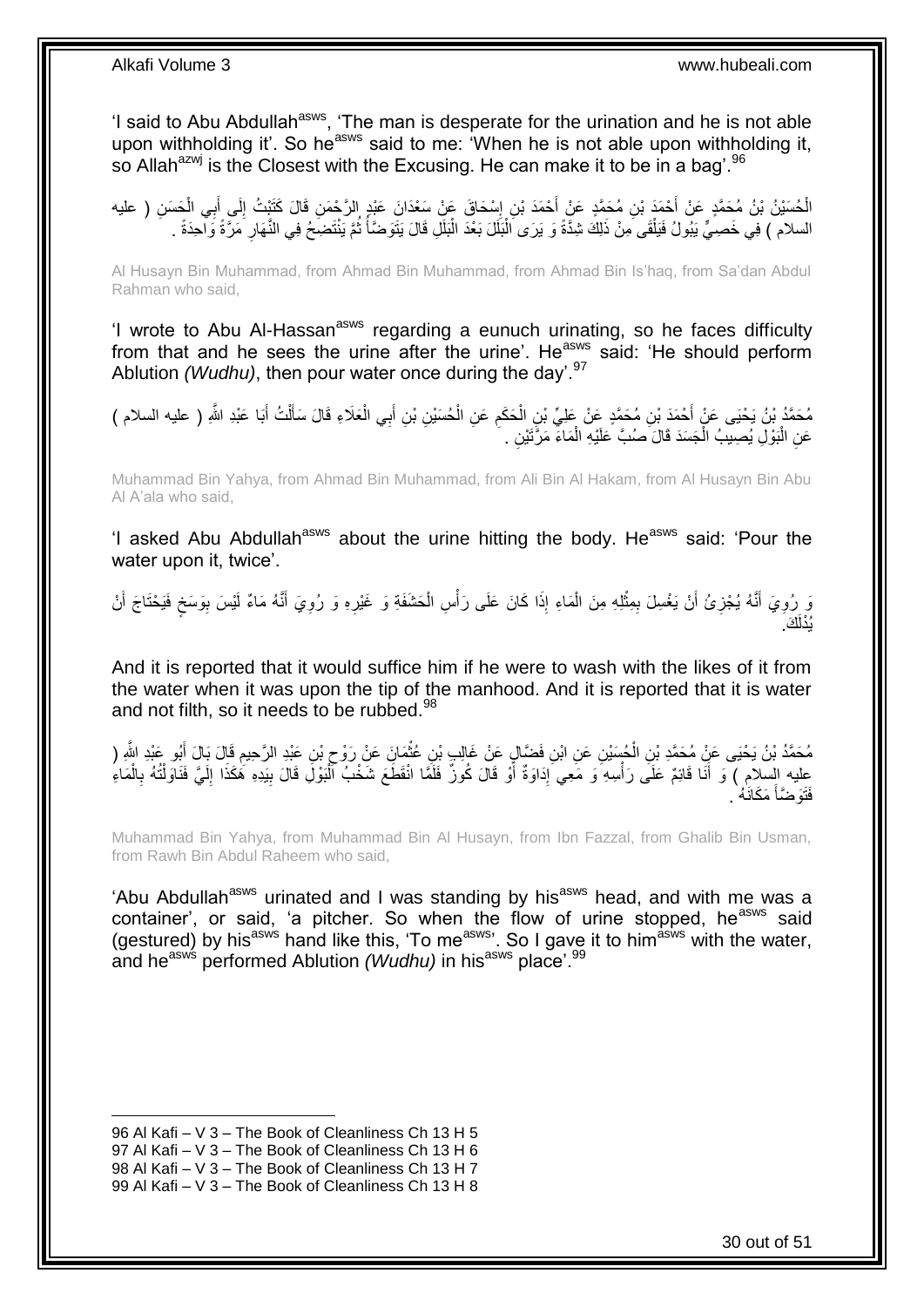'I said to Abu Abdullah[asws], 'The man is desperate for the urination and he is not able upon withholding it'. So he[asws] said to me: 'When he is not able upon withholding it, so Allah[azwj] is the Closest with the Excusing. He can make it to be in a bag'.[96]

الْحُسَيْنُ بْنُ مُحَمَّدٍ عَنْ أَحْمَدَ بْنِ مُحَمَّدٍ عَنْ أَحْمَدَ بْنِ إِسْحَاقَ عَنْ سَعْدَانَ عَبْدِ الرَّحْمَنِ قَالَ كَتَبْتُ إِلَى أَبِي الْحَسَنِ ( عليه السلام ) فِي خَصِيٍّ يَبُولُ فَيَلْقَى مِنْ ذَلِكَ شِدَّةً وَ يَرَى الْبَلَلَ بَعْدَ الْبَلَلِ قَالَ يَتَوَضَّأُ ثُمَّ يَنْتَضِحُ فِي النَّهَارِ مَرَّةً وَاحِدَةً .

Al Husayn Bin Muhammad, from Ahmad Bin Muhammad, from Ahmad Bin Is'haq, from Sa'dan Abdul Rahman who said,

'I wrote to Abu Al-Hassan[asws] regarding a eunuch urinating, so he faces difficulty from that and he sees the urine after the urine'. He[asws] said: 'He should perform Ablution *(Wudhu)*, then pour water once during the day'.[97]

مُحَمَّدُ بْنُ يَحْيَى عَنْ أَحْمَدَ بْنِ مُحَمَّدٍ عَنْ عَلِيِّ بْنِ الْحَكَمِ عَنِ الْحُسَيْنِ بْنِ أَبِي الْعَلَاءِ قَالَ سَأَلْتُ أَبَا عَبْدِ اللَّهِ ( عليه السلام ) عَنِ الْبَوْلِ يُصِيبُ الْجَسَدَ قَالَ صُبَّ عَلَيْهِ الْمَاءَ مَرَّتَيْنِ .

Muhammad Bin Yahya, from Ahmad Bin Muhammad, from Ali Bin Al Hakam, from Al Husayn Bin Abu Al A'ala who said,

'I asked Abu Abdullah[asws] about the urine hitting the body. He[asws] said: 'Pour the water upon it, twice'.

وَ رُوِيَ أَنَّهُ يُجْزِئُ أَنْ يَغْسِلَ بِمِثْلِهِ مِنَ الْمَاءِ إِذَا كَانَ عَلَى رَأْسِ الْحَشَفَةِ وَ غَيْرِهِ وَ رُوِيَ أَنَّهُ مَاءٌ لَيْسَ بِوَسَخٍ فَيَحْتَاجَ أَنْ يُدْلَكَ .

And it is reported that it would suffice him if he were to wash with the likes of it from the water when it was upon the tip of the manhood. And it is reported that it is water and not filth, so it needs to be rubbed.[98]

مُحَمَّدُ بْنُ يَحْيَى عَنْ مُحَمَّدِ بْنِ الْحُسَيْنِ عَنِ ابْنِ فَضَّالٍ عَنْ غَالِبِ بْنِ عُثْمَانَ عَنْ رَوْحِ بْنِ عَبْدِ الرَّحِيمِ قَالَ بَالَ أَبُو عَبْدِ اللَّهِ ( عليه السلام ) وَ أَنَا قَائِمٌ عَلَى رَأْسِهِ وَ مَعِي إِدَاوَةٌ أَوْ قَالَ كُوزٌ فَلَمَّا انْقَطَعَ شَخْبُ الْبَوْلِ قَالَ بِيَدِهِ هَكَذَا إِلَيَّ فَنَاوَلْتُهُ بِالْمَاءِ فَتَوَضَّأَ مَكَانَهُ .

Muhammad Bin Yahya, from Muhammad Bin Al Husayn, from Ibn Fazzal, from Ghalib Bin Usman, from Rawh Bin Abdul Raheem who said,

'Abu Abdullah[asws] urinated and I was standing by his[asws] head, and with me was a container', or said, 'a pitcher. So when the flow of urine stopped, he[asws] said (gestured) by his[asws] hand like this, 'To me[asws]'. So I gave it to him[asws] with the water, and he[asws] performed Ablution *(Wudhu)* in his[asws] place'.[99]

96 Al Kafi – V 3 – The Book of Cleanliness Ch 13 H 5
97 Al Kafi – V 3 – The Book of Cleanliness Ch 13 H 6
98 Al Kafi – V 3 – The Book of Cleanliness Ch 13 H 7
99 Al Kafi – V 3 – The Book of Cleanliness Ch 13 H 8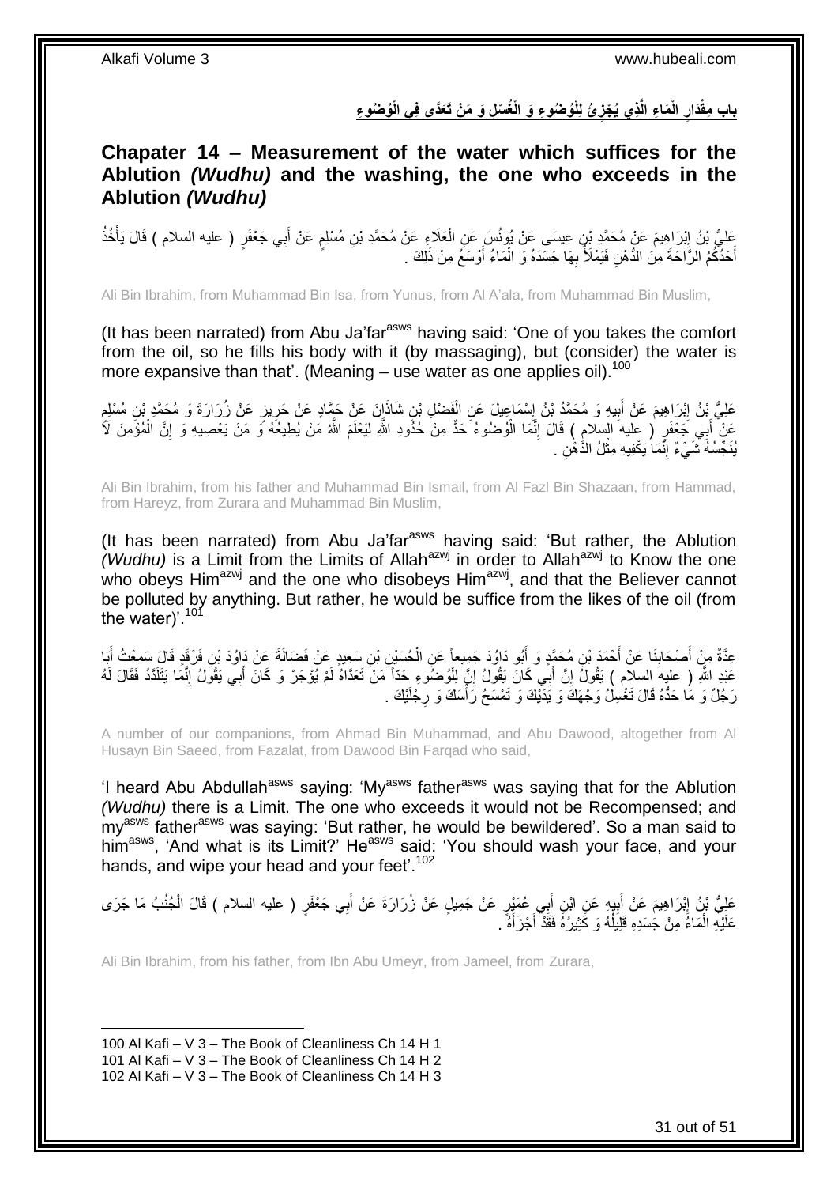## باب مِقْدَارِ الْمَاءِ الَّذِي يُجْزِئُ لِلْوُضُوءِ وَ الْغُسْلِ وَ مَنْ تَعَدَّى فِي الْوُضُوءِ

## Chapter 14 – Measurement of the water which suffices for the Ablution *(Wudhu)* and the washing, the one who exceeds in the Ablution *(Wudhu)*

عَلِيُّ بْنُ إِبْرَاهِيمَ عَنْ مُحَمَّدِ بْنِ عِيسَى عَنْ يُونُسَ عَنِ الْعَلَاءِ عَنْ مُحَمَّدِ بْنِ مُسْلِمٍ عَنْ أَبِي جَعْفَرٍ ( عليه السلام ) قَالَ يَأْخُذُ أَحَدُكُمُ الرَّاحَةَ مِنَ الدُّهْنِ فَيَمْلَأُ بِهَا جَسَدَهُ وَ الْمَاءُ أَوْسَعُ مِنْ ذَلِكَ .

Ali Bin Ibrahim, from Muhammad Bin Isa, from Yunus, from Al A'ala, from Muhammad Bin Muslim,

(It has been narrated) from Abu Ja'far[asws] having said: 'One of you takes the comfort from the oil, so he fills his body with it (by massaging), but (consider) the water is more expansive than that'. (Meaning – use water as one applies oil).[100]

عَلِيُّ بْنُ إِبْرَاهِيمَ عَنْ أَبِيهِ وَ مُحَمَّدُ بْنُ إِسْمَاعِيلَ عَنِ الْفَضْلِ بْنِ شَاذَانَ عَنْ حَمَّادٍ عَنْ حَرِيزٍ عَنْ زُرَارَةَ وَ مُحَمَّدِ بْنِ مُسْلِمٍ عَنْ أَبِي جَعْفَرٍ ( عليه السلام ) قَالَ إِنَّمَا الْوُضُوءُ حَدٌّ مِنْ حُدُودِ اللَّهِ لِيَعْلَمَ اللَّهُ مَنْ يُطِيعُهُ وَ مَنْ يَعْصِيهِ وَ إِنَّ الْمُؤْمِنَ لَا يُنَجِّسُهُ شَيْءٌ إِنَّمَا يَكْفِيهِ مِثْلُ الدُّهْنِ .

Ali Bin Ibrahim, from his father and Muhammad Bin Ismail, from Al Fazl Bin Shazaan, from Hammad, from Hareyz, from Zurara and Muhammad Bin Muslim,

(It has been narrated) from Abu Ja'far[asws] having said: 'But rather, the Ablution *(Wudhu)* is a Limit from the Limits of Allah[azwj] in order to Allah[azwj] to Know the one who obeys Him[azwj] and the one who disobeys Him[azwj], and that the Believer cannot be polluted by anything. But rather, he would be suffice from the likes of the oil (from the water)'.[101]

عِدَّةٌ مِنْ أَصْحَابِنَا عَنْ أَحْمَدَ بْنِ مُحَمَّدٍ وَ أَبُو دَاوُدَ جَمِيعاً عَنِ الْحُسَيْنِ بْنِ سَعِيدٍ عَنْ فَضَالَةَ عَنْ دَاوُدَ بْنِ فَرْقَدٍ قَالَ سَمِعْتُ أَبَا عَبْدِ اللَّهِ ( عليه السلام ) يَقُولُ إِنَّ أَبِي كَانَ يَقُولُ إِنَّ لِلْوُضُوءِ حَدّاً مَنْ تَعَدَّاهُ لَمْ يُؤْجَرْ وَ كَانَ أَبِي يَقُولُ إِنَّمَا يَتَلَدَّدُ فَقَالَ لَهُ رَجُلٌ وَ مَا حَدُّهُ قَالَ تَغْسِلُ وَجْهَكَ وَ يَدَيْكَ وَ تَمْسَحُ رَأْسَكَ وَ رِجْلَيْكَ .

A number of our companions, from Ahmad Bin Muhammad, and Abu Dawood, altogether from Al Husayn Bin Saeed, from Fazalat, from Dawood Bin Farqad who said,

'I heard Abu Abdullah[asws] saying: 'My[asws] father[asws] was saying that for the Ablution *(Wudhu)* there is a Limit. The one who exceeds it would not be Recompensed; and my[asws] father[asws] was saying: 'But rather, he would be bewildered'. So a man said to him[asws], 'And what is its Limit?' He[asws] said: 'You should wash your face, and your hands, and wipe your head and your feet'.[102]

عَلِيُّ بْنُ إِبْرَاهِيمَ عَنْ أَبِيهِ عَنِ ابْنِ أَبِي عُمَيْرٍ عَنْ جَمِيلٍ عَنْ زُرَارَةَ عَنْ أَبِي جَعْفَرٍ ( عليه السلام ) قَالَ الْجُنُبُ مَا جَرَى عَلَيْهِ الْمَاءُ مِنْ جَسَدِهِ قَلِيلُهُ وَ كَثِيرُهُ فَقَدْ أَجْزَأَهُ .

Ali Bin Ibrahim, from his father, from Ibn Abu Umeyr, from Jameel, from Zurara,

---

[100] Al Kafi – V 3 – The Book of Cleanliness Ch 14 H 1
[101] Al Kafi – V 3 – The Book of Cleanliness Ch 14 H 2
[102] Al Kafi – V 3 – The Book of Cleanliness Ch 14 H 3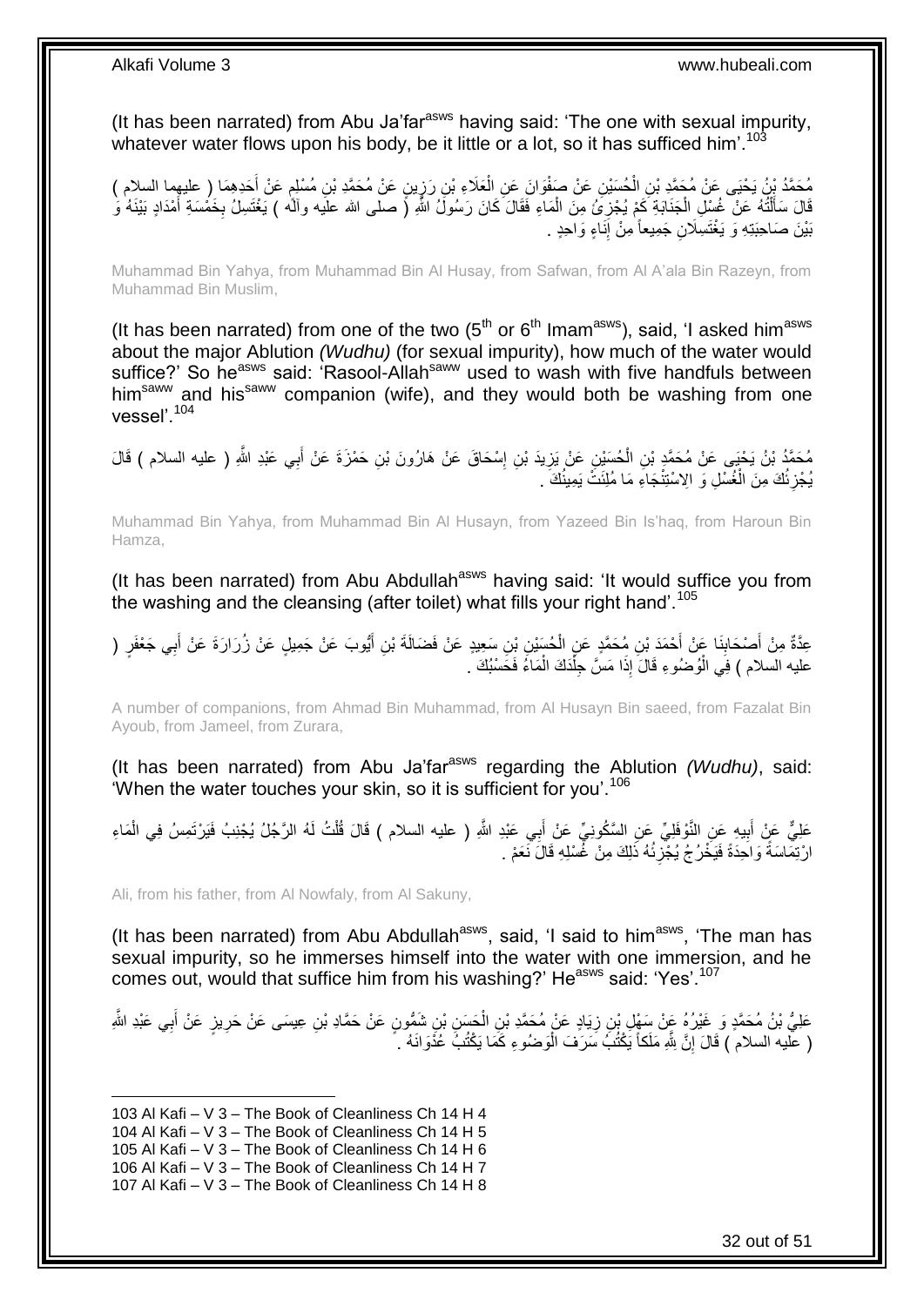(It has been narrated) from Abu Ja'far[asws] having said: 'The one with sexual impurity, whatever water flows upon his body, be it little or a lot, so it has sufficed him'.[103]

مُحَمَّدُ بْنُ يَحْيَى عَنْ مُحَمَّدِ بْنِ الْحُسَيْنِ عَنْ صَفْوَانَ عَنِ الْعَلَاءِ بْنِ رَزِينٍ عَنْ مُحَمَّدِ بْنِ مُسْلِمٍ عَنْ أَحَدِهِمَا ( عليهما السلام ) قَالَ سَأَلْتُهُ عَنْ غُسْلِ الْجَنَابَةِ كَمْ يُجْزِئُ مِنَ الْمَاءِ فَقَالَ كَانَ رَسُولُ اللَّهِ ( صلى الله عليه وآله ) يَغْتَسِلُ بِخَمْسَةِ أَمْدَادٍ بَيْنَهُ وَ بَيْنَ صَاحِبَتِهِ وَ يَغْتَسِلَانِ جَمِيعاً مِنْ إِنَاءٍ وَاحِدٍ .

Muhammad Bin Yahya, from Muhammad Bin Al Husay, from Safwan, from Al A'ala Bin Razeyn, from Muhammad Bin Muslim,

(It has been narrated) from one of the two (5th or 6th Imam[asws]), said, 'I asked him[asws] about the major Ablution *(Wudhu)* (for sexual impurity), how much of the water would suffice?' So he[asws] said: 'Rasool-Allah[saww] used to wash with five handfuls between him[saww] and his[saww] companion (wife), and they would both be washing from one vessel'.[104]

مُحَمَّدُ بْنُ يَحْيَى عَنْ مُحَمَّدِ بْنِ الْحُسَيْنِ عَنْ يَزِيدَ بْنِ إِسْحَاقَ عَنْ هَارُونَ بْنِ حَمْزَةَ عَنْ أَبِي عَبْدِ اللَّهِ ( عليه السلام ) قَالَ يُجْزِئُكَ مِنَ الْغُسْلِ وَ الِاسْتِنْجَاءِ مَا مُلِئَتْ يَمِينُكَ .

Muhammad Bin Yahya, from Muhammad Bin Al Husayn, from Yazeed Bin Is'haq, from Haroun Bin Hamza,

(It has been narrated) from Abu Abdullah[asws] having said: 'It would suffice you from the washing and the cleansing (after toilet) what fills your right hand'.[105]

عِدَّةٌ مِنْ أَصْحَابِنَا عَنْ أَحْمَدَ بْنِ مُحَمَّدٍ عَنِ الْحُسَيْنِ بْنِ سَعِيدٍ عَنْ فَضَالَةَ بْنِ أَيُّوبَ عَنْ جَمِيلٍ عَنْ زُرَارَةَ عَنْ أَبِي جَعْفَرٍ ( عليه السلام ) فِي الْوُضُوءِ قَالَ إِذَا مَسَّ جِلْدَكَ الْمَاءُ فَحَسْبُكَ .

A number of companions, from Ahmad Bin Muhammad, from Al Husayn Bin saeed, from Fazalat Bin Ayoub, from Jameel, from Zurara,

(It has been narrated) from Abu Ja'far[asws] regarding the Ablution *(Wudhu)*, said: 'When the water touches your skin, so it is sufficient for you'.[106]

عَلِيٌّ عَنْ أَبِيهِ عَنِ النَّوْفَلِيِّ عَنِ السَّكُونِيِّ عَنْ أَبِي عَبْدِ اللَّهِ ( عليه السلام ) قَالَ قُلْتُ لَهُ الرَّجُلُ يُجْنِبُ فَيَرْتَمِسُ فِي الْمَاءِ ارْتِمَاسَةً وَاحِدَةً فَيَخْرُجُ يُجْزِئُهُ ذَلِكَ مِنْ غُسْلِهِ قَالَ نَعَمْ .

Ali, from his father, from Al Nowfaly, from Al Sakuny,

(It has been narrated) from Abu Abdullah[asws], said, 'I said to him[asws], 'The man has sexual impurity, so he immerses himself into the water with one immersion, and he comes out, would that suffice him from his washing?' He[asws] said: 'Yes'.[107]

عَلِيُّ بْنُ مُحَمَّدٍ وَ غَيْرُهُ عَنْ سَهْلِ بْنِ زِيَادٍ عَنْ مُحَمَّدِ بْنِ الْحَسَنِ بْنِ شَمُّونٍ عَنْ حَمَّادِ بْنِ عِيسَى عَنْ حَرِيزٍ عَنْ أَبِي عَبْدِ اللَّهِ ( عليه السلام ) قَالَ إِنَّ لِلَّهِ مَلَكاً يَكْتُبُ سَرَفَ الْوَضُوءِ كَمَا يَكْتُبُ عُدْوَانَهُ .

---

103 Al Kafi – V 3 – The Book of Cleanliness Ch 14 H 4
104 Al Kafi – V 3 – The Book of Cleanliness Ch 14 H 5
105 Al Kafi – V 3 – The Book of Cleanliness Ch 14 H 6
106 Al Kafi – V 3 – The Book of Cleanliness Ch 14 H 7
107 Al Kafi – V 3 – The Book of Cleanliness Ch 14 H 8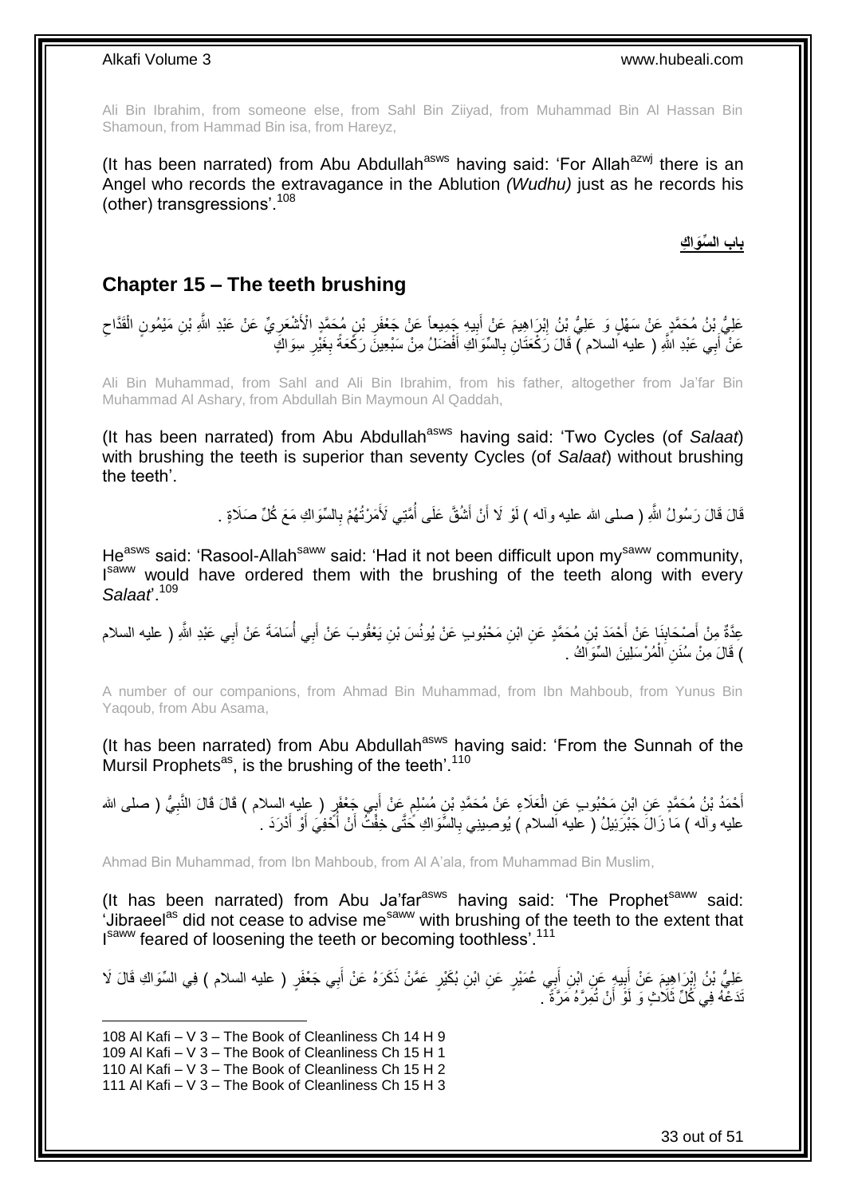Ali Bin Ibrahim, from someone else, from Sahl Bin Ziiyad, from Muhammad Bin Al Hassan Bin Shamoun, from Hammad Bin isa, from Hareyz,

(It has been narrated) from Abu Abdullah[asws] having said: 'For Allah[azwj] there is an Angel who records the extravagance in the Ablution *(Wudhu)* just as he records his (other) transgressions'.[108]

**باب السِّوَاكِ**

## Chapter 15 – The teeth brushing

عَلِيُّ بْنُ مُحَمَّدٍ عَنْ سَهْلٍ وَ عَلِيُّ بْنُ إِبْرَاهِيمَ عَنْ أَبِيهِ جَمِيعاً عَنْ جَعْفَرِ بْنِ مُحَمَّدٍ الْأَشْعَرِيِّ عَنْ عَبْدِ اللَّهِ بْنِ مَيْمُونٍ الْقَدَّاحِ عَنْ أَبِي عَبْدِ اللَّهِ ( عليه السلام ) قَالَ رَكْعَتَانِ بِالسِّوَاكِ أَفْضَلُ مِنْ سَبْعِينَ رَكْعَةً بِغَيْرِ سِوَاكٍ

Ali Bin Muhammad, from Sahl and Ali Bin Ibrahim, from his father, altogether from Ja'far Bin Muhammad Al Ashary, from Abdullah Bin Maymoun Al Qaddah,

(It has been narrated) from Abu Abdullah[asws] having said: 'Two Cycles (of *Salaat*) with brushing the teeth is superior than seventy Cycles (of *Salaat*) without brushing the teeth'.

قَالَ قَالَ رَسُولُ اللَّهِ ( صلى الله عليه وآله ) لَوْ لَا أَنْ أَشُقَّ عَلَى أُمَّتِي لَأَمَرْتُهُمْ بِالسِّوَاكِ مَعَ كُلِّ صَلَاةٍ .

He[asws] said: 'Rasool-Allah[saww] said: 'Had it not been difficult upon my[saww] community, I[saww] would have ordered them with the brushing of the teeth along with every *Salaat*'.[109]

عِدَّةٌ مِنْ أَصْحَابِنَا عَنْ أَحْمَدَ بْنِ مُحَمَّدٍ عَنِ ابْنِ مَحْبُوبٍ عَنْ يُونُسَ بْنِ يَعْقُوبَ عَنْ أَبِي أُسَامَةَ عَنْ أَبِي عَبْدِ اللَّهِ ( عليه السلام ) قَالَ مِنْ سُنَنِ الْمُرْسَلِينَ السِّوَاكُ .

A number of our companions, from Ahmad Bin Muhammad, from Ibn Mahboub, from Yunus Bin Yaqoub, from Abu Asama,

(It has been narrated) from Abu Abdullah[asws] having said: 'From the Sunnah of the Mursil Prophets[as], is the brushing of the teeth'.[110]

أَحْمَدُ بْنُ مُحَمَّدٍ عَنِ ابْنِ مَحْبُوبٍ عَنِ الْعَلَاءِ عَنْ مُحَمَّدِ بْنِ مُسْلِمٍ عَنْ أَبِي جَعْفَرٍ ( عليه السلام ) قَالَ قَالَ النَّبِيُّ ( صلى الله عليه وآله ) مَا زَالَ جَبْرَئِيلُ ( عليه السلام ) يُوصِينِي بِالسِّوَاكِ حَتَّى خِفْتُ أَنْ أُحْفِيَ أَوْ أُدْرِدَ .

Ahmad Bin Muhammad, from Ibn Mahboub, from Al A'ala, from Muhammad Bin Muslim,

(It has been narrated) from Abu Ja'far[asws] having said: 'The Prophet[saww] said: 'Jibraeel[as] did not cease to advise me[saww] with brushing of the teeth to the extent that I[saww] feared of loosening the teeth or becoming toothless'.[111]

عَلِيُّ بْنُ إِبْرَاهِيمَ عَنْ أَبِيهِ عَنِ ابْنِ أَبِي عُمَيْرٍ عَنِ ابْنِ بُكَيْرٍ عَمَّنْ ذَكَرَهُ عَنْ أَبِي جَعْفَرٍ ( عليه السلام ) فِي السِّوَاكِ قَالَ لَا تَدَعْهُ فِي كُلِّ ثَلَاثٍ وَ لَوْ أَنْ تُمِرَّهُ مَرَّةً .

108 Al Kafi – V 3 – The Book of Cleanliness Ch 14 H 9
109 Al Kafi – V 3 – The Book of Cleanliness Ch 15 H 1
110 Al Kafi – V 3 – The Book of Cleanliness Ch 15 H 2
111 Al Kafi – V 3 – The Book of Cleanliness Ch 15 H 3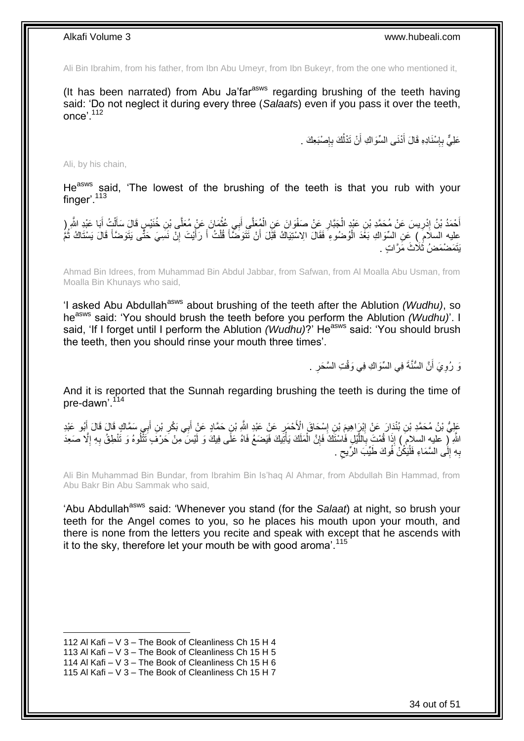Ali Bin Ibrahim, from his father, from Ibn Abu Umeyr, from Ibn Bukeyr, from the one who mentioned it,

(It has been narrated) from Abu Ja'far[asws] regarding brushing of the teeth having said: 'Do not neglect it during every three (*Salaat*s) even if you pass it over the teeth, once'.[112]

عَلِيٌّ بِإِسْنَادِهِ قَالَ أَدْنَى السِّوَاكِ أَنْ تَدْلُكَ بِإِصْبَعِكَ .

Ali, by his chain,

He[asws] said, 'The lowest of the brushing of the teeth is that you rub with your finger'.[113]

أَحْمَدُ بْنُ إِدْرِيسَ عَنْ مُحَمَّدِ بْنِ عَبْدِ الْجَبَّارِ عَنْ صَفْوَانَ عَنِ الْمُعَلَّى أَبِي عُثْمَانَ عَنْ مُعَلَّى بْنِ خُنَيْسٍ قَالَ سَأَلْتُ أَبَا عَبْدِ اللَّهِ ( عليه السلام ) عَنِ السِّوَاكِ بَعْدَ الْوُضُوءِ فَقَالَ الِاسْتِيَاكُ قَبْلَ أَنْ تَتَوَضَّأَ قُلْتُ أَ رَأَيْتَ إِنْ نَسِيَ حَتَّى يَتَوَضَّأَ قَالَ يَسْتَاكُ ثُمَّ يَتَمَضْمَضُ ثَلَاثَ مَرَّاتٍ .

Ahmad Bin Idrees, from Muhammad Bin Abdul Jabbar, from Safwan, from Al Moalla Abu Usman, from Moalla Bin Khunays who said,

'I asked Abu Abdullah[asws] about brushing of the teeth after the Ablution *(Wudhu)*, so he[asws] said: 'You should brush the teeth before you perform the Ablution *(Wudhu)*'. I said, 'If I forget until I perform the Ablution *(Wudhu)*?' He[asws] said: 'You should brush the teeth, then you should rinse your mouth three times'.

وَ رُوِيَ أَنَّ السُّنَّةَ فِي السِّوَاكِ فِي وَقْتِ السَّحَرِ .

And it is reported that the Sunnah regarding brushing the teeth is during the time of pre-dawn'.[114]

عَلِيُّ بْنُ مُحَمَّدِ بْنِ بُنْدَارَ عَنْ إِبْرَاهِيمَ بْنِ إِسْحَاقَ الْأَحْمَرِ عَنْ عَبْدِ اللَّهِ بْنِ حَمَّادٍ عَنْ أَبِي بَكْرِ بْنِ أَبِي سَمَّاكٍ قَالَ قَالَ أَبُو عَبْدِ اللَّهِ ( عليه السلام ) إِذَا قُمْتَ بِاللَّيْلِ فَاسْتَكْ فَإِنَّ الْمَلَكَ يَأْتِيكَ فَيَضَعُ فَاهُ عَلَى فِيكَ وَ لَيْسَ مِنْ حَرْفٍ تَتْلُوهُ وَ تَنْطِقُ بِهِ إِلَّا صَعِدَ بِهِ إِلَى السَّمَاءِ فَلْيَكُنْ فُوكَ طَيِّبَ الرِّيحِ .

Ali Bin Muhammad Bin Bundar, from Ibrahim Bin Is'haq Al Ahmar, from Abdullah Bin Hammad, from Abu Bakr Bin Abu Sammak who said,

'Abu Abdullah[asws] said: 'Whenever you stand (for the *Salaat*) at night, so brush your teeth for the Angel comes to you, so he places his mouth upon your mouth, and there is none from the letters you recite and speak with except that he ascends with it to the sky, therefore let your mouth be with good aroma'.[115]

112 Al Kafi – V 3 – The Book of Cleanliness Ch 15 H 4
113 Al Kafi – V 3 – The Book of Cleanliness Ch 15 H 5
114 Al Kafi – V 3 – The Book of Cleanliness Ch 15 H 6
115 Al Kafi – V 3 – The Book of Cleanliness Ch 15 H 7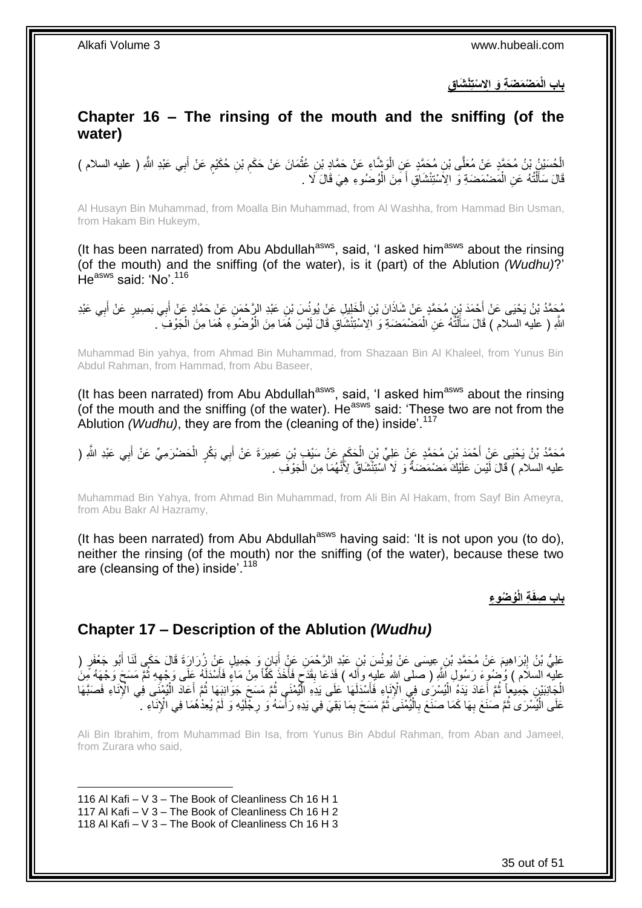**باب الْمَضْمَضَةِ وَ الِاسْتِنْشَاقِ**

## Chapter 16 – The rinsing of the mouth and the sniffing (of the water)

الْحُسَيْنُ بْنُ مُحَمَّدٍ عَنْ مُعَلَّى بْنِ مُحَمَّدٍ عَنِ الْوَشَّاءِ عَنْ حَمَّادِ بْنِ عُثْمَانَ عَنْ حَكَمِ بْنِ حُكَيْمٍ عَنْ أَبِي عَبْدِ اللَّهِ ( عليه السلام ) قَالَ سَأَلْتُهُ عَنِ الْمَضْمَضَةِ وَ الِاسْتِنْشَاقِ أَ مِنَ الْوُضُوءِ هِيَ قَالَ لَا .

Al Husayn Bin Muhammad, from Moalla Bin Muhammad, from Al Washha, from Hammad Bin Usman, from Hakam Bin Hukeym,

(It has been narrated) from Abu Abdullah[asws], said, 'I asked him[asws] about the rinsing (of the mouth) and the sniffing (of the water), is it (part) of the Ablution *(Wudhu)*?' He[asws] said: 'No'.[116]

مُحَمَّدُ بْنُ يَحْيَى عَنْ أَحْمَدَ بْنِ مُحَمَّدٍ عَنْ شَاذَانَ بْنِ الْخَلِيلِ عَنْ يُونُسَ بْنِ عَبْدِ الرَّحْمَنِ عَنْ حَمَّادٍ عَنْ أَبِي بَصِيرٍ عَنْ أَبِي عَبْدِ اللَّهِ ( عليه السلام ) قَالَ سَأَلْتُهُ عَنِ الْمَضْمَضَةِ وَ الِاسْتِنْشَاقِ قَالَ لَيْسَ هُمَا مِنَ الْوُضُوءِ هُمَا مِنَ الْجَوْفِ .

Muhammad Bin yahya, from Ahmad Bin Muhammad, from Shazaan Bin Al Khaleel, from Yunus Bin Abdul Rahman, from Hammad, from Abu Baseer,

(It has been narrated) from Abu Abdullah[asws], said, 'I asked him[asws] about the rinsing (of the mouth and the sniffing (of the water). He[asws] said: 'These two are not from the Ablution *(Wudhu)*, they are from the (cleaning of the) inside'.[117]

مُحَمَّدُ بْنُ يَحْيَى عَنْ أَحْمَدَ بْنِ مُحَمَّدٍ عَنْ عَلِيِّ بْنِ الْحَكَمِ عَنْ سَيْفِ بْنِ عَمِيرَةَ عَنْ أَبِي بَكْرٍ الْحَضْرَمِيِّ عَنْ أَبِي عَبْدِ اللَّهِ ( عليه السلام ) قَالَ لَيْسَ عَلَيْكَ مَضْمَضَةٌ وَ لَا اسْتِنْشَاقٌ لِأَنَّهُمَا مِنَ الْجَوْفِ .

Muhammad Bin Yahya, from Ahmad Bin Muhammad, from Ali Bin Al Hakam, from Sayf Bin Ameyra, from Abu Bakr Al Hazramy,

(It has been narrated) from Abu Abdullah[asws] having said: 'It is not upon you (to do), neither the rinsing (of the mouth) nor the sniffing (of the water), because these two are (cleansing of the) inside'.[118]

**باب صِفَةِ الْوُضُوءِ**

## Chapter 17 – Description of the Ablution *(Wudhu)*

عَلِيُّ بْنُ إِبْرَاهِيمَ عَنْ مُحَمَّدِ بْنِ عِيسَى عَنْ يُونُسَ بْنِ عَبْدِ الرَّحْمَنِ عَنْ أَبَانٍ وَ جَمِيلٍ عَنْ زُرَارَةَ قَالَ حَكَى لَنَا أَبُو جَعْفَرٍ ( عليه السلام ) وُضُوءَ رَسُولِ اللَّهِ ( صلى الله عليه وآله ) فَدَعَا بِقَدَحٍ فَأَخَذَ كَفّاً مِنْ مَاءٍ فَأَسْدَلَهُ عَلَى وَجْهِهِ ثُمَّ مَسَحَ وَجْهَهُ مِنَ الْجَانِبَيْنِ جَمِيعاً ثُمَّ أَعَادَ يَدَهُ الْيُسْرَى فِي الْإِنَاءِ فَأَسْدَلَهَا عَلَى يَدِهِ الْيُمْنَى ثُمَّ مَسَحَ جَوَانِبَهَا ثُمَّ أَعَادَ الْيُمْنَى فِي الْإِنَاءِ فَصَبَّهَا عَلَى الْيُسْرَى ثُمَّ صَنَعَ بِهَا كَمَا صَنَعَ بِالْيُمْنَى ثُمَّ مَسَحَ بِمَا بَقِيَ فِي يَدِهِ رَأْسَهُ وَ رِجْلَيْهِ وَ لَمْ يُعِدْهُمَا فِي الْإِنَاءِ .

Ali Bin Ibrahim, from Muhammad Bin Isa, from Yunus Bin Abdul Rahman, from Aban and Jameel, from Zurara who said,

[116] Al Kafi – V 3 – The Book of Cleanliness Ch 16 H 1
[117] Al Kafi – V 3 – The Book of Cleanliness Ch 16 H 2
[118] Al Kafi – V 3 – The Book of Cleanliness Ch 16 H 3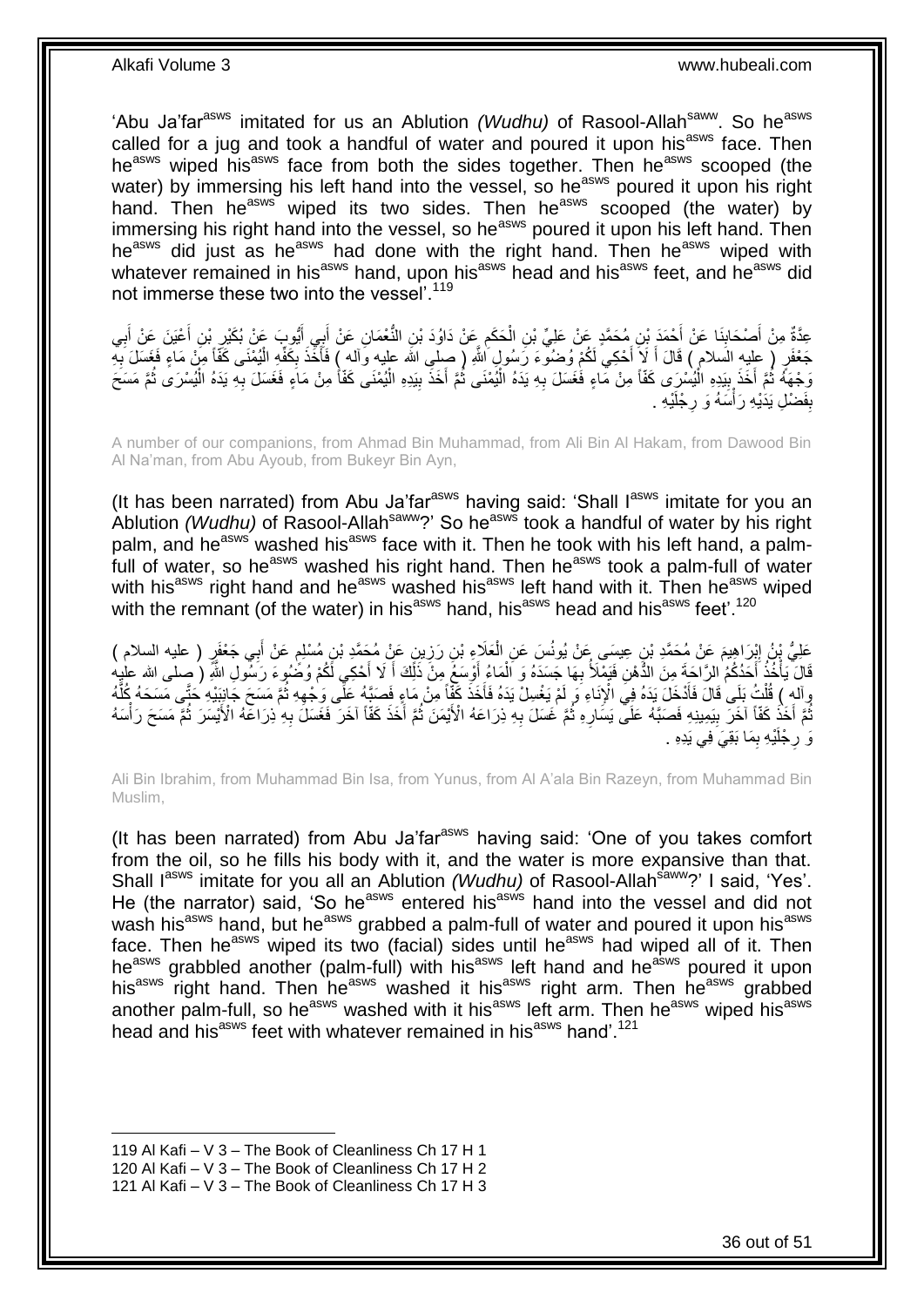'Abu Ja'far[asws] imitated for us an Ablution *(Wudhu)* of Rasool-Allah[saww]. So he[asws] called for a jug and took a handful of water and poured it upon his[asws] face. Then he[asws] wiped his[asws] face from both the sides together. Then he[asws] scooped (the water) by immersing his left hand into the vessel, so he[asws] poured it upon his right hand. Then he[asws] wiped its two sides. Then he[asws] scooped (the water) by immersing his right hand into the vessel, so he[asws] poured it upon his left hand. Then he[asws] did just as he[asws] had done with the right hand. Then he[asws] wiped with whatever remained in his[asws] hand, upon his[asws] head and his[asws] feet, and he[asws] did not immerse these two into the vessel'.[119]

عِدَّةٌ مِنْ أَصْحَابِنَا عَنْ أَحْمَدَ بْنِ مُحَمَّدٍ عَنْ عَلِيِّ بْنِ الْحَكَمِ عَنْ دَاوُدَ بْنِ النُّعْمَانِ عَنْ أَبِي أَيُّوبَ عَنْ بُكَيْرِ بْنِ أَعْيَنَ عَنْ أَبِي جَعْفَرٍ ( عليه السلام ) قَالَ أَ لَا أَحْكِي لَكُمْ وُضُوءَ رَسُولِ اللَّهِ ( صلى الله عليه وآله ) فَأَخَذَ بِكَفِّهِ الْيُمْنَى كَفّاً مِنْ مَاءٍ فَغَسَلَ بِهِ وَجْهَهُ ثُمَّ أَخَذَ بِيَدِهِ الْيُسْرَى كَفّاً مِنْ مَاءٍ فَغَسَلَ بِهِ يَدَهُ الْيُمْنَى ثُمَّ أَخَذَ بِيَدِهِ الْيُمْنَى كَفّاً مِنْ مَاءٍ فَغَسَلَ بِهِ يَدَهُ الْيُسْرَى ثُمَّ مَسَحَ بِفَضْلِ يَدَيْهِ رَأْسَهُ وَ رِجْلَيْهِ .

A number of our companions, from Ahmad Bin Muhammad, from Ali Bin Al Hakam, from Dawood Bin Al Na'man, from Abu Ayoub, from Bukeyr Bin Ayn,

(It has been narrated) from Abu Ja'far[asws] having said: 'Shall I[asws] imitate for you an Ablution *(Wudhu)* of Rasool-Allah[saww]?' So he[asws] took a handful of water by his right palm, and he[asws] washed his[asws] face with it. Then he took with his left hand, a palm-full of water, so he[asws] washed his right hand. Then he[asws] took a palm-full of water with his[asws] right hand and he[asws] washed his[asws] left hand with it. Then he[asws] wiped with the remnant (of the water) in his[asws] hand, his[asws] head and his[asws] feet'.[120]

عَلِيُّ بْنُ إِبْرَاهِيمَ عَنْ مُحَمَّدِ بْنِ عِيسَى عَنْ يُونُسَ عَنِ الْعَلَاءِ بْنِ رَزِينٍ عَنْ مُحَمَّدِ بْنِ مُسْلِمٍ عَنْ أَبِي جَعْفَرٍ ( عليه السلام ) قَالَ يَأْخُذُ أَحَدُكُمُ الرَّاحَةَ مِنَ الدُّهْنِ فَيَمْلَأُ بِهَا جَسَدَهُ وَ الْمَاءُ أَوْسَعُ مِنْ ذَلِكَ أَ لَا أَحْكِي لَكُمْ وُضُوءَ رَسُولِ اللَّهِ ( صلى الله عليه وآله ) قُلْتُ بَلَى قَالَ فَأَدْخَلَ يَدَهُ فِي الْإِنَاءِ وَ لَمْ يَغْسِلْ يَدَهُ فَأَخَذَ كَفّاً مِنْ مَاءٍ فَصَبَّهُ عَلَى وَجْهِهِ ثُمَّ مَسَحَ جَانِبَيْهِ حَتَّى مَسَحَهُ كُلَّهُ ثُمَّ أَخَذَ كَفّاً آخَرَ بِيَمِينِهِ فَصَبَّهُ عَلَى يَسَارِهِ ثُمَّ غَسَلَ بِهِ ذِرَاعَهُ الْأَيْمَنَ ثُمَّ أَخَذَ كَفّاً آخَرَ فَغَسَلَ بِهِ ذِرَاعَهُ الْأَيْسَرَ ثُمَّ مَسَحَ رَأْسَهُ وَ رِجْلَيْهِ بِمَا بَقِيَ فِي يَدِهِ .

Ali Bin Ibrahim, from Muhammad Bin Isa, from Yunus, from Al A'ala Bin Razeyn, from Muhammad Bin Muslim,

(It has been narrated) from Abu Ja'far[asws] having said: 'One of you takes comfort from the oil, so he fills his body with it, and the water is more expansive than that. Shall I[asws] imitate for you all an Ablution *(Wudhu)* of Rasool-Allah[saww]?' I said, 'Yes'. He (the narrator) said, 'So he[asws] entered his[asws] hand into the vessel and did not wash his[asws] hand, but he[asws] grabbed a palm-full of water and poured it upon his[asws] face. Then he[asws] wiped its two (facial) sides until he[asws] had wiped all of it. Then he[asws] grabbled another (palm-full) with his[asws] left hand and he[asws] poured it upon his[asws] right hand. Then he[asws] washed it his[asws] right arm. Then he[asws] grabbed another palm-full, so he[asws] washed with it his[asws] left arm. Then he[asws] wiped his[asws] head and his[asws] feet with whatever remained in his[asws] hand'.[121]

---

119 Al Kafi – V 3 – The Book of Cleanliness Ch 17 H 1
120 Al Kafi – V 3 – The Book of Cleanliness Ch 17 H 2
121 Al Kafi – V 3 – The Book of Cleanliness Ch 17 H 3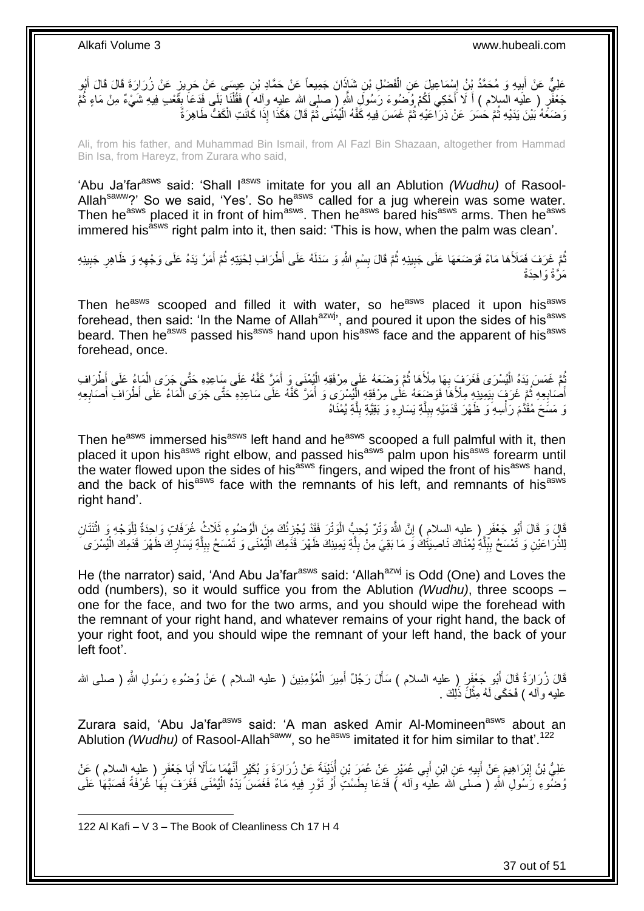عَلِيٌّ عَنْ أَبِيهِ وَ مُحَمَّدُ بْنُ إِسْمَاعِيلَ عَنِ الْفَضْلِ بْنِ شَاذَانَ جَمِيعاً عَنْ حَمَّادِ بْنِ عِيسَى عَنْ حَرِيزٍ عَنْ زُرَارَةَ قَالَ قَالَ أَبُو جَعْفَرٍ ( عليه السلام ) أَ لَا أَحْكِي لَكُمْ وُضُوءَ رَسُولِ اللَّهِ ( صلى الله عليه وآله ) فَقُلْنَا بَلَى فَدَعَا بِقَعْبٍ فِيهِ شَيْءٌ مِنْ مَاءٍ ثُمَّ وَضَعَهُ بَيْنَ يَدَيْهِ ثُمَّ حَسَرَ عَنْ ذِرَاعَيْهِ ثُمَّ غَمَسَ فِيهِ كَفَّهُ الْيُمْنَى ثُمَّ قَالَ هَكَذَا إِذَا كَانَتِ الْكَفُّ طَاهِرَةً

Ali, from his father, and Muhammad Bin Ismail, from Al Fazl Bin Shazaan, altogether from Hammad Bin Isa, from Hareyz, from Zurara who said,

'Abu Ja'far[asws] said: 'Shall I[asws] imitate for you all an Ablution *(Wudhu)* of Rasool-Allah[saww]?' So we said, 'Yes'. So he[asws] called for a jug wherein was some water. Then he[asws] placed it in front of him[asws]. Then he[asws] bared his[asws] arms. Then he[asws] immered his[asws] right palm into it, then said: 'This is how, when the palm was clean'.

ثُمَّ غَرَفَ فَمَلَأَهَا مَاءً فَوَضَعَهَا عَلَى جَبِينِهِ ثُمَّ قَالَ بِسْمِ اللَّهِ وَ سَدَلَهُ عَلَى أَطْرَافِ لِحْيَتِهِ ثُمَّ أَمَرَّ يَدَهُ عَلَى وَجْهِهِ وَ ظَاهِرِ جَبِينِهِ مَرَّةً وَاحِدَةً

Then he[asws] scooped and filled it with water, so he[asws] placed it upon his[asws] forehead, then said: 'In the Name of Allah[azwj]', and poured it upon the sides of his[asws] beard. Then he[asws] passed his[asws] hand upon his[asws] face and the apparent of his[asws] forehead, once.

ثُمَّ غَمَسَ يَدَهُ الْيُسْرَى فَغَرَفَ بِهَا مِلْأَهَا ثُمَّ وَضَعَهُ عَلَى مِرْفَقِهِ الْيُمْنَى وَ أَمَرَّ كَفَّهُ عَلَى سَاعِدِهِ حَتَّى جَرَى الْمَاءُ عَلَى أَطْرَافِ أَصَابِعِهِ ثُمَّ غَرَفَ بِيَمِينِهِ مِلْأَهَا فَوَضَعَهُ عَلَى مِرْفَقِهِ الْيُسْرَى وَ أَمَرَّ كَفَّهُ عَلَى سَاعِدِهِ حَتَّى جَرَى الْمَاءُ عَلَى أَطْرَافِ أَصَابِعِهِ وَ مَسَحَ مُقَدَّمَ رَأْسِهِ وَ ظَهْرَ قَدَمَيْهِ بِبِلَّةِ يَسَارِهِ وَ بَقِيَّةِ بِلَّةِ يُمْنَاهُ

Then he[asws] immersed his[asws] left hand and he[asws] scooped a full palmful with it, then placed it upon his[asws] right elbow, and passed his[asws] palm upon his[asws] forearm until the water flowed upon the sides of his[asws] fingers, and wiped the front of his[asws] hand, and the back of his[asws] face with the remnants of his left, and remnants of his[asws] right hand'.

قَالَ وَ قَالَ أَبُو جَعْفَرٍ ( عليه السلام ) إِنَّ اللَّهَ وَتْرٌ يُحِبُّ الْوَتْرَ فَقَدْ يُجْزِئُكَ مِنَ الْوُضُوءِ ثَلَاثُ غُرَفَاتٍ وَاحِدَةٌ لِلْوَجْهِ وَ اثْنَتَانِ لِلذِّرَاعَيْنِ وَ تَمْسَحُ بِبِلَّةِ يُمْنَاكَ نَاصِيَتَكَ وَ مَا بَقِيَ مِنْ بِلَّةِ يَمِينِكَ ظَهْرَ قَدَمِكَ الْيُمْنَى وَ تَمْسَحُ بِبِلَّةِ يَسَارِكَ ظَهْرَ قَدَمِكَ الْيُسْرَى

He (the narrator) said, 'And Abu Ja'far[asws] said: 'Allah[azwj] is Odd (One) and Loves the odd (numbers), so it would suffice you from the Ablution *(Wudhu)*, three scoops – one for the face, and two for the two arms, and you should wipe the forehead with the remnant of your right hand, and whatever remains of your right hand, the back of your right foot, and you should wipe the remnant of your left hand, the back of your left foot'.

قَالَ زُرَارَةُ قَالَ أَبُو جَعْفَرٍ ( عليه السلام ) سَأَلَ رَجُلٌ أَمِيرَ الْمُؤْمِنِينَ ( عليه السلام ) عَنْ وُضُوءِ رَسُولِ اللَّهِ ( صلى الله عليه وآله ) فَحَكَى لَهُ مِثْلَ ذَلِكَ .

Zurara said, 'Abu Ja'far[asws] said: 'A man asked Amir Al-Momineen[asws] about an Ablution *(Wudhu)* of Rasool-Allah[saww], so he[asws] imitated it for him similar to that'.[122]

عَلِيُّ بْنُ إِبْرَاهِيمَ عَنْ أَبِيهِ عَنِ ابْنِ أَبِي عُمَيْرٍ عَنْ عُمَرَ بْنِ أُذَيْنَةَ عَنْ زُرَارَةَ وَ بُكَيْرٍ أَنَّهُمَا سَأَلَا أَبَا جَعْفَرٍ ( عليه السلام ) عَنْ وُضُوءِ رَسُولِ اللَّهِ ( صلى الله عليه وآله ) فَدَعَا بِطَسْتٍ أَوْ تَوْرٍ فِيهِ مَاءٌ فَغَمَسَ يَدَهُ الْيُمْنَى فَغَرَفَ بِهَا غُرْفَةً فَصَبَّهَا عَلَى

122 Al Kafi – V 3 – The Book of Cleanliness Ch 17 H 4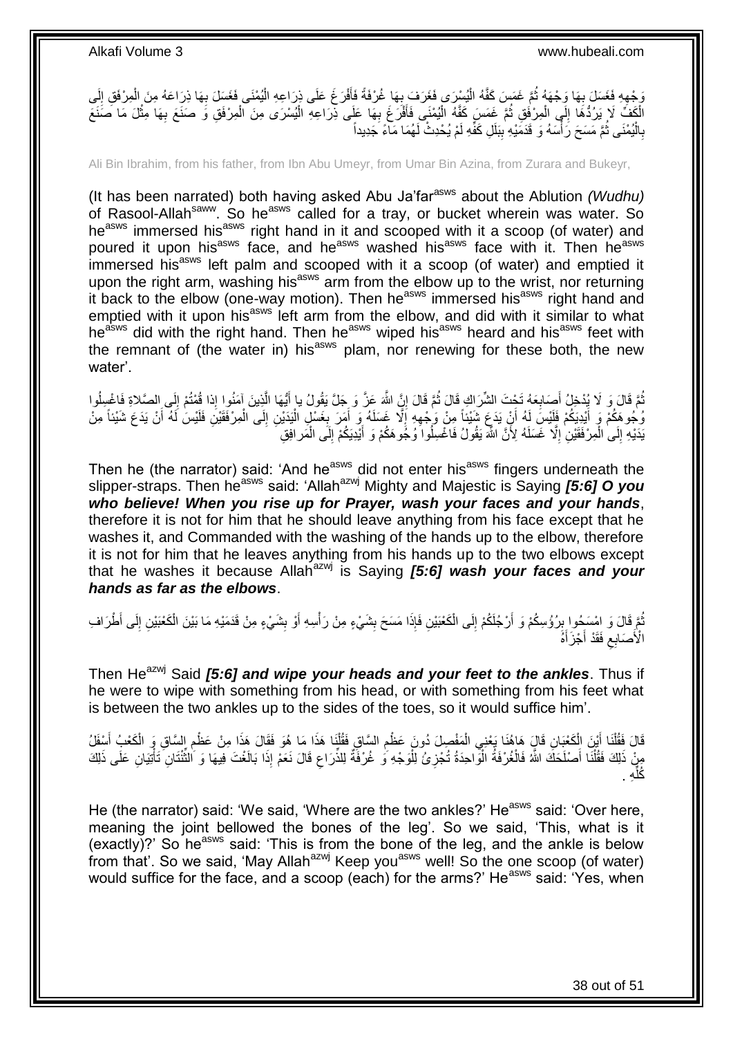وَجْهِهِ فَغَسَلَ بِهَا وَجْهَهُ ثُمَّ غَمَسَ كَفَّهُ الْيُسْرَى فَغَرَفَ بِهَا غُرْفَةً فَأَفْرَغَ عَلَى ذِرَاعِهِ الْيُمْنَى فَغَسَلَ بِهَا ذِرَاعَهُ مِنَ الْمِرْفَقِ إِلَى الْكَفِّ لَا يَرُدُّهَا إِلَى الْمِرْفَقِ ثُمَّ غَمَسَ كَفَّهُ الْيُمْنَى فَأَفْرَغَ بِهَا عَلَى ذِرَاعِهِ الْيُسْرَى مِنَ الْمِرْفَقِ وَ صَنَعَ بِهَا مِثْلَ مَا صَنَعَ بِالْيُمْنَى ثُمَّ مَسَحَ رَأْسَهُ وَ قَدَمَيْهِ بِبَلَلِ كَفِّهِ لَمْ يُحْدِثْ لَهُمَا مَاءً جَدِيداً

Ali Bin Ibrahim, from his father, from Ibn Abu Umeyr, from Umar Bin Azina, from Zurara and Bukeyr,

(It has been narrated) both having asked Abu Ja'far[asws] about the Ablution *(Wudhu)* of Rasool-Allah[saww]. So he[asws] called for a tray, or bucket wherein was water. So he[asws] immersed his[asws] right hand in it and scooped with it a scoop (of water) and poured it upon his[asws] face, and he[asws] washed his[asws] face with it. Then he[asws] immersed his[asws] left palm and scooped with it a scoop (of water) and emptied it upon the right arm, washing his[asws] arm from the elbow up to the wrist, nor returning it back to the elbow (one-way motion). Then he[asws] immersed his[asws] right hand and emptied with it upon his[asws] left arm from the elbow, and did with it similar to what he[asws] did with the right hand. Then he[asws] wiped his[asws] heard and his[asws] feet with the remnant of (the water in) his[asws] plam, nor renewing for these both, the new water'.

ثُمَّ قَالَ وَ لَا يُدْخِلُ أَصَابِعَهُ تَحْتَ الشِّرَاكِ قَالَ ثُمَّ قَالَ إِنَّ اللَّهَ عَزَّ وَ جَلَّ يَقُولُ يا أَيُّهَا الَّذِينَ آمَنُوا إِذا قُمْتُمْ إِلَى الصَّلاةِ فَاغْسِلُوا وُجُوهَكُمْ وَ أَيْدِيَكُمْ فَلَيْسَ لَهُ أَنْ يَدَعَ شَيْئاً مِنْ وَجْهِهِ إِلَّا غَسَلَهُ وَ أَمَرَ بِغَسْلِ الْيَدَيْنِ إِلَى الْمِرْفَقَيْنِ فَلَيْسَ لَهُ أَنْ يَدَعَ شَيْئاً مِنْ يَدَيْهِ إِلَى الْمِرْفَقَيْنِ إِلَّا غَسَلَهُ لِأَنَّ اللَّهَ يَقُولُ فَاغْسِلُوا وُجُوهَكُمْ وَ أَيْدِيَكُمْ إِلَى الْمَرافِقِ

Then he (the narrator) said: 'And he[asws] did not enter his[asws] fingers underneath the slipper-straps. Then he[asws] said: 'Allah[azwj] Mighty and Majestic is Saying ***[5:6] O you who believe! When you rise up for Prayer, wash your faces and your hands***, therefore it is not for him that he should leave anything from his face except that he washes it, and Commanded with the washing of the hands up to the elbow, therefore it is not for him that he leaves anything from his hands up to the two elbows except that he washes it because Allah[azwj] is Saying ***[5:6] wash your faces and your hands as far as the elbows***.

ثُمَّ قَالَ وَ امْسَحُوا بِرُؤُسِكُمْ وَ أَرْجُلَكُمْ إِلَى الْكَعْبَيْنِ فَإِذَا مَسَحَ بِشَيْءٍ مِنْ رَأْسِهِ أَوْ بِشَيْءٍ مِنْ قَدَمَيْهِ مَا بَيْنَ الْكَعْبَيْنِ إِلَى أَطْرَافِ الْأَصَابِعِ فَقَدْ أَجْزَأَهُ

Then He[azwj] Said ***[5:6] and wipe your heads and your feet to the ankles***. Thus if he were to wipe with something from his head, or with something from his feet what is between the two ankles up to the sides of the toes, so it would suffice him'.

قَالَ فَقُلْنَا أَيْنَ الْكَعْبَانِ قَالَ هَاهُنَا يَعْنِي الْمَفْصِلَ دُونَ عَظْمِ السَّاقِ فَقُلْنَا هَذَا مَا هُوَ فَقَالَ هَذَا مِنْ عَظْمِ السَّاقِ وَ الْكَعْبُ أَسْفَلُ مِنْ ذَلِكَ فَقُلْنَا أَصْلَحَكَ اللَّهُ فَالْغُرْفَةُ الْوَاحِدَةُ تُجْزِئُ لِلْوَجْهِ وَ غُرْفَةٌ لِلذِّرَاعِ قَالَ نَعَمْ إِذَا بَالَغْتَ فِيهَا وَ الثِّنْتَانِ تَأْتِيَانِ عَلَى ذَلِكَ كُلِّهِ .

He (the narrator) said: 'We said, 'Where are the two ankles?' He[asws] said: 'Over here, meaning the joint bellowed the bones of the leg'. So we said, 'This, what is it (exactly)?' So he[asws] said: 'This is from the bone of the leg, and the ankle is below from that'. So we said, 'May Allah[azwj] Keep you[asws] well! So the one scoop (of water) would suffice for the face, and a scoop (each) for the arms?' He[asws] said: 'Yes, when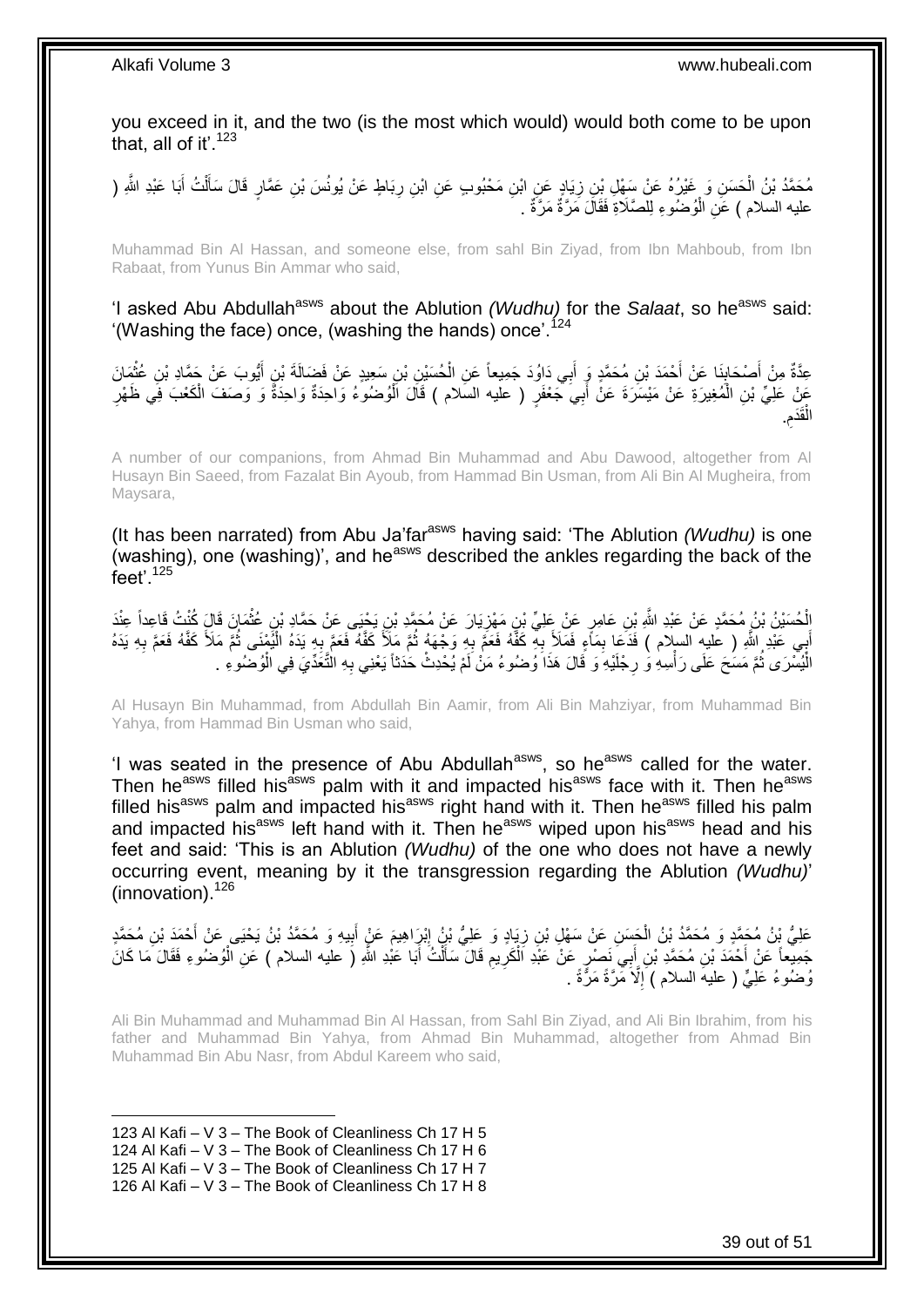you exceed in it, and the two (is the most which would) would both come to be upon that, all of it'.[123]

مُحَمَّدُ بْنُ الْحَسَنِ وَ غَيْرُهُ عَنْ سَهْلِ بْنِ زِيَادٍ عَنِ ابْنِ مَحْبُوبٍ عَنِ ابْنِ رِبَاطٍ عَنْ يُونُسَ بْنِ عَمَّارٍ قَالَ سَأَلْتُ أَبَا عَبْدِ اللَّهِ ( عليه السلام ) عَنِ الْوُضُوءِ لِلصَّلَاةِ فَقَالَ مَرَّةٌ مَرَّةٌ .

Muhammad Bin Al Hassan, and someone else, from sahl Bin Ziyad, from Ibn Mahboub, from Ibn Rabaat, from Yunus Bin Ammar who said,

'I asked Abu Abdullah[asws] about the Ablution *(Wudhu)* for the *Salaat*, so he[asws] said: '(Washing the face) once, (washing the hands) once'.[124]

عِدَّةٌ مِنْ أَصْحَابِنَا عَنْ أَحْمَدَ بْنِ مُحَمَّدٍ وَ أَبِي دَاوُدَ جَمِيعاً عَنِ الْحُسَيْنِ بْنِ سَعِيدٍ عَنْ فَضَالَةَ بْنِ أَيُّوبَ عَنْ حَمَّادِ بْنِ عُثْمَانَ عَنْ عَلِيِّ بْنِ الْمُغِيرَةِ عَنْ مَيْسَرَةَ عَنْ أَبِي جَعْفَرٍ ( عليه السلام ) قَالَ الْوُضُوءُ وَاحِدَةٌ وَاحِدَةٌ وَ وَصَفَ الْكَعْبَ فِي ظَهْرِ الْقَدَمِ.

A number of our companions, from Ahmad Bin Muhammad and Abu Dawood, altogether from Al Husayn Bin Saeed, from Fazalat Bin Ayoub, from Hammad Bin Usman, from Ali Bin Al Mugheira, from Maysara,

(It has been narrated) from Abu Ja'far[asws] having said: 'The Ablution *(Wudhu)* is one (washing), one (washing)', and he[asws] described the ankles regarding the back of the feet'.[125]

الْحُسَيْنُ بْنُ مُحَمَّدٍ عَنْ عَبْدِ اللَّهِ بْنِ عَامِرٍ عَنْ عَلِيِّ بْنِ مَهْزِيَارَ عَنْ مُحَمَّدِ بْنِ يَحْيَى عَنْ حَمَّادِ بْنِ عُثْمَانَ قَالَ كُنْتُ قَاعِداً عِنْدَ أَبِي عَبْدِ اللَّهِ ( عليه السلام ) فَدَعَا بِمَاءٍ فَمَلَأَ بِهِ كَفَّهُ فَعَمَّ بِهِ وَجْهَهُ ثُمَّ مَلَأَ كَفَّهُ فَعَمَّ بِهِ يَدَهُ الْيُمْنَى ثُمَّ مَلَأَ كَفَّهُ فَعَمَّ بِهِ يَدَهُ الْيُسْرَى ثُمَّ مَسَحَ عَلَى رَأْسِهِ وَ رِجْلَيْهِ وَ قَالَ هَذَا وُضُوءُ مَنْ لَمْ يُحْدِثْ حَدَثاً يَعْنِي بِهِ التَّعَدِّيَ فِي الْوُضُوءِ .

Al Husayn Bin Muhammad, from Abdullah Bin Aamir, from Ali Bin Mahziyar, from Muhammad Bin Yahya, from Hammad Bin Usman who said,

'I was seated in the presence of Abu Abdullah[asws], so he[asws] called for the water. Then he[asws] filled his[asws] palm with it and impacted his[asws] face with it. Then he[asws] filled his[asws] palm and impacted his[asws] right hand with it. Then he[asws] filled his palm and impacted his[asws] left hand with it. Then he[asws] wiped upon his[asws] head and his feet and said: 'This is an Ablution *(Wudhu)* of the one who does not have a newly occurring event, meaning by it the transgression regarding the Ablution *(Wudhu)*' (innovation).[126]

عَلِيُّ بْنُ مُحَمَّدٍ وَ مُحَمَّدُ بْنُ الْحَسَنِ عَنْ سَهْلِ بْنِ زِيَادٍ وَ عَلِيُّ بْنُ إِبْرَاهِيمَ عَنْ أَبِيهِ وَ مُحَمَّدُ بْنُ يَحْيَى عَنْ أَحْمَدَ بْنِ مُحَمَّدٍ جَمِيعاً عَنْ أَحْمَدَ بْنِ مُحَمَّدِ بْنِ أَبِي نَصْرٍ عَنْ عَبْدِ الْكَرِيمِ قَالَ سَأَلْتُ أَبَا عَبْدِ اللَّهِ ( عليه السلام ) عَنِ الْوُضُوءِ فَقَالَ مَا كَانَ وُضُوءُ عَلِيٍّ ( عليه السلام ) إِلَّا مَرَّةً مَرَّةً .

Ali Bin Muhammad and Muhammad Bin Al Hassan, from Sahl Bin Ziyad, and Ali Bin Ibrahim, from his father and Muhammad Bin Yahya, from Ahmad Bin Muhammad, altogether from Ahmad Bin Muhammad Bin Abu Nasr, from Abdul Kareem who said,

123 Al Kafi – V 3 – The Book of Cleanliness Ch 17 H 5
124 Al Kafi – V 3 – The Book of Cleanliness Ch 17 H 6
125 Al Kafi – V 3 – The Book of Cleanliness Ch 17 H 7
126 Al Kafi – V 3 – The Book of Cleanliness Ch 17 H 8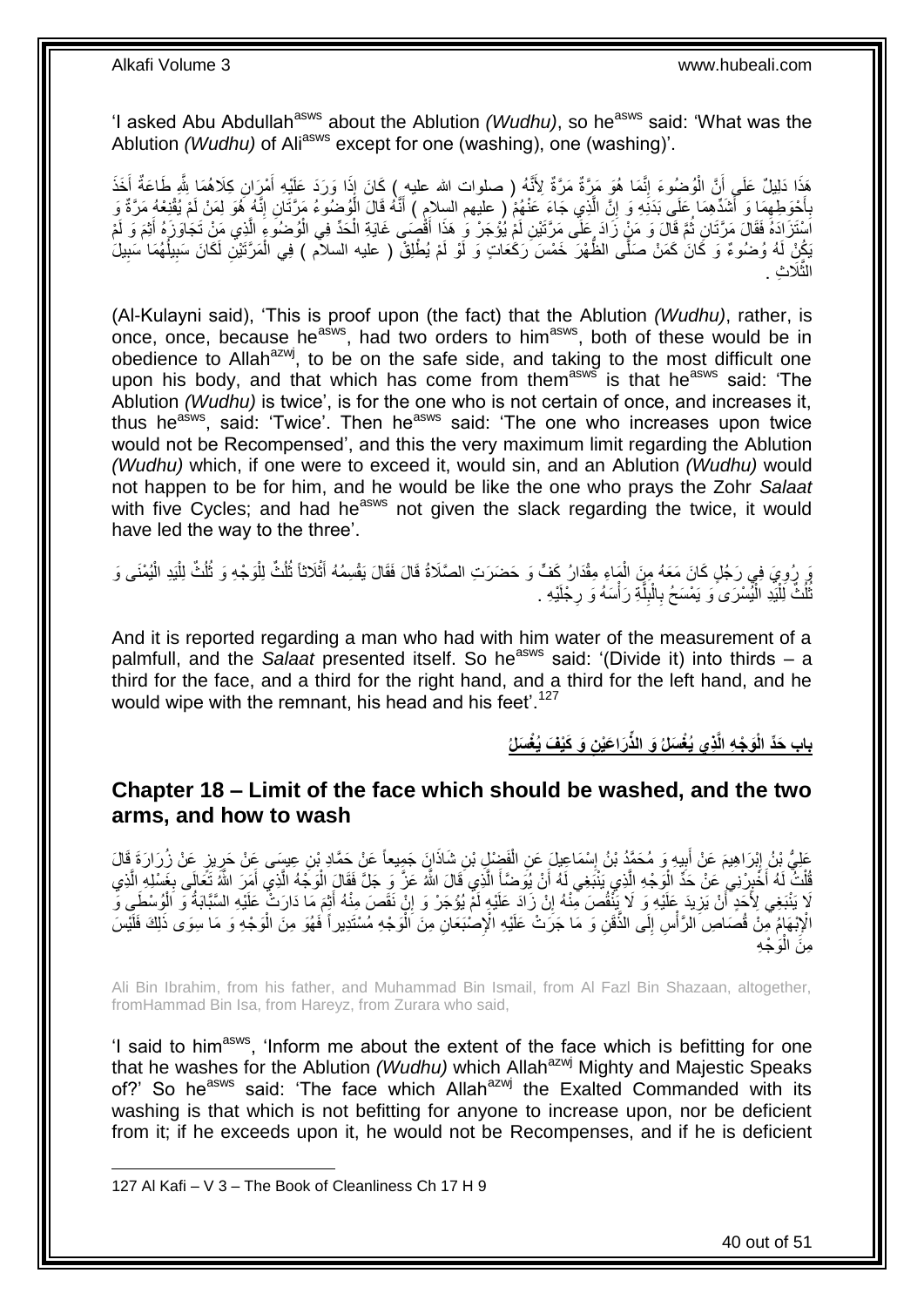'I asked Abu Abdullah[asws] about the Ablution *(Wudhu)*, so he[asws] said: 'What was the Ablution *(Wudhu)* of Ali[asws] except for one (washing), one (washing)'.

هَذَا دَلِيلٌ عَلَى أَنَّ الْوُضُوءَ إِنَّمَا هُوَ مَرَّةٌ مَرَّةٌ لِأَنَّهُ ( صلوات الله عليه ) كَانَ إِذَا وَرَدَ عَلَيْهِ أَمْرَانِ كِلَاهُمَا لِلَّهِ طَاعَةٌ أَخَذَ بِأَحْوَطِهِمَا وَ أَشَدِّهِمَا عَلَى بَدَنِهِ وَ إِنَّ الَّذِي جَاءَ عَنْهُمْ ( عليهم السلام ) أَنَّهُ قَالَ الْوُضُوءُ مَرَّتَانِ إِنَّهُ هُوَ لِمَنْ لَمْ يُقْنِعْهُ مَرَّةٌ وَ اسْتَزَادَهُ فَقَالَ مَرَّتَانِ ثُمَّ قَالَ وَ مَنْ زَادَ عَلَى مَرَّتَيْنِ لَمْ يُؤْجَرْ وَ هَذَا أَقْصَى غَايَةِ الْحَدِّ فِي الْوُضُوءِ الَّذِي مَنْ تَجَاوَزَهُ أَثِمَ وَ لَمْ يَكُنْ لَهُ وُضُوءٌ وَ كَانَ كَمَنْ صَلَّى الظُّهْرَ خَمْسَ رَكَعَاتٍ وَ لَوْ لَمْ يُطْلِقْ ( عليه السلام ) فِي الْمَرَّتَيْنِ لَكَانَ سَبِيلُهُمَا سَبِيلَ الثَّلَاثِ .

(Al-Kulayni said), 'This is proof upon (the fact) that the Ablution *(Wudhu)*, rather, is once, once, because he[asws], had two orders to him[asws], both of these would be in obedience to Allah[azwj], to be on the safe side, and taking to the most difficult one upon his body, and that which has come from them[asws] is that he[asws] said: 'The Ablution *(Wudhu)* is twice', is for the one who is not certain of once, and increases it, thus he[asws], said: 'Twice'. Then he[asws] said: 'The one who increases upon twice would not be Recompensed', and this the very maximum limit regarding the Ablution *(Wudhu)* which, if one were to exceed it, would sin, and an Ablution *(Wudhu)* would not happen to be for him, and he would be like the one who prays the Zohr *Salaat* with five Cycles; and had he[asws] not given the slack regarding the twice, it would have led the way to the three'.

وَ رُوِيَ فِي رَجُلٍ كَانَ مَعَهُ مِنَ الْمَاءِ مِقْدَارُ كَفٍّ وَ حَضَرَتِ الصَّلَاةُ قَالَ فَقَالَ يَقْسِمُهُ أَثْلَاثاً ثُلُثٌ لِلْوَجْهِ وَ ثُلُثٌ لِلْيَدِ الْيُمْنَى وَ ثُلُثٌ لِلْيَدِ الْيُسْرَى وَ يَمْسَحُ بِالْبِلَّةِ رَأْسَهُ وَ رِجْلَيْهِ .

And it is reported regarding a man who had with him water of the measurement of a palmfull, and the *Salaat* presented itself. So he[asws] said: '(Divide it) into thirds – a third for the face, and a third for the right hand, and a third for the left hand, and he would wipe with the remnant, his head and his feet'.[127]

## بَابُ حَدِّ الْوَجْهِ الَّذِي يُغْسَلُ وَ الذِّرَاعَيْنِ وَ كَيْفَ يُغْسَلُ

## Chapter 18 – Limit of the face which should be washed, and the two arms, and how to wash

عَلِيُّ بْنُ إِبْرَاهِيمَ عَنْ أَبِيهِ وَ مُحَمَّدُ بْنُ إِسْمَاعِيلَ عَنِ الْفَضْلِ بْنِ شَاذَانَ جَمِيعاً عَنْ حَمَّادِ بْنِ عِيسَى عَنْ حَرِيزٍ عَنْ زُرَارَةَ قَالَ قُلْتُ لَهُ أَخْبِرْنِي عَنْ حَدِّ الْوَجْهِ الَّذِي يَنْبَغِي لَهُ أَنْ يُوَضَّأَ الَّذِي قَالَ اللَّهُ عَزَّ وَ جَلَّ فَقَالَ الْوَجْهُ الَّذِي أَمَرَ اللَّهُ تَعَالَى بِغَسْلِهِ الَّذِي لَا يَنْبَغِي لِأَحَدٍ أَنْ يَزِيدَ عَلَيْهِ وَ لَا يَنْقُصَ مِنْهُ إِنْ زَادَ عَلَيْهِ لَمْ يُؤْجَرْ وَ إِنْ نَقَصَ مِنْهُ أَثِمَ مَا دَارَتْ عَلَيْهِ السَّبَّابَةُ وَ الْوُسْطَى وَ الْإِبْهَامُ مِنْ قُصَاصِ الرَّأْسِ إِلَى الذَّقَنِ وَ مَا جَرَتْ عَلَيْهِ الْإِصْبَعَانِ مِنَ الْوَجْهِ مُسْتَدِيراً فَهُوَ مِنَ الْوَجْهِ وَ مَا سِوَى ذَلِكَ فَلَيْسَ مِنَ الْوَجْهِ

Ali Bin Ibrahim, from his father, and Muhammad Bin Ismail, from Al Fazl Bin Shazaan, altogether, fromHammad Bin Isa, from Hareyz, from Zurara who said,

'I said to him[asws], 'Inform me about the extent of the face which is befitting for one that he washes for the Ablution *(Wudhu)* which Allah[azwj] Mighty and Majestic Speaks of?' So he[asws] said: 'The face which Allah[azwj] the Exalted Commanded with its washing is that which is not befitting for anyone to increase upon, nor be deficient from it; if he exceeds upon it, he would not be Recompenses, and if he is deficient

---

127 Al Kafi – V 3 – The Book of Cleanliness Ch 17 H 9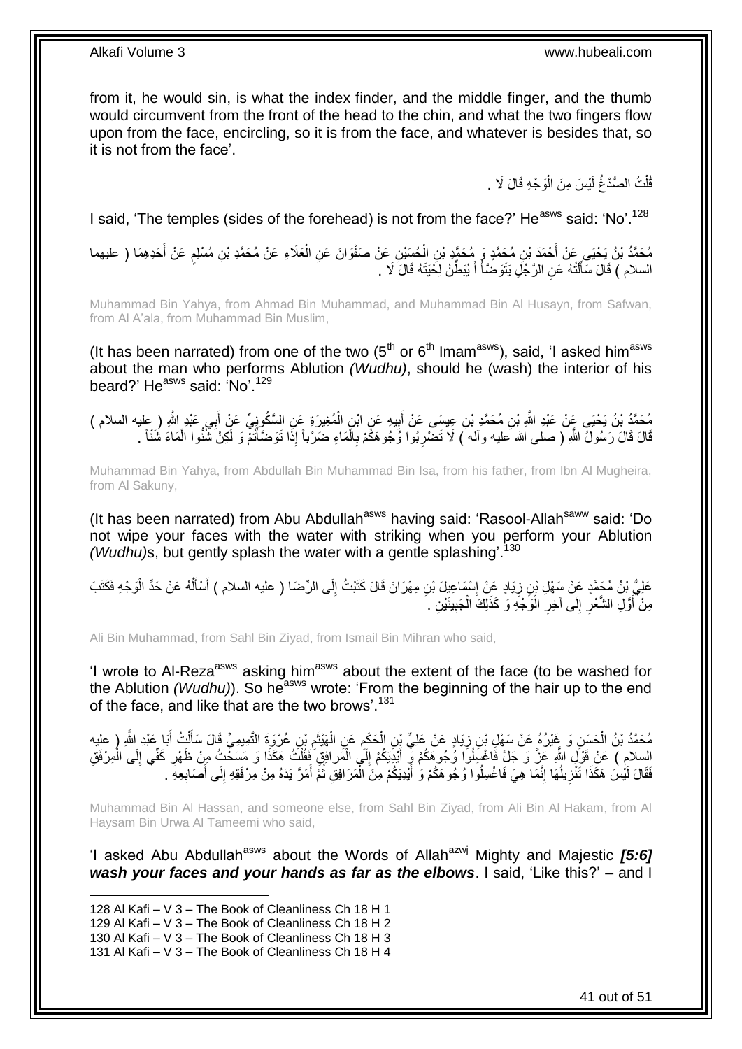from it, he would sin, is what the index finder, and the middle finger, and the thumb would circumvent from the front of the head to the chin, and what the two fingers flow upon from the face, encircling, so it is from the face, and whatever is besides that, so it is not from the face'.

قُلْتُ الصُّدْغُ لَيْسَ مِنَ الْوَجْهِ قَالَ لَا .

I said, 'The temples (sides of the forehead) is not from the face?' He[asws] said: 'No'.[128]

مُحَمَّدُ بْنُ يَحْيَى عَنْ أَحْمَدَ بْنِ مُحَمَّدٍ وَ مُحَمَّدِ بْنِ الْحُسَيْنِ عَنْ صَفْوَانَ عَنِ الْعَلَاءِ عَنْ مُحَمَّدِ بْنِ مُسْلِمٍ عَنْ أَحَدِهِمَا ( عليهما السلام ) قَالَ سَأَلْتُهُ عَنِ الرَّجُلِ يَتَوَضَّأُ أَ يُبَطِّنُ لِحْيَتَهُ قَالَ لَا .

Muhammad Bin Yahya, from Ahmad Bin Muhammad, and Muhammad Bin Al Husayn, from Safwan, from Al A'ala, from Muhammad Bin Muslim,

(It has been narrated) from one of the two (5[th] or 6[th] Imam[asws]), said, 'I asked him[asws] about the man who performs Ablution *(Wudhu)*, should he (wash) the interior of his beard?' He[asws] said: 'No'.[129]

مُحَمَّدُ بْنُ يَحْيَى عَنْ عَبْدِ اللَّهِ بْنِ مُحَمَّدِ بْنِ عِيسَى عَنْ أَبِيهِ عَنِ ابْنِ الْمُغِيرَةِ عَنِ السَّكُونِيِّ عَنْ أَبِي عَبْدِ اللَّهِ ( عليه السلام ) قَالَ قَالَ رَسُولُ اللَّهِ ( صلى الله عليه وآله ) لَا تَضْرِبُوا وُجُوهَكُمْ بِالْمَاءِ ضَرْباً إِذَا تَوَضَّأْتُمْ وَ لَكِنْ شُنُّوا الْمَاءَ شَنّاً .

Muhammad Bin Yahya, from Abdullah Bin Muhammad Bin Isa, from his father, from Ibn Al Mugheira, from Al Sakuny,

(It has been narrated) from Abu Abdullah[asws] having said: 'Rasool-Allah[saww] said: 'Do not wipe your faces with the water with striking when you perform your Ablution *(Wudhu)*s, but gently splash the water with a gentle splashing'.[130]

عَلِيُّ بْنُ مُحَمَّدٍ عَنْ سَهْلِ بْنِ زِيَادٍ عَنْ إِسْمَاعِيلَ بْنِ مِهْرَانَ قَالَ كَتَبْتُ إِلَى الرِّضَا ( عليه السلام ) أَسْأَلُهُ عَنْ حَدِّ الْوَجْهِ فَكَتَبَ مِنْ أَوَّلِ الشَّعْرِ إِلَى آخِرِ الْوَجْهِ وَ كَذَلِكَ الْجَبِينَيْنِ .

Ali Bin Muhammad, from Sahl Bin Ziyad, from Ismail Bin Mihran who said,

'I wrote to Al-Reza[asws] asking him[asws] about the extent of the face (to be washed for the Ablution *(Wudhu)*). So he[asws] wrote: 'From the beginning of the hair up to the end of the face, and like that are the two brows'.[131]

مُحَمَّدُ بْنُ الْحَسَنِ وَ غَيْرُهُ عَنْ سَهْلِ بْنِ زِيَادٍ عَنْ عَلِيِّ بْنِ الْحَكَمِ عَنِ الْهَيْثَمِ بْنِ عُرْوَةَ التَّمِيمِيِّ قَالَ سَأَلْتُ أَبَا عَبْدِ اللَّهِ ( عليه السلام ) عَنْ قَوْلِ اللَّهِ عَزَّ وَ جَلَّ فَاغْسِلُوا وُجُوهَكُمْ وَ أَيْدِيَكُمْ إِلَى الْمَرافِقِ فَقُلْتُ هَكَذَا وَ مَسَحْتُ مِنْ ظَهْرِ كَفِّي إِلَى الْمِرْفَقِ فَقَالَ لَيْسَ هَكَذَا تَنْزِيلُهَا إِنَّمَا هِيَ فَاغْسِلُوا وُجُوهَكُمْ وَ أَيْدِيَكُمْ مِنَ الْمَرَافِقِ ثُمَّ أَمَرَّ يَدَهُ مِنْ مِرْفَقِهِ إِلَى أَصَابِعِهِ .

Muhammad Bin Al Hassan, and someone else, from Sahl Bin Ziyad, from Ali Bin Al Hakam, from Al Haysam Bin Urwa Al Tameemi who said,

'I asked Abu Abdullah[asws] about the Words of Allah[azwj] Mighty and Majestic ***[5:6] wash your faces and your hands as far as the elbows***. I said, 'Like this?' – and I

128 Al Kafi – V 3 – The Book of Cleanliness Ch 18 H 1
129 Al Kafi – V 3 – The Book of Cleanliness Ch 18 H 2
130 Al Kafi – V 3 – The Book of Cleanliness Ch 18 H 3
131 Al Kafi – V 3 – The Book of Cleanliness Ch 18 H 4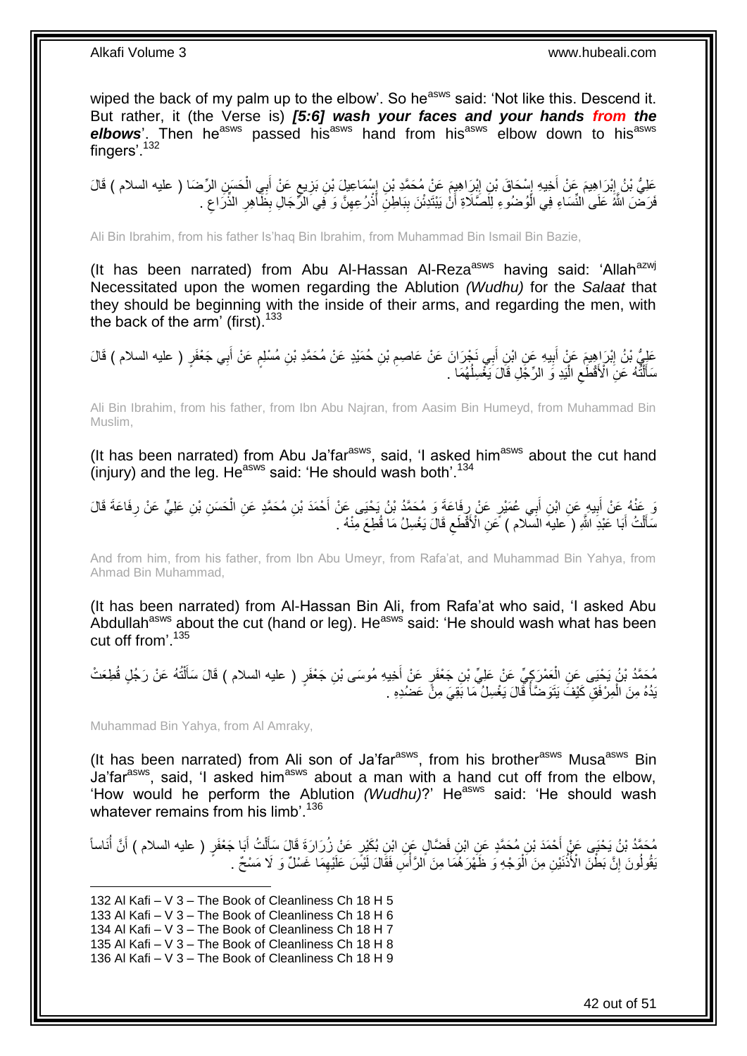wiped the back of my palm up to the elbow'. So he[asws] said: 'Not like this. Descend it. But rather, it (the Verse is) ***[5:6] wash your faces and your hands from the elbows***'. Then he[asws] passed his[asws] hand from his[asws] elbow down to his[asws] fingers'.[132]

عَلِيُّ بْنُ إِبْرَاهِيمَ عَنْ أَخِيهِ إِسْحَاقَ بْنِ إِبْرَاهِيمَ عَنْ مُحَمَّدِ بْنِ إِسْمَاعِيلَ بْنِ بَزِيعٍ عَنْ أَبِي الْحَسَنِ الرِّضَا ( عليه السلام ) قَالَ فَرَضَ اللَّهُ عَلَى النِّسَاءِ فِي الْوُضُوءِ لِلصَّلَاةِ أَنْ يَبْتَدِئْنَ بِبَاطِنِ أَذْرُعِهِنَّ وَ فِي الرِّجَالِ بِظَاهِرِ الذِّرَاعِ .

Ali Bin Ibrahim, from his father Is'haq Bin Ibrahim, from Muhammad Bin Ismail Bin Bazie,

(It has been narrated) from Abu Al-Hassan Al-Reza[asws] having said: 'Allah[azwj] Necessitated upon the women regarding the Ablution *(Wudhu)* for the *Salaat* that they should be beginning with the inside of their arms, and regarding the men, with the back of the arm' (first).[133]

عَلِيُّ بْنُ إِبْرَاهِيمَ عَنْ أَبِيهِ عَنِ ابْنِ أَبِي نَجْرَانَ عَنْ عَاصِمِ بْنِ حُمَيْدٍ عَنْ مُحَمَّدِ بْنِ مُسْلِمٍ عَنْ أَبِي جَعْفَرٍ ( عليه السلام ) قَالَ سَأَلْتُهُ عَنِ الْأَقْطَعِ الْيَدِ وَ الرِّجْلِ قَالَ يَغْسِلُهُمَا .

Ali Bin Ibrahim, from his father, from Ibn Abu Najran, from Aasim Bin Humeyd, from Muhammad Bin Muslim,

(It has been narrated) from Abu Ja'far[asws], said, 'I asked him[asws] about the cut hand (injury) and the leg. He[asws] said: 'He should wash both'.[134]

وَ عَنْهُ عَنْ أَبِيهِ عَنِ ابْنِ أَبِي عُمَيْرٍ عَنْ رِفَاعَةَ وَ مُحَمَّدُ بْنُ يَحْيَى عَنْ أَحْمَدَ بْنِ مُحَمَّدٍ عَنِ الْحَسَنِ بْنِ عَلِيٍّ عَنْ رِفَاعَةَ قَالَ سَأَلْتُ أَبَا عَبْدِ اللَّهِ ( عليه السلام ) عَنِ الْأَقْطَعِ قَالَ يَغْسِلُ مَا قُطِعَ مِنْهُ .

And from him, from his father, from Ibn Abu Umeyr, from Rafa'at, and Muhammad Bin Yahya, from Ahmad Bin Muhammad,

(It has been narrated) from Al-Hassan Bin Ali, from Rafa'at who said, 'I asked Abu Abdullah[asws] about the cut (hand or leg). He[asws] said: 'He should wash what has been cut off from'.[135]

مُحَمَّدُ بْنُ يَحْيَى عَنِ الْعَمْرَكِيِّ عَنْ عَلِيِّ بْنِ جَعْفَرٍ عَنْ أَخِيهِ مُوسَى بْنِ جَعْفَرٍ ( عليه السلام ) قَالَ سَأَلْتُهُ عَنْ رَجُلٍ قُطِعَتْ يَدُهُ مِنَ الْمِرْفَقِ كَيْفَ يَتَوَضَّأُ قَالَ يَغْسِلُ مَا بَقِيَ مِنْ عَضُدِهِ .

Muhammad Bin Yahya, from Al Amraky,

(It has been narrated) from Ali son of Ja'far[asws], from his brother[asws] Musa[asws] Bin Ja'far[asws], said, 'I asked him[asws] about a man with a hand cut off from the elbow, 'How would he perform the Ablution *(Wudhu)*?' He[asws] said: 'He should wash whatever remains from his limb'.[136]

مُحَمَّدُ بْنُ يَحْيَى عَنْ أَحْمَدَ بْنِ مُحَمَّدٍ عَنِ ابْنِ فَضَّالٍ عَنِ ابْنِ بُكَيْرٍ عَنْ زُرَارَةَ قَالَ سَأَلْتُ أَبَا جَعْفَرٍ ( عليه السلام ) أَنَّ أُنَاساً يَقُولُونَ إِنَّ بَطْنَ الْأُذُنَيْنِ مِنَ الْوَجْهِ وَ ظَهْرَهُمَا مِنَ الرَّأْسِ فَقَالَ لَيْسَ عَلَيْهِمَا غَسْلٌ وَ لَا مَسْحٌ .

132 Al Kafi – V 3 – The Book of Cleanliness Ch 18 H 5
133 Al Kafi – V 3 – The Book of Cleanliness Ch 18 H 6
134 Al Kafi – V 3 – The Book of Cleanliness Ch 18 H 7
135 Al Kafi – V 3 – The Book of Cleanliness Ch 18 H 8
136 Al Kafi – V 3 – The Book of Cleanliness Ch 18 H 9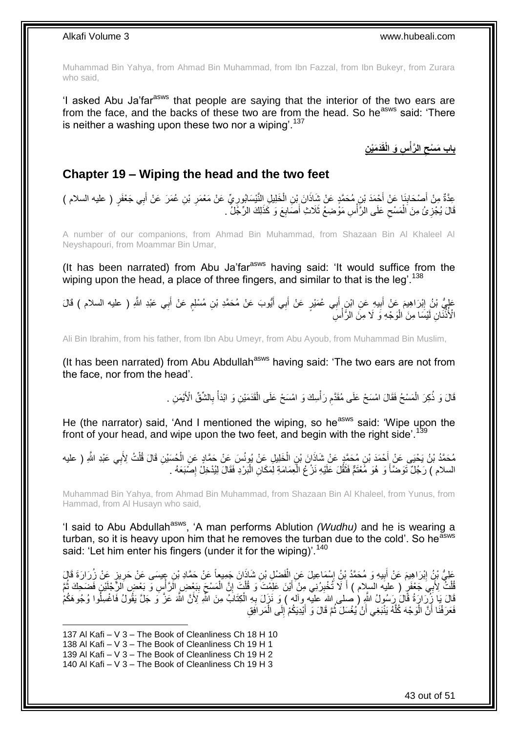Muhammad Bin Yahya, from Ahmad Bin Muhammad, from Ibn Fazzal, from Ibn Bukeyr, from Zurara who said,

'I asked Abu Ja'far[asws] that people are saying that the interior of the two ears are from the face, and the backs of these two are from the head. So he[asws] said: 'There is neither a washing upon these two nor a wiping'.[137]

## باب مَسْحِ الرَّأْسِ وَ الْقَدَمَيْنِ

## Chapter 19 – Wiping the head and the two feet

عِدَّةٌ مِنْ أَصْحَابِنَا عَنْ أَحْمَدَ بْنِ مُحَمَّدٍ عَنْ شَاذَانَ بْنِ الْخَلِيلِ النَّيْسَابُورِيِّ عَنْ مَعْمَرِ بْنِ عُمَرَ عَنْ أَبِي جَعْفَرٍ ( عليه السلام ) قَالَ يُجْزِئُ مِنَ الْمَسْحِ عَلَى الرَّأْسِ مَوْضِعُ ثَلَاثِ أَصَابِعَ وَ كَذَلِكَ الرِّجْلُ .

A number of our companions, from Ahmad Bin Muhammad, from Shazaan Bin Al Khaleel Al Neyshapouri, from Moammar Bin Umar,

(It has been narrated) from Abu Ja'far[asws] having said: 'It would suffice from the wiping upon the head, a place of three fingers, and similar to that is the leg'.[138]

عَلِيُّ بْنُ إِبْرَاهِيمَ عَنْ أَبِيهِ عَنِ ابْنِ أَبِي عُمَيْرٍ عَنْ أَبِي أَيُّوبَ عَنْ مُحَمَّدِ بْنِ مُسْلِمٍ عَنْ أَبِي عَبْدِ اللَّهِ ( عليه السلام ) قَالَ الْأُذُنَانِ لَيْسَا مِنَ الْوَجْهِ وَ لَا مِنَ الرَّأْسِ

Ali Bin Ibrahim, from his father, from Ibn Abu Umeyr, from Abu Ayoub, from Muhammad Bin Muslim,

(It has been narrated) from Abu Abdullah[asws] having said: 'The two ears are not from the face, nor from the head'.

قَالَ وَ ذُكِرَ الْمَسْحُ فَقَالَ امْسَحْ عَلَى مُقَدَّمِ رَأْسِكَ وَ امْسَحْ عَلَى الْقَدَمَيْنِ وَ ابْدَأْ بِالشِّقِّ الْأَيْمَنِ .

He (the narrator) said, 'And I mentioned the wiping, so he[asws] said: 'Wipe upon the front of your head, and wipe upon the two feet, and begin with the right side'.[139]

مُحَمَّدُ بْنُ يَحْيَى عَنْ أَحْمَدَ بْنِ مُحَمَّدٍ عَنْ شَاذَانَ بْنِ الْخَلِيلِ عَنْ يُونُسَ عَنْ حَمَّادٍ عَنِ الْحُسَيْنِ قَالَ قُلْتُ لِأَبِي عَبْدِ اللَّهِ ( عليه السلام ) رَجُلٌ تَوَضَّأَ وَ هُوَ مُعْتَمٌّ فَثَقُلَ عَلَيْهِ نَزْعُ الْعِمَامَةِ لِمَكَانِ الْبَرْدِ فَقَالَ لِيُدْخِلْ إِصْبَعَهُ .

Muhammad Bin Yahya, from Ahmad Bin Muhammad, from Shazaan Bin Al Khaleel, from Yunus, from Hammad, from Al Husayn who said,

'I said to Abu Abdullah[asws], 'A man performs Ablution *(Wudhu)* and he is wearing a turban, so it is heavy upon him that he removes the turban due to the cold'. So he[asws] said: 'Let him enter his fingers (under it for the wiping)'.[140]

عَلِيُّ بْنُ إِبْرَاهِيمَ عَنْ أَبِيهِ وَ مُحَمَّدُ بْنُ إِسْمَاعِيلَ عَنِ الْفَضْلِ بْنِ شَاذَانَ جَمِيعاً عَنْ حَمَّادِ بْنِ عِيسَى عَنْ حَرِيزٍ عَنْ زُرَارَةَ قَالَ قُلْتُ لِأَبِي جَعْفَرٍ ( عليه السلام ) أَ لَا تُخْبِرُنِي مِنْ أَيْنَ عَلِمْتَ وَ قُلْتَ إِنَّ الْمَسْحَ بِبَعْضِ الرَّأْسِ وَ بَعْضِ الرِّجْلَيْنِ فَضَحِكَ ثُمَّ قَالَ يَا زُرَارَةُ قَالَ رَسُولُ اللَّهِ ( صلى الله عليه وآله ) وَ نَزَلَ بِهِ الْكِتَابُ مِنَ اللَّهِ لِأَنَّ اللَّهَ عَزَّ وَ جَلَّ يَقُولُ فَاغْسِلُوا وُجُوهَكُمْ فَعَرَفْنَا أَنَّ الْوَجْهَ كُلَّهُ يَنْبَغِي أَنْ يُغْسَلَ ثُمَّ قَالَ وَ أَيْدِيَكُمْ إِلَى الْمَرافِقِ

137 Al Kafi – V 3 – The Book of Cleanliness Ch 18 H 10
138 Al Kafi – V 3 – The Book of Cleanliness Ch 19 H 1
139 Al Kafi – V 3 – The Book of Cleanliness Ch 19 H 2
140 Al Kafi – V 3 – The Book of Cleanliness Ch 19 H 3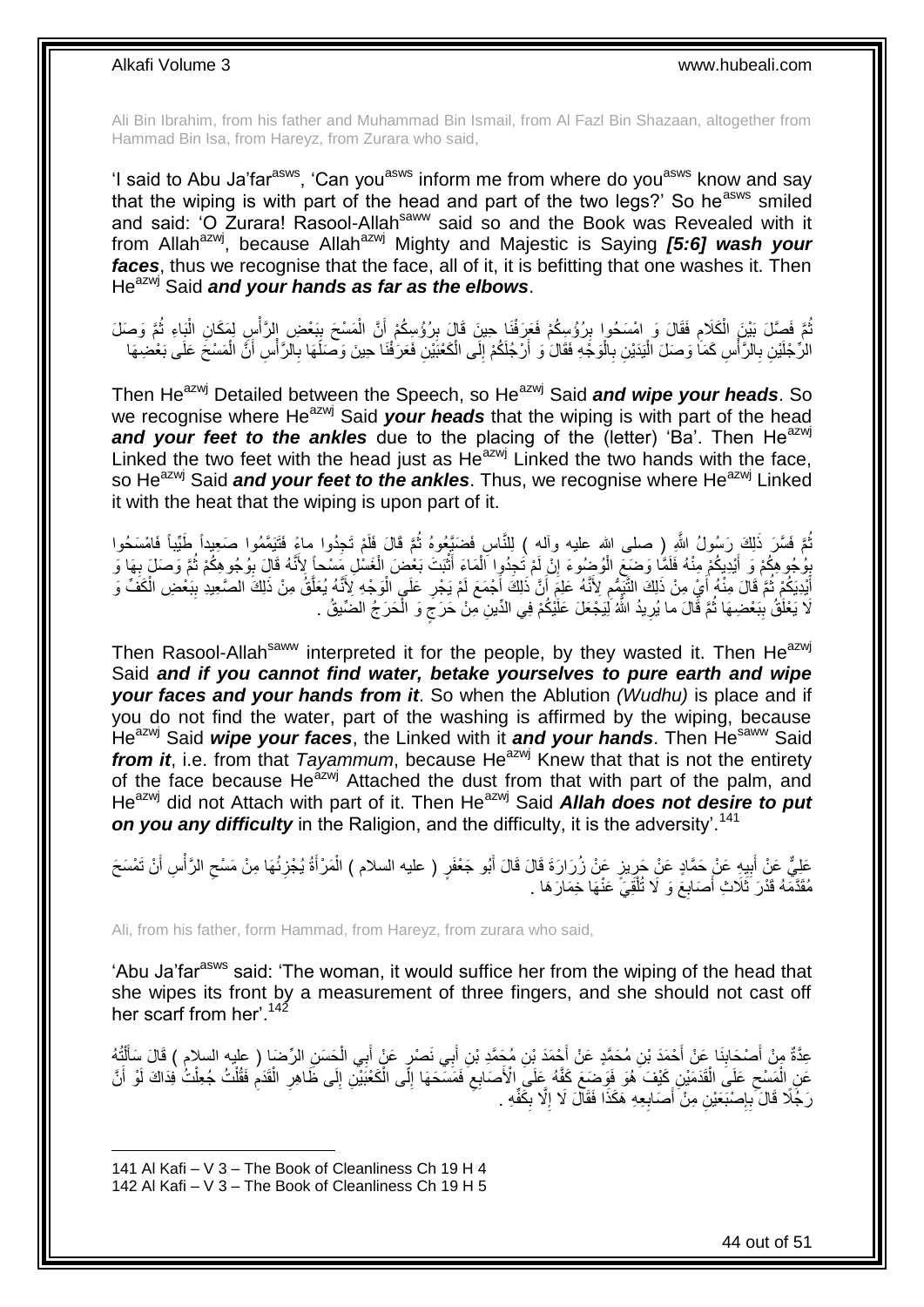Ali Bin Ibrahim, from his father and Muhammad Bin Ismail, from Al Fazl Bin Shazaan, altogether from Hammad Bin Isa, from Hareyz, from Zurara who said,

'I said to Abu Ja'far[asws], 'Can you[asws] inform me from where do you[asws] know and say that the wiping is with part of the head and part of the two legs?' So he[asws] smiled and said: 'O Zurara! Rasool-Allah[saww] said so and the Book was Revealed with it from Allah[azwj], because Allah[azwj] Mighty and Majestic is Saying ***[5:6] wash your faces***, thus we recognise that the face, all of it, it is befitting that one washes it. Then He[azwj] Said ***and your hands as far as the elbows***.

ثُمَّ فَصَّلَ بَيْنَ الْكَلَامِ فَقَالَ وَ امْسَحُوا بِرُؤُسِكُمْ فَعَرَفْنَا حِينَ قَالَ بِرُؤُسِكُمْ أَنَّ الْمَسْحَ بِبَعْضِ الرَّأْسِ لِمَكَانِ الْبَاءِ ثُمَّ وَصَلَ الرِّجْلَيْنِ بِالرَّأْسِ كَمَا وَصَلَ الْيَدَيْنِ بِالْوَجْهِ فَقَالَ وَ أَرْجُلَكُمْ إِلَى الْكَعْبَيْنِ فَعَرَفْنَا حِينَ وَصَلَهَا بِالرَّأْسِ أَنَّ الْمَسْحَ عَلَى بَعْضِهَا

Then He[azwj] Detailed between the Speech, so He[azwj] Said ***and wipe your heads***. So we recognise where He[azwj] Said ***your heads*** that the wiping is with part of the head ***and your feet to the ankles*** due to the placing of the (letter) 'Ba'. Then He[azwj] Linked the two feet with the head just as He[azwj] Linked the two hands with the face, so He[azwj] Said ***and your feet to the ankles***. Thus, we recognise where He[azwj] Linked it with the heat that the wiping is upon part of it.

ثُمَّ فَسَّرَ ذَلِكَ رَسُولُ اللَّهِ ( صلى الله عليه وآله ) لِلنَّاسِ فَضَيَّعُوهُ ثُمَّ قَالَ فَلَمْ تَجِدُوا ماءً فَتَيَمَّمُوا صَعِيداً طَيِّباً فَامْسَحُوا بِوُجُوهِكُمْ وَ أَيْدِيكُمْ مِنْهُ فَلَمَّا وَضَعَ الْوُضُوءَ إِنْ لَمْ تَجِدُوا الْمَاءَ أَثْبَتَ بَعْضَ الْغَسْلِ مَسْحاً لِأَنَّهُ قَالَ بِوُجُوهِكُمْ ثُمَّ وَصَلَ بِهَا وَ أَيْدِيَكُمْ ثُمَّ قَالَ مِنْهُ أَيْ مِنْ ذَلِكَ التَّيَمُّمِ لِأَنَّهُ عَلِمَ أَنَّ ذَلِكَ أَجْمَعَ لَمْ يَجْرِ عَلَى الْوَجْهِ لِأَنَّهُ يُعَلَّقُ مِنْ ذَلِكَ الصَّعِيدِ بِبَعْضِ الْكَفِّ وَ لَا يَعْلَقُ بِبَعْضِهَا ثُمَّ قَالَ ما يُرِيدُ اللَّهُ لِيَجْعَلَ عَلَيْكُمْ فِي الدِّينِ مِنْ حَرَجٍ وَ الْحَرَجُ الضِّيقُ .

Then Rasool-Allah[saww] interpreted it for the people, by they wasted it. Then He[azwj] Said ***and if you cannot find water, betake yourselves to pure earth and wipe your faces and your hands from it***. So when the Ablution *(Wudhu)* is place and if you do not find the water, part of the washing is affirmed by the wiping, because He[azwj] Said ***wipe your faces***, the Linked with it ***and your hands***. Then He[saww] Said ***from it***, i.e. from that *Tayammum*, because He[azwj] Knew that that is not the entirety of the face because He[azwj] Attached the dust from that with part of the palm, and He[azwj] did not Attach with part of it. Then He[azwj] Said ***Allah does not desire to put on you any difficulty*** in the Raligion, and the difficulty, it is the adversity'.[141]

عَلِيٌّ عَنْ أَبِيهِ عَنْ حَمَّادٍ عَنْ حَرِيزٍ عَنْ زُرَارَةَ قَالَ قَالَ أَبُو جَعْفَرٍ ( عليه السلام ) الْمَرْأَةُ يُجْزِئُهَا مِنْ مَسْحِ الرَّأْسِ أَنْ تَمْسَحَ مُقَدَّمَهُ قَدْرَ ثَلَاثِ أَصَابِعَ وَ لَا تُلْقِيَ عَنْهَا خِمَارَهَا .

Ali, from his father, form Hammad, from Hareyz, from zurara who said,

'Abu Ja'far[asws] said: 'The woman, it would suffice her from the wiping of the head that she wipes its front by a measurement of three fingers, and she should not cast off her scarf from her'.[142]

عِدَّةٌ مِنْ أَصْحَابِنَا عَنْ أَحْمَدَ بْنِ مُحَمَّدٍ عَنْ أَحْمَدَ بْنِ مُحَمَّدِ بْنِ أَبِي نَصْرٍ عَنْ أَبِي الْحَسَنِ الرِّضَا ( عليه السلام ) قَالَ سَأَلْتُهُ عَنِ الْمَسْحِ عَلَى الْقَدَمَيْنِ كَيْفَ هُوَ فَوَضَعَ كَفَّهُ عَلَى الْأَصَابِعِ فَمَسَحَهَا إِلَى الْكَعْبَيْنِ إِلَى ظَاهِرِ الْقَدَمِ فَقُلْتُ جُعِلْتُ فِدَاكَ لَوْ أَنَّ رَجُلًا قَالَ بِإِصْبَعَيْنِ مِنْ أَصَابِعِهِ هَكَذَا فَقَالَ لَا إِلَّا بِكَفِّهِ .

---

141 Al Kafi – V 3 – The Book of Cleanliness Ch 19 H 4
142 Al Kafi – V 3 – The Book of Cleanliness Ch 19 H 5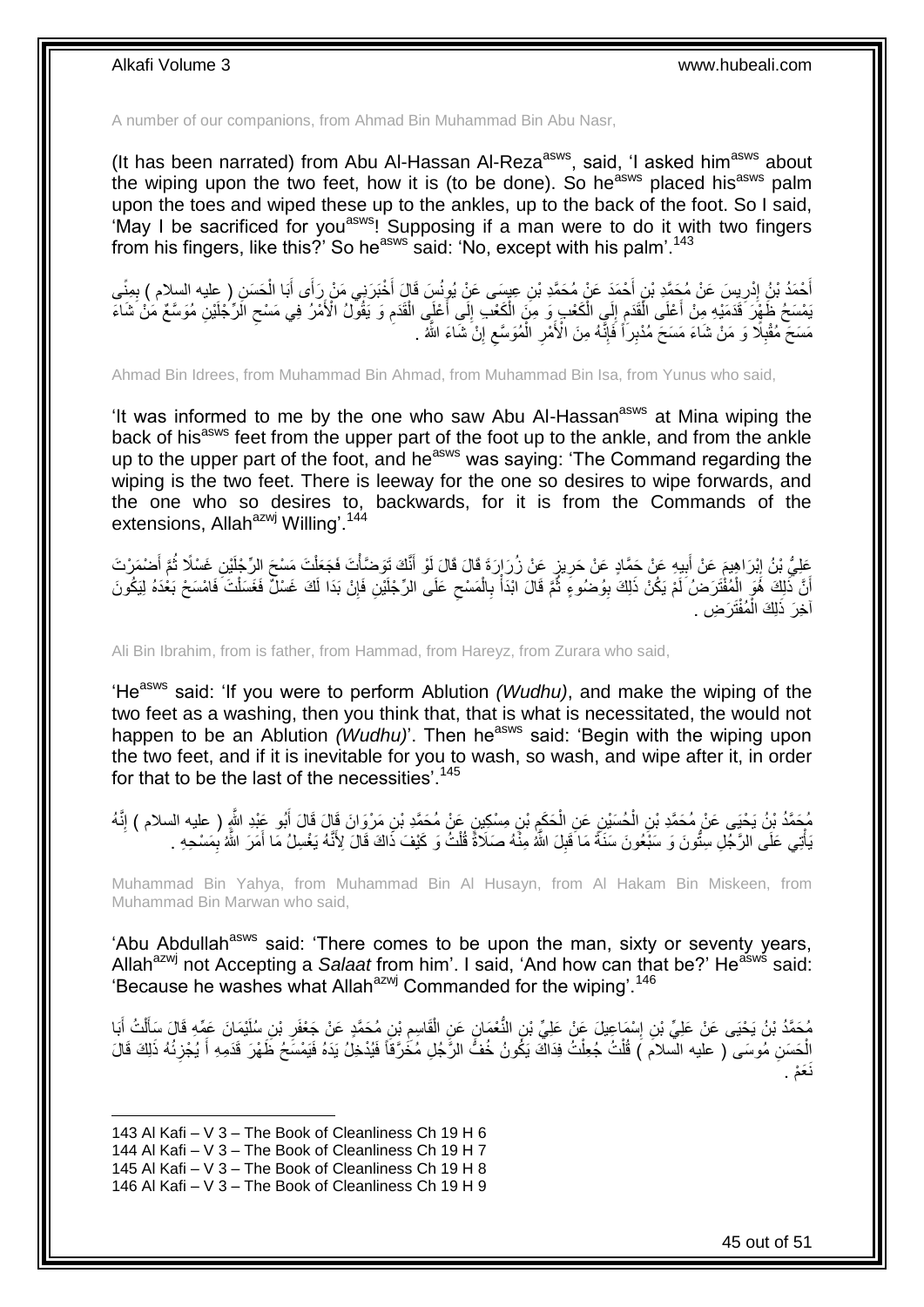A number of our companions, from Ahmad Bin Muhammad Bin Abu Nasr,

(It has been narrated) from Abu Al-Hassan Al-Reza[asws], said, 'I asked him[asws] about the wiping upon the two feet, how it is (to be done). So he[asws] placed his[asws] palm upon the toes and wiped these up to the ankles, up to the back of the foot. So I said, 'May I be sacrificed for you[asws]! Supposing if a man were to do it with two fingers from his fingers, like this?' So he[asws] said: 'No, except with his palm'.[143]

أَحْمَدُ بْنُ إِدْرِيسَ عَنْ مُحَمَّدِ بْنِ أَحْمَدَ عَنْ مُحَمَّدِ بْنِ عِيسَى عَنْ يُونُسَ قَالَ أَخْبَرَنِي مَنْ رَأَى أَبَا الْحَسَنِ ( عليه السلام ) بِمِنًى يَمْسَحُ ظَهْرَ قَدَمَيْهِ مِنْ أَعْلَى الْقَدَمِ إِلَى الْكَعْبِ وَ مِنَ الْكَعْبِ إِلَى أَعْلَى الْقَدَمِ وَ يَقُولُ الْأَمْرُ فِي مَسْحِ الرِّجْلَيْنِ مُوَسَّعٌ مَنْ شَاءَ مَسَحَ مُقْبِلًا وَ مَنْ شَاءَ مَسَحَ مُدْبِراً فَإِنَّهُ مِنَ الْأَمْرِ الْمُوَسَّعِ إِنْ شَاءَ اللَّهُ .

Ahmad Bin Idrees, from Muhammad Bin Ahmad, from Muhammad Bin Isa, from Yunus who said,

'It was informed to me by the one who saw Abu Al-Hassan[asws] at Mina wiping the back of his[asws] feet from the upper part of the foot up to the ankle, and from the ankle up to the upper part of the foot, and he[asws] was saying: 'The Command regarding the wiping is the two feet. There is leeway for the one so desires to wipe forwards, and the one who so desires to, backwards, for it is from the Commands of the extensions, Allah[azwj] Willing'.[144]

عَلِيُّ بْنُ إِبْرَاهِيمَ عَنْ أَبِيهِ عَنْ حَمَّادٍ عَنْ حَرِيزٍ عَنْ زُرَارَةَ قَالَ قَالَ لَوْ أَنَّكَ تَوَضَّأْتَ فَجَعَلْتَ مَسْحَ الرِّجْلَيْنِ غَسْلًا ثُمَّ أَضْمَرْتَ أَنَّ ذَلِكَ هُوَ الْمُفْتَرَضُ لَمْ يَكُنْ ذَلِكَ بِوُضُوءٍ ثُمَّ قَالَ ابْدَأْ بِالْمَسْحِ عَلَى الرِّجْلَيْنِ فَإِنْ بَدَا لَكَ غَسْلٌ فَغَسَلْتَ فَامْسَحْ بَعْدَهُ لِيَكُونَ آخِرَ ذَلِكَ الْمُفْتَرَضِ .

Ali Bin Ibrahim, from is father, from Hammad, from Hareyz, from Zurara who said,

'He[asws] said: 'If you were to perform Ablution *(Wudhu)*, and make the wiping of the two feet as a washing, then you think that, that is what is necessitated, the would not happen to be an Ablution *(Wudhu)*'. Then he[asws] said: 'Begin with the wiping upon the two feet, and if it is inevitable for you to wash, so wash, and wipe after it, in order for that to be the last of the necessities'.[145]

مُحَمَّدُ بْنُ يَحْيَى عَنْ مُحَمَّدِ بْنِ الْحُسَيْنِ عَنِ الْحَكَمِ بْنِ مِسْكِينٍ عَنْ مُحَمَّدِ بْنِ مَرْوَانَ قَالَ قَالَ أَبُو عَبْدِ اللَّهِ ( عليه السلام ) إِنَّهُ يَأْتِي عَلَى الرَّجُلِ سِتُّونَ وَ سَبْعُونَ سَنَةً مَا قَبِلَ اللَّهُ مِنْهُ صَلَاةً قُلْتُ وَ كَيْفَ ذَاكَ قَالَ لِأَنَّهُ يَغْسِلُ مَا أَمَرَ اللَّهُ بِمَسْحِهِ .

Muhammad Bin Yahya, from Muhammad Bin Al Husayn, from Al Hakam Bin Miskeen, from Muhammad Bin Marwan who said,

'Abu Abdullah[asws] said: 'There comes to be upon the man, sixty or seventy years, Allah[azwj] not Accepting a *Salaat* from him'. I said, 'And how can that be?' He[asws] said: 'Because he washes what Allah[azwj] Commanded for the wiping'.[146]

مُحَمَّدُ بْنُ يَحْيَى عَنْ عَلِيِّ بْنِ إِسْمَاعِيلَ عَنْ عَلِيِّ بْنِ النُّعْمَانِ عَنِ الْقَاسِمِ بْنِ مُحَمَّدٍ عَنْ جَعْفَرِ بْنِ سُلَيْمَانَ عَمِّهِ قَالَ سَأَلْتُ أَبَا الْحَسَنِ مُوسَى ( عليه السلام ) قُلْتُ جُعِلْتُ فِدَاكَ يَكُونُ خُفُّ الرَّجُلِ مُخَرَّقاً فَيُدْخِلُ يَدَهُ فَيَمْسَحُ ظَهْرَ قَدَمِهِ أَ يُجْزِئُهُ ذَلِكَ قَالَ نَعَمْ .

143 Al Kafi – V 3 – The Book of Cleanliness Ch 19 H 6
144 Al Kafi – V 3 – The Book of Cleanliness Ch 19 H 7
145 Al Kafi – V 3 – The Book of Cleanliness Ch 19 H 8
146 Al Kafi – V 3 – The Book of Cleanliness Ch 19 H 9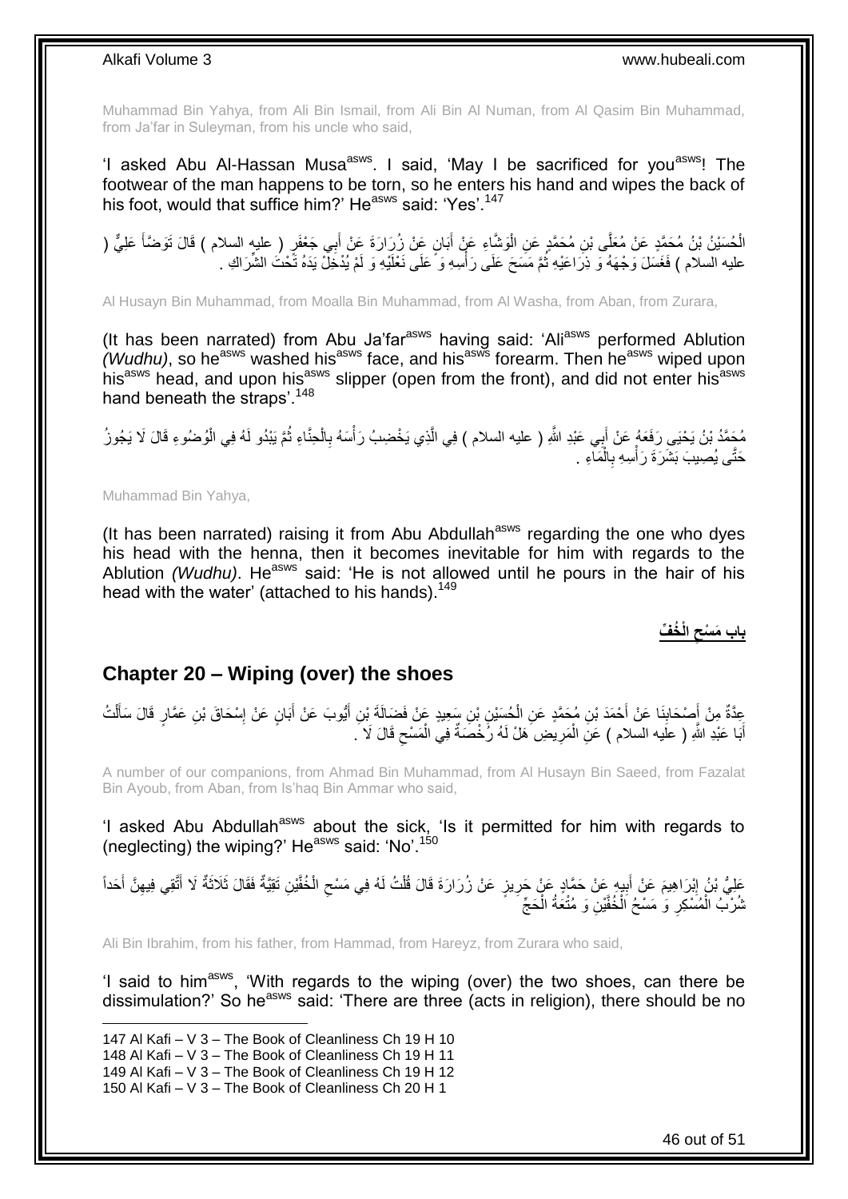Muhammad Bin Yahya, from Ali Bin Ismail, from Ali Bin Al Numan, from Al Qasim Bin Muhammad, from Ja'far in Suleyman, from his uncle who said,

'I asked Abu Al-Hassan Musa[asws]. I said, 'May I be sacrificed for you[asws]! The footwear of the man happens to be torn, so he enters his hand and wipes the back of his foot, would that suffice him?' He[asws] said: 'Yes'.[147]

الْحُسَيْنُ بْنُ مُحَمَّدٍ عَنْ مُعَلَّى بْنِ مُحَمَّدٍ عَنِ الْوَشَّاءِ عَنْ أَبَانٍ عَنْ زُرَارَةَ عَنْ أَبِي جَعْفَرٍ ( عليه السلام ) قَالَ تَوَضَّأَ عَلِيٌّ ( عليه السلام ) فَغَسَلَ وَجْهَهُ وَ ذِرَاعَيْهِ ثُمَّ مَسَحَ عَلَى رَأْسِهِ وَ عَلَى نَعْلَيْهِ وَ لَمْ يُدْخِلْ يَدَهُ تَحْتَ الشِّرَاكِ .

Al Husayn Bin Muhammad, from Moalla Bin Muhammad, from Al Washa, from Aban, from Zurara,

(It has been narrated) from Abu Ja'far[asws] having said: 'Ali[asws] performed Ablution *(Wudhu)*, so he[asws] washed his[asws] face, and his[asws] forearm. Then he[asws] wiped upon his[asws] head, and upon his[asws] slipper (open from the front), and did not enter his[asws] hand beneath the straps'.[148]

مُحَمَّدُ بْنُ يَحْيَى رَفَعَهُ عَنْ أَبِي عَبْدِ اللَّهِ ( عليه السلام ) فِي الَّذِي يَخْضِبُ رَأْسَهُ بِالْحِنَّاءِ ثُمَّ يَبْدُو لَهُ فِي الْوُضُوءِ قَالَ لَا يَجُوزُ حَتَّى يُصِيبَ بَشَرَةَ رَأْسِهِ بِالْمَاءِ .

Muhammad Bin Yahya,

(It has been narrated) raising it from Abu Abdullah[asws] regarding the one who dyes his head with the henna, then it becomes inevitable for him with regards to the Ablution *(Wudhu)*. He[asws] said: 'He is not allowed until he pours in the hair of his head with the water' (attached to his hands).[149]

**باب مَسْحِ الْخُفِّ**

## Chapter 20 – Wiping (over) the shoes

عِدَّةٌ مِنْ أَصْحَابِنَا عَنْ أَحْمَدَ بْنِ مُحَمَّدٍ عَنِ الْحُسَيْنِ بْنِ سَعِيدٍ عَنْ فَضَالَةَ بْنِ أَيُّوبَ عَنْ أَبَانٍ عَنْ إِسْحَاقَ بْنِ عَمَّارٍ قَالَ سَأَلْتُ أَبَا عَبْدِ اللَّهِ ( عليه السلام ) عَنِ الْمَرِيضِ هَلْ لَهُ رُخْصَةٌ فِي الْمَسْحِ قَالَ لَا .

A number of our companions, from Ahmad Bin Muhammad, from Al Husayn Bin Saeed, from Fazalat Bin Ayoub, from Aban, from Is'haq Bin Ammar who said,

'I asked Abu Abdullah[asws] about the sick, 'Is it permitted for him with regards to (neglecting) the wiping?' He[asws] said: 'No'.[150]

عَلِيُّ بْنُ إِبْرَاهِيمَ عَنْ أَبِيهِ عَنْ حَمَّادٍ عَنْ حَرِيزٍ عَنْ زُرَارَةَ قَالَ قُلْتُ لَهُ فِي مَسْحِ الْخُفَّيْنِ تَقِيَّةٌ فَقَالَ ثَلَاثَةٌ لَا أَتَّقِي فِيهِنَّ أَحَداً شُرْبُ الْمُسْكِرِ وَ مَسْحُ الْخُفَّيْنِ وَ مُتْعَةُ الْحَجِّ

Ali Bin Ibrahim, from his father, from Hammad, from Hareyz, from Zurara who said,

'I said to him[asws], 'With regards to the wiping (over) the two shoes, can there be dissimulation?' So he[asws] said: 'There are three (acts in religion), there should be no

147 Al Kafi – V 3 – The Book of Cleanliness Ch 19 H 10
148 Al Kafi – V 3 – The Book of Cleanliness Ch 19 H 11
149 Al Kafi – V 3 – The Book of Cleanliness Ch 19 H 12
150 Al Kafi – V 3 – The Book of Cleanliness Ch 20 H 1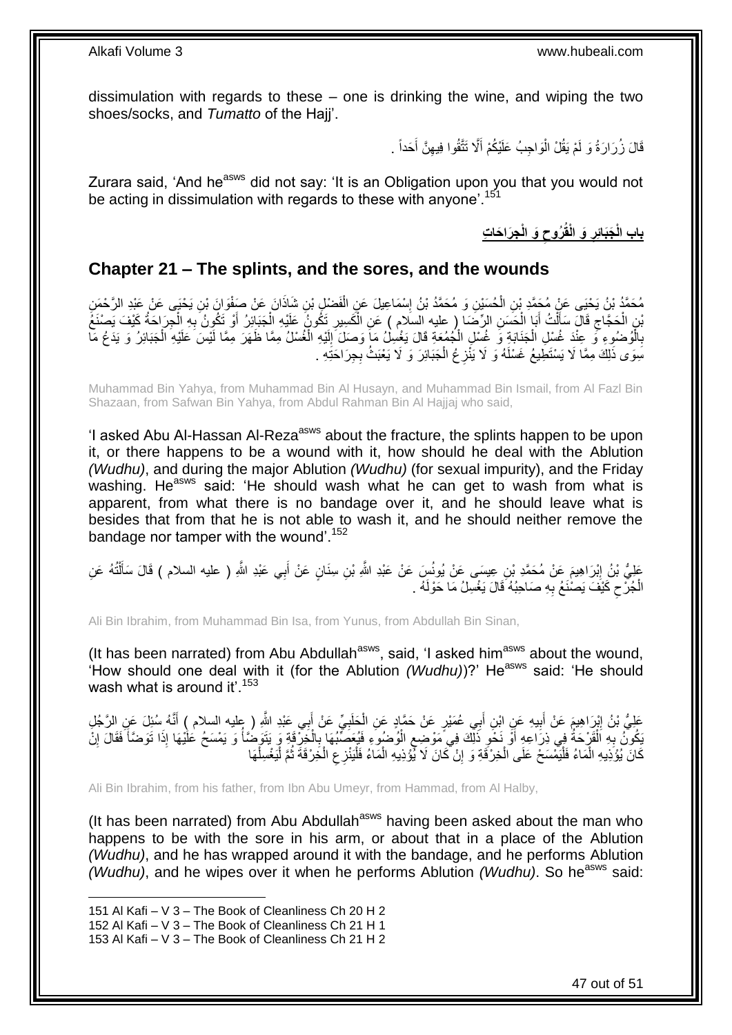dissimulation with regards to these – one is drinking the wine, and wiping the two shoes/socks, and *Tumatto* of the Hajj'.

قَالَ زُرَارَةُ وَ لَمْ يَقُلِ الْوَاجِبُ عَلَيْكُمْ أَلَّا تَتَّقُوا فِيهِنَّ أَحَداً .

Zurara said, 'And he[asws] did not say: 'It is an Obligation upon you that you would not be acting in dissimulation with regards to these with anyone'.[151]

## باب الْجَبَائِرِ وَ الْقُرُوحِ وَ الْجِرَاحَاتِ

## Chapter 21 – The splints, and the sores, and the wounds

مُحَمَّدُ بْنُ يَحْيَى عَنْ مُحَمَّدِ بْنِ الْحُسَيْنِ وَ مُحَمَّدُ بْنُ إِسْمَاعِيلَ عَنِ الْفَضْلِ بْنِ شَاذَانَ عَنْ صَفْوَانَ بْنِ يَحْيَى عَنْ عَبْدِ الرَّحْمَنِ بْنِ الْحَجَّاجِ قَالَ سَأَلْتُ أَبَا الْحَسَنِ الرِّضَا ( عليه السلام ) عَنِ الْكَسِيرِ تَكُونُ عَلَيْهِ الْجَبَائِرُ أَوْ تَكُونُ بِهِ الْجِرَاحَةُ كَيْفَ يَصْنَعُ بِالْوُضُوءِ وَ عِنْدَ غُسْلِ الْجَنَابَةِ وَ غُسْلِ الْجُمُعَةِ قَالَ يَغْسِلُ مَا وَصَلَ إِلَيْهِ الْغُسْلُ مِمَّا ظَهَرَ مِمَّا لَيْسَ عَلَيْهِ الْجَبَائِرُ وَ يَدَعُ مَا سِوَى ذَلِكَ مِمَّا لَا يَسْتَطِيعُ غَسْلَهُ وَ لَا يَنْزِعُ الْجَبَائِرَ وَ لَا يَعْبَثُ بِجِرَاحَتِهِ .

Muhammad Bin Yahya, from Muhammad Bin Al Husayn, and Muhammad Bin Ismail, from Al Fazl Bin Shazaan, from Safwan Bin Yahya, from Abdul Rahman Bin Al Hajjaj who said,

'I asked Abu Al-Hassan Al-Reza[asws] about the fracture, the splints happen to be upon it, or there happens to be a wound with it, how should he deal with the Ablution *(Wudhu)*, and during the major Ablution *(Wudhu)* (for sexual impurity), and the Friday washing. He[asws] said: 'He should wash what he can get to wash from what is apparent, from what there is no bandage over it, and he should leave what is besides that from that he is not able to wash it, and he should neither remove the bandage nor tamper with the wound'.[152]

عَلِيُّ بْنُ إِبْرَاهِيمَ عَنْ مُحَمَّدِ بْنِ عِيسَى عَنْ يُونُسَ عَنْ عَبْدِ اللَّهِ بْنِ سِنَانٍ عَنْ أَبِي عَبْدِ اللَّهِ ( عليه السلام ) قَالَ سَأَلْتُهُ عَنِ الْجُرْحِ كَيْفَ يَصْنَعُ بِهِ صَاحِبُهُ قَالَ يَغْسِلُ مَا حَوْلَهُ .

Ali Bin Ibrahim, from Muhammad Bin Isa, from Yunus, from Abdullah Bin Sinan,

(It has been narrated) from Abu Abdullah[asws], said, 'I asked him[asws] about the wound, 'How should one deal with it (for the Ablution *(Wudhu)*)?' He[asws] said: 'He should wash what is around it'.[153]

عَلِيُّ بْنُ إِبْرَاهِيمَ عَنْ أَبِيهِ عَنِ ابْنِ أَبِي عُمَيْرٍ عَنْ حَمَّادٍ عَنِ الْحَلَبِيِّ عَنْ أَبِي عَبْدِ اللَّهِ ( عليه السلام ) أَنَّهُ سُئِلَ عَنِ الرَّجُلِ يَكُونُ بِهِ الْقَرْحَةُ فِي ذِرَاعِهِ أَوْ نَحْوِ ذَلِكَ فِي مَوْضِعِ الْوُضُوءِ فَيُعَصِّبُهَا بِالْخِرْقَةِ وَ يَتَوَضَّأُ وَ يَمْسَحُ عَلَيْهَا إِذَا تَوَضَّأَ فَقَالَ إِنْ كَانَ يُؤْذِيهِ الْمَاءُ فَلْيَمْسَحْ عَلَى الْخِرْقَةِ وَ إِنْ كَانَ لَا يُؤْذِيهِ الْمَاءُ فَلْيَنْزِعِ الْخِرْقَةَ ثُمَّ لْيَغْسِلْهَا

Ali Bin Ibrahim, from his father, from Ibn Abu Umeyr, from Hammad, from Al Halby,

(It has been narrated) from Abu Abdullah[asws] having been asked about the man who happens to be with the sore in his arm, or about that in a place of the Ablution *(Wudhu)*, and he has wrapped around it with the bandage, and he performs Ablution *(Wudhu)*, and he wipes over it when he performs Ablution *(Wudhu)*. So he[asws] said:

151 Al Kafi – V 3 – The Book of Cleanliness Ch 20 H 2
152 Al Kafi – V 3 – The Book of Cleanliness Ch 21 H 1
153 Al Kafi – V 3 – The Book of Cleanliness Ch 21 H 2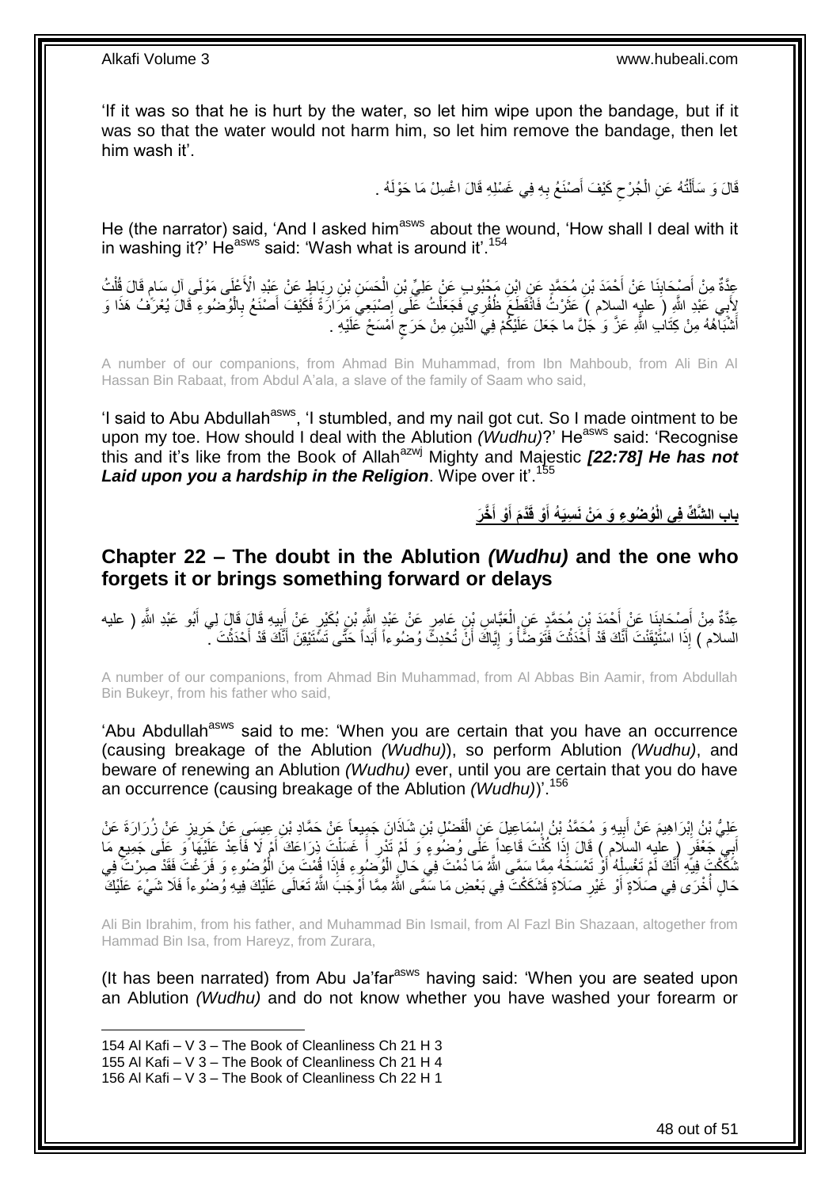'If it was so that he is hurt by the water, so let him wipe upon the bandage, but if it was so that the water would not harm him, so let him remove the bandage, then let him wash it'.

قَالَ وَ سَأَلْتُهُ عَنِ الْجُرْحِ كَيْفَ أَصْنَعُ بِهِ فِي غَسْلِهِ قَالَ اغْسِلْ مَا حَوْلَهُ .

He (the narrator) said, 'And I asked him[asws] about the wound, 'How shall I deal with it in washing it?' He[asws] said: 'Wash what is around it'.[154]

عِدَّةٌ مِنْ أَصْحَابِنَا عَنْ أَحْمَدَ بْنِ مُحَمَّدٍ عَنِ ابْنِ مَحْبُوبٍ عَنْ عَلِيِّ بْنِ الْحَسَنِ بْنِ رِبَاطٍ عَنْ عَبْدِ الْأَعْلَى مَوْلَى آلِ سَامٍ قَالَ قُلْتُ لِأَبِي عَبْدِ اللَّهِ ( عليه السلام ) عَثَرْتُ فَانْقَطَعَ ظُفُرِي فَجَعَلْتُ عَلَى إِصْبَعِي مَرَارَةً فَكَيْفَ أَصْنَعُ بِالْوُضُوءِ قَالَ يُعْرَفُ هَذَا وَ أَشْبَاهُهُ مِنْ كِتَابِ اللَّهِ عَزَّ وَ جَلَّ ما جَعَلَ عَلَيْكُمْ فِي الدِّينِ مِنْ حَرَجٍ امْسَحْ عَلَيْهِ .

A number of our companions, from Ahmad Bin Muhammad, from Ibn Mahboub, from Ali Bin Al Hassan Bin Rabaat, from Abdul A'ala, a slave of the family of Saam who said,

'I said to Abu Abdullah[asws], 'I stumbled, and my nail got cut. So I made ointment to be upon my toe. How should I deal with the Ablution *(Wudhu)*?' He[asws] said: 'Recognise this and it's like from the Book of Allah[azwj] Mighty and Majestic ***[22:78] He has not Laid upon you a hardship in the Religion***. Wipe over it'.[155]

## بابُ الشَّكِّ فِي الْوُضُوءِ وَ مَنْ نَسِيَهُ أَوْ قَدَّمَ أَوْ أَخَّرَ

## Chapter 22 – The doubt in the Ablution *(Wudhu)* and the one who forgets it or brings something forward or delays

عِدَّةٌ مِنْ أَصْحَابِنَا عَنْ أَحْمَدَ بْنِ مُحَمَّدٍ عَنِ الْعَبَّاسِ بْنِ عَامِرٍ عَنْ عَبْدِ اللَّهِ بْنِ بُكَيْرٍ عَنْ أَبِيهِ قَالَ قَالَ لِي أَبُو عَبْدِ اللَّهِ ( عليه السلام ) إِذَا اسْتَيْقَنْتَ أَنَّكَ قَدْ أَحْدَثْتَ فَتَوَضَّأْ وَ إِيَّاكَ أَنْ تُحْدِثَ وُضُوءاً أَبَداً حَتَّى تَسْتَيْقِنَ أَنَّكَ قَدْ أَحْدَثْتَ .

A number of our companions, from Ahmad Bin Muhammad, from Al Abbas Bin Aamir, from Abdullah Bin Bukeyr, from his father who said,

'Abu Abdullah[asws] said to me: 'When you are certain that you have an occurrence (causing breakage of the Ablution *(Wudhu)*), so perform Ablution *(Wudhu)*, and beware of renewing an Ablution *(Wudhu)* ever, until you are certain that you do have an occurrence (causing breakage of the Ablution *(Wudhu)*)'.[156]

عَلِيُّ بْنُ إِبْرَاهِيمَ عَنْ أَبِيهِ وَ مُحَمَّدُ بْنُ إِسْمَاعِيلَ عَنِ الْفَضْلِ بْنِ شَاذَانَ جَمِيعاً عَنْ حَمَّادِ بْنِ عِيسَى عَنْ حَرِيزٍ عَنْ زُرَارَةَ عَنْ أَبِي جَعْفَرٍ ( عليه السلام ) قَالَ إِذَا كُنْتَ قَاعِداً عَلَى وُضُوءٍ وَ لَمْ تَدْرِ أَ غَسَلْتَ ذِرَاعَكَ أَمْ لَا فَأَعِدْ عَلَيْهَا وَ عَلَى جَمِيعِ مَا شَكَكْتَ فِيهِ أَنَّكَ لَمْ تَغْسِلْهُ أَوْ تَمْسَحْهُ مِمَّا سَمَّى اللَّهُ مَا دُمْتَ فِي حَالِ الْوُضُوءِ فَإِذَا قُمْتَ مِنَ الْوُضُوءِ وَ فَرَغْتَ فَقَدْ صِرْتَ فِي حَالٍ أُخْرَى فِي صَلَاةٍ أَوْ غَيْرِ صَلَاةٍ فَشَكَكْتَ فِي بَعْضِ مَا سَمَّى اللَّهُ مِمَّا أَوْجَبَ اللَّهُ تَعَالَى عَلَيْكَ فِيهِ وُضُوءاً فَلَا شَيْءَ عَلَيْكَ

Ali Bin Ibrahim, from his father, and Muhammad Bin Ismail, from Al Fazl Bin Shazaan, altogether from Hammad Bin Isa, from Hareyz, from Zurara,

(It has been narrated) from Abu Ja'far[asws] having said: 'When you are seated upon an Ablution *(Wudhu)* and do not know whether you have washed your forearm or

---

154 Al Kafi – V 3 – The Book of Cleanliness Ch 21 H 3
155 Al Kafi – V 3 – The Book of Cleanliness Ch 21 H 4
156 Al Kafi – V 3 – The Book of Cleanliness Ch 22 H 1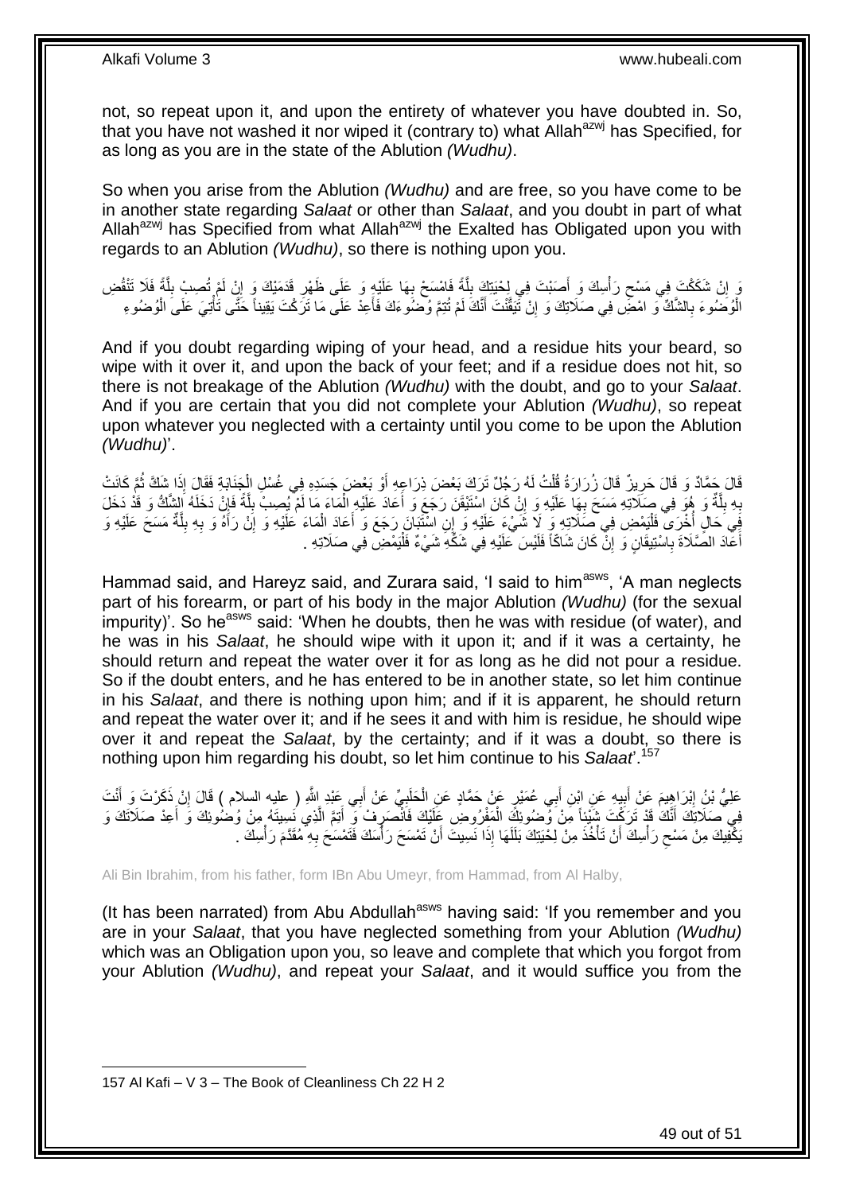not, so repeat upon it, and upon the entirety of whatever you have doubted in. So, that you have not washed it nor wiped it (contrary to) what Allah[azwj] has Specified, for as long as you are in the state of the Ablution *(Wudhu)*.

So when you arise from the Ablution *(Wudhu)* and are free, so you have come to be in another state regarding *Salaat* or other than *Salaat*, and you doubt in part of what Allah[azwj] has Specified from what Allah[azwj] the Exalted has Obligated upon you with regards to an Ablution *(Wudhu)*, so there is nothing upon you.

وَ إِنْ شَكَكْتَ فِي مَسْحِ رَأْسِكَ وَ أَصَبْتَ فِي لِحْيَتِكَ بِلَّةً فَامْسَحْ بِهَا عَلَيْهِ وَ عَلَى ظَهْرِ قَدَمَيْكَ وَ إِنْ لَمْ تُصِبْ بِلَّةً فَلَا تَنْقُضِ الْوُضُوءَ بِالشَّكِّ وَ امْضِ فِي صَلَاتِكَ وَ إِنْ تَيَقَّنْتَ أَنَّكَ لَمْ تُتِمَّ وُضُوءَكَ فَأَعِدْ عَلَى مَا تَرَكْتَ يَقِيناً حَتَّى تَأْتِيَ عَلَى الْوُضُوءِ

And if you doubt regarding wiping of your head, and a residue hits your beard, so wipe with it over it, and upon the back of your feet; and if a residue does not hit, so there is not breakage of the Ablution *(Wudhu)* with the doubt, and go to your *Salaat*. And if you are certain that you did not complete your Ablution *(Wudhu)*, so repeat upon whatever you neglected with a certainty until you come to be upon the Ablution *(Wudhu)*'.

قَالَ حَمَّادٌ وَ قَالَ حَرِيزٌ قَالَ زُرَارَةُ قُلْتُ لَهُ رَجُلٌ تَرَكَ بَعْضَ ذِرَاعِهِ أَوْ بَعْضَ جَسَدِهِ فِي غُسْلِ الْجَنَابَةِ فَقَالَ إِذَا شَكَّ ثُمَّ كَانَتْ بِهِ بِلَّةٌ وَ هُوَ فِي صَلَاتِهِ مَسَحَ بِهَا عَلَيْهِ وَ إِنْ كَانَ اسْتَيْقَنَ رَجَعَ وَ أَعَادَ عَلَيْهِ الْمَاءَ مَا لَمْ يُصِبْ بِلَّةً فَإِنْ دَخَلَهُ الشَّكُّ وَ قَدْ دَخَلَ فِي حَالٍ أُخْرَى فَلْيَمْضِ فِي صَلَاتِهِ وَ لَا شَيْءَ عَلَيْهِ وَ إِنِ اسْتَبَانَ رَجَعَ وَ أَعَادَ الْمَاءَ عَلَيْهِ وَ إِنْ رَآهُ وَ بِهِ بِلَّةٌ مَسَحَ عَلَيْهِ وَ أَعَادَ الصَّلَاةَ بِاسْتِيقَانٍ وَ إِنْ كَانَ شَاكّاً فَلَيْسَ عَلَيْهِ فِي شَكِّهِ شَيْءٌ فَلْيَمْضِ فِي صَلَاتِهِ .

Hammad said, and Hareyz said, and Zurara said, 'I said to him[asws], 'A man neglects part of his forearm, or part of his body in the major Ablution *(Wudhu)* (for the sexual impurity)'. So he[asws] said: 'When he doubts, then he was with residue (of water), and he was in his *Salaat*, he should wipe with it upon it; and if it was a certainty, he should return and repeat the water over it for as long as he did not pour a residue. So if the doubt enters, and he has entered to be in another state, so let him continue in his *Salaat*, and there is nothing upon him; and if it is apparent, he should return and repeat the water over it; and if he sees it and with him is residue, he should wipe over it and repeat the *Salaat*, by the certainty; and if it was a doubt, so there is nothing upon him regarding his doubt, so let him continue to his *Salaat*'.[157]

عَلِيُّ بْنُ إِبْرَاهِيمَ عَنْ أَبِيهِ عَنِ ابْنِ أَبِي عُمَيْرٍ عَنْ حَمَّادٍ عَنِ الْحَلَبِيِّ عَنْ أَبِي عَبْدِ اللَّهِ ( عليه السلام ) قَالَ إِنْ ذَكَرْتَ وَ أَنْتَ فِي صَلَاتِكَ أَنَّكَ قَدْ تَرَكْتَ شَيْئاً مِنْ وُضُوئِكَ الْمَفْرُوضِ عَلَيْكَ فَانْصَرِفْ وَ أَتِمَّ الَّذِي نَسِيتَهُ مِنْ وُضُوئِكَ وَ أَعِدْ صَلَاتَكَ وَ يَكْفِيكَ مِنْ مَسْحِ رَأْسِكَ أَنْ تَأْخُذَ مِنْ لِحْيَتِكَ بَلَلَهَا إِذَا نَسِيتَ أَنْ تَمْسَحَ رَأْسَكَ فَتَمْسَحَ بِهِ مُقَدَّمَ رَأْسِكَ .

Ali Bin Ibrahim, from his father, form IBn Abu Umeyr, from Hammad, from Al Halby,

(It has been narrated) from Abu Abdullah[asws] having said: 'If you remember and you are in your *Salaat*, that you have neglected something from your Ablution *(Wudhu)* which was an Obligation upon you, so leave and complete that which you forgot from your Ablution *(Wudhu)*, and repeat your *Salaat*, and it would suffice you from the

157 Al Kafi – V 3 – The Book of Cleanliness Ch 22 H 2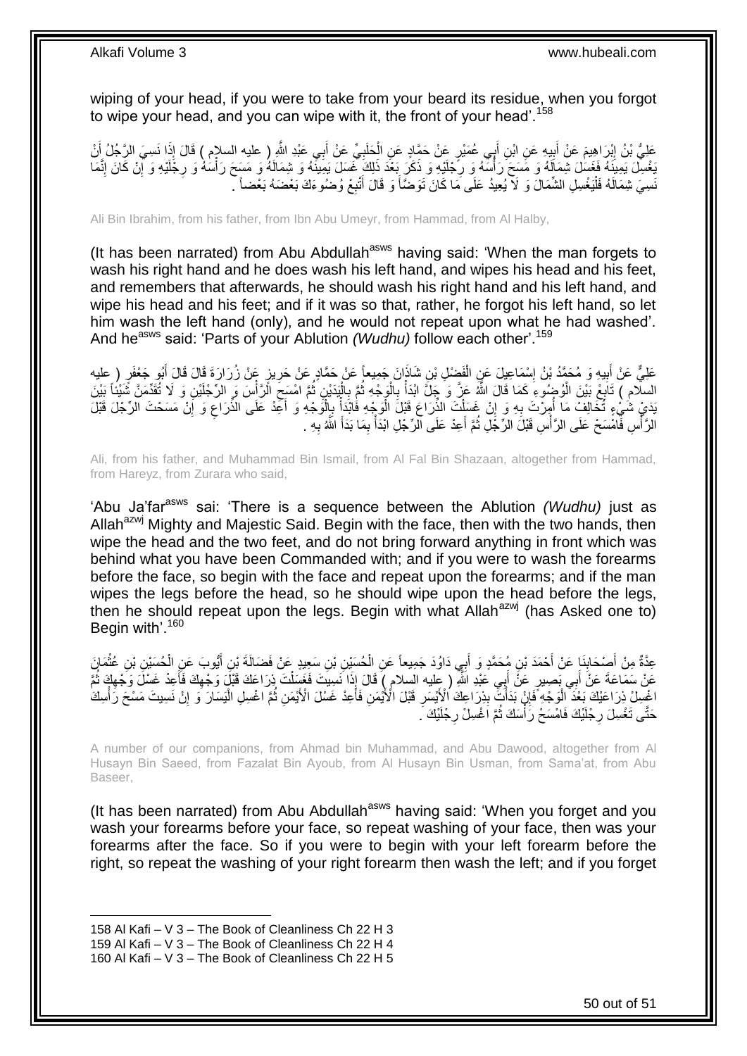wiping of your head, if you were to take from your beard its residue, when you forgot to wipe your head, and you can wipe with it, the front of your head'.[158]

عَلِيُّ بْنُ إِبْرَاهِيمَ عَنْ أَبِيهِ عَنِ ابْنِ أَبِي عُمَيْرٍ عَنْ حَمَّادٍ عَنِ الْحَلَبِيِّ عَنْ أَبِي عَبْدِ اللَّهِ ( عليه السلام ) قَالَ إِذَا نَسِيَ الرَّجُلُ أَنْ يَغْسِلَ يَمِينَهُ فَغَسَلَ شِمَالَهُ وَ مَسَحَ رَأْسَهُ وَ رِجْلَيْهِ وَ ذَكَرَ بَعْدَ ذَلِكَ غَسَلَ يَمِينَهُ وَ شِمَالَهُ وَ مَسَحَ رَأْسَهُ وَ رِجْلَيْهِ وَ إِنْ كَانَ إِنَّمَا نَسِيَ شِمَالَهُ فَلْيَغْسِلِ الشِّمَالَ وَ لَا يُعِيدُ عَلَى مَا كَانَ تَوَضَّأَ وَ قَالَ أَتْبِعْ وُضُوءَكَ بَعْضَهُ بَعْضاً .

Ali Bin Ibrahim, from his father, from Ibn Abu Umeyr, from Hammad, from Al Halby,

(It has been narrated) from Abu Abdullah[asws] having said: 'When the man forgets to wash his right hand and he does wash his left hand, and wipes his head and his feet, and remembers that afterwards, he should wash his right hand and his left hand, and wipe his head and his feet; and if it was so that, rather, he forgot his left hand, so let him wash the left hand (only), and he would not repeat upon what he had washed'. And he[asws] said: 'Parts of your Ablution *(Wudhu)* follow each other'.[159]

عَلِيٌّ عَنْ أَبِيهِ وَ مُحَمَّدُ بْنُ إِسْمَاعِيلَ عَنِ الْفَضْلِ بْنِ شَاذَانَ جَمِيعاً عَنْ حَمَّادٍ عَنْ حَرِيزٍ عَنْ زُرَارَةَ قَالَ قَالَ أَبُو جَعْفَرٍ ( عليه السلام ) تَابِعْ بَيْنَ الْوُضُوءِ كَمَا قَالَ اللَّهُ عَزَّ وَ جَلَّ ابْدَأْ بِالْوَجْهِ ثُمَّ بِالْيَدَيْنِ ثُمَّ امْسَحِ الرَّأْسَ وَ الرِّجْلَيْنِ وَ لَا تُقَدِّمَنَّ شَيْئاً بَيْنَ يَدَيْ شَيْءٍ تُخَالِفُ مَا أُمِرْتَ بِهِ وَ إِنْ غَسَلْتَ الذِّرَاعَ قَبْلَ الْوَجْهِ فَابْدَأْ بِالْوَجْهِ وَ أَعِدْ عَلَى الذِّرَاعِ وَ إِنْ مَسَحْتَ الرِّجْلَ قَبْلَ الرَّأْسِ فَامْسَحْ عَلَى الرَّأْسِ قَبْلَ الرِّجْلِ ثُمَّ أَعِدْ عَلَى الرِّجْلِ ابْدَأْ بِمَا بَدَأَ اللَّهُ بِهِ .

Ali, from his father, and Muhammad Bin Ismail, from Al Fal Bin Shazaan, altogether from Hammad, from Hareyz, from Zurara who said,

'Abu Ja'far[asws] sai: 'There is a sequence between the Ablution *(Wudhu)* just as Allah[azwj] Mighty and Majestic Said. Begin with the face, then with the two hands, then wipe the head and the two feet, and do not bring forward anything in front which was behind what you have been Commanded with; and if you were to wash the forearms before the face, so begin with the face and repeat upon the forearms; and if the man wipes the legs before the head, so he should wipe upon the head before the legs, then he should repeat upon the legs. Begin with what Allah[azwj] (has Asked one to) Begin with'.[160]

عِدَّةٌ مِنْ أَصْحَابِنَا عَنْ أَحْمَدَ بْنِ مُحَمَّدٍ وَ أَبِي دَاوُدَ جَمِيعاً عَنِ الْحُسَيْنِ بْنِ سَعِيدٍ عَنْ فَضَالَةَ بْنِ أَيُّوبَ عَنِ الْحُسَيْنِ بْنِ عُثْمَانَ عَنْ سَمَاعَةَ عَنْ أَبِي بَصِيرٍ عَنْ أَبِي عَبْدِ اللَّهِ ( عليه السلام ) قَالَ إِذَا نَسِيتَ فَغَسَلْتَ ذِرَاعَكَ قَبْلَ وَجْهِكَ فَأَعِدْ غَسْلَ وَجْهِكَ ثُمَّ اغْسِلْ ذِرَاعَيْكَ بَعْدَ الْوَجْهِ فَإِنْ بَدَأْتَ بِذِرَاعِكَ الْأَيْسَرِ قَبْلَ الْأَيْمَنِ فَأَعِدْ غَسْلَ الْأَيْمَنِ ثُمَّ اغْسِلِ الْيَسَارَ وَ إِنْ نَسِيتَ مَسْحَ رَأْسِكَ حَتَّى تَغْسِلَ رِجْلَيْكَ فَامْسَحْ رَأْسَكَ ثُمَّ اغْسِلْ رِجْلَيْكَ .

A number of our companions, from Ahmad bin Muhammad, and Abu Dawood, altogether from Al Husayn Bin Saeed, from Fazalat Bin Ayoub, from Al Husayn Bin Usman, from Sama'at, from Abu Baseer,

(It has been narrated) from Abu Abdullah[asws] having said: 'When you forget and you wash your forearms before your face, so repeat washing of your face, then was your forearms after the face. So if you were to begin with your left forearm before the right, so repeat the washing of your right forearm then wash the left; and if you forget

---

158 Al Kafi – V 3 – The Book of Cleanliness Ch 22 H 3
159 Al Kafi – V 3 – The Book of Cleanliness Ch 22 H 4
160 Al Kafi – V 3 – The Book of Cleanliness Ch 22 H 5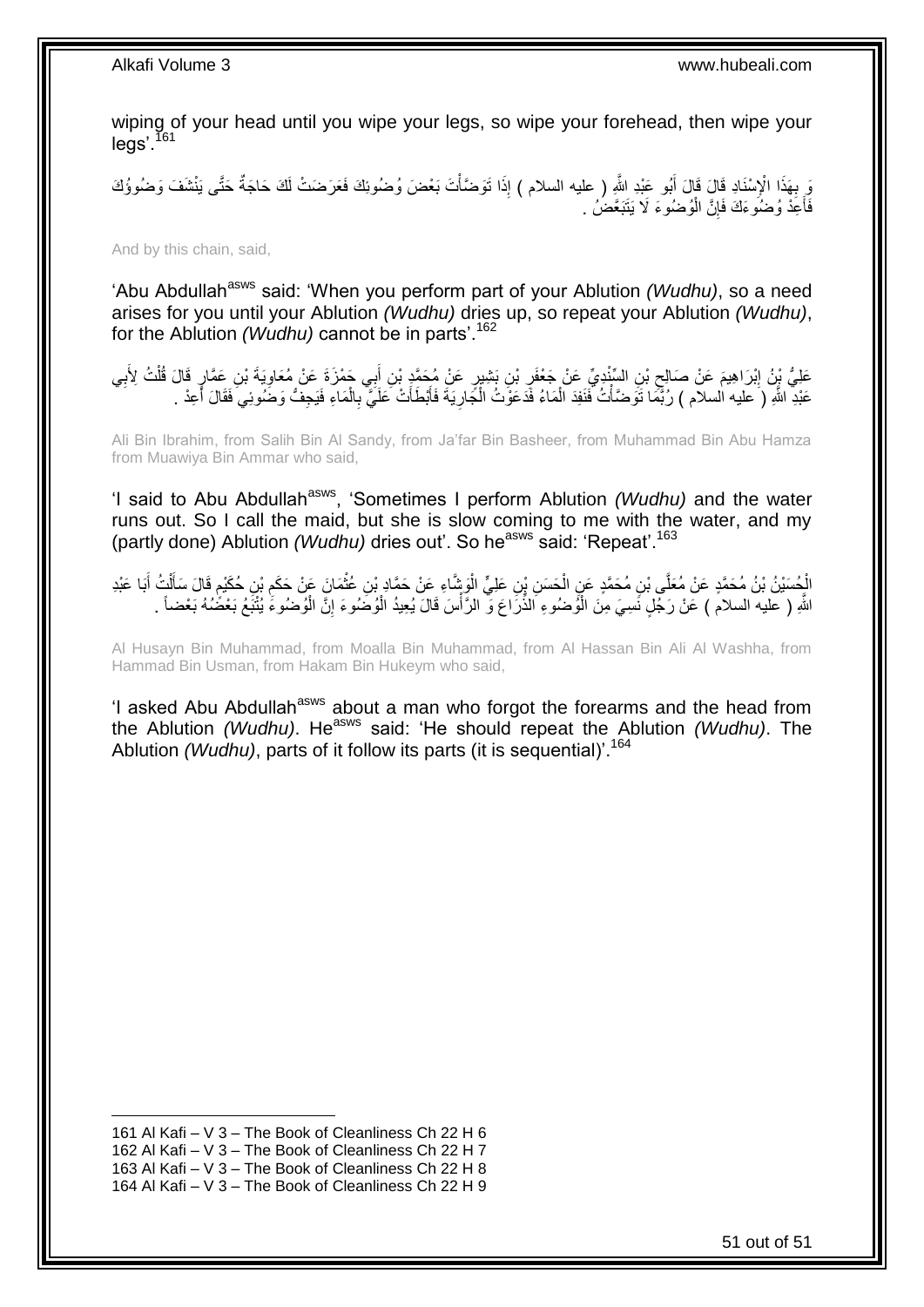wiping of your head until you wipe your legs, so wipe your forehead, then wipe your legs'.[161]

وَ بِهَذَا الْإِسْنَادِ قَالَ قَالَ أَبُو عَبْدِ اللَّهِ ( عليه السلام ) إِذَا تَوَضَّأْتَ بَعْضَ وُضُوئِكَ فَعَرَضَتْ لَكَ حَاجَةٌ حَتَّى يَنْشَفَ وَضُوؤُكَ فَأَعِدْ وُضُوءَكَ فَإِنَّ الْوُضُوءَ لَا يَتَبَعَّضُ .

And by this chain, said,

'Abu Abdullah[asws] said: 'When you perform part of your Ablution *(Wudhu)*, so a need arises for you until your Ablution *(Wudhu)* dries up, so repeat your Ablution *(Wudhu)*, for the Ablution *(Wudhu)* cannot be in parts'.[162]

عَلِيُّ بْنُ إِبْرَاهِيمَ عَنْ صَالِحِ بْنِ السِّنْدِيِّ عَنْ جَعْفَرِ بْنِ بَشِيرٍ عَنْ مُحَمَّدِ بْنِ أَبِي حَمْزَةَ عَنْ مُعَاوِيَةَ بْنِ عَمَّارٍ قَالَ قُلْتُ لِأَبِي عَبْدِ اللَّهِ ( عليه السلام ) رُبَّمَا تَوَضَّأْتُ فَنَفِدَ الْمَاءُ فَدَعَوْتُ الْجَارِيَةَ فَأَبْطَأَتْ عَلَيَّ بِالْمَاءِ فَيَجِفُّ وَضُوئِي فَقَالَ أَعِدْ .

Ali Bin Ibrahim, from Salih Bin Al Sandy, from Ja'far Bin Basheer, from Muhammad Bin Abu Hamza from Muawiya Bin Ammar who said,

'I said to Abu Abdullah[asws], 'Sometimes I perform Ablution *(Wudhu)* and the water runs out. So I call the maid, but she is slow coming to me with the water, and my (partly done) Ablution *(Wudhu)* dries out'. So he[asws] said: 'Repeat'.[163]

الْحُسَيْنُ بْنُ مُحَمَّدٍ عَنْ مُعَلَّى بْنِ مُحَمَّدٍ عَنِ الْحَسَنِ بْنِ عَلِيٍّ الْوَشَّاءِ عَنْ حَمَّادِ بْنِ عُثْمَانَ عَنْ حَكَمِ بْنِ حُكَيْمٍ قَالَ سَأَلْتُ أَبَا عَبْدِ اللَّهِ ( عليه السلام ) عَنْ رَجُلٍ نَسِيَ مِنَ الْوُضُوءِ الذِّرَاعَ وَ الرَّأْسَ قَالَ يُعِيدُ الْوُضُوءَ إِنَّ الْوُضُوءَ يُتْبَعُ بَعْضُهُ بَعْضاً .

Al Husayn Bin Muhammad, from Moalla Bin Muhammad, from Al Hassan Bin Ali Al Washha, from Hammad Bin Usman, from Hakam Bin Hukeym who said,

'I asked Abu Abdullah[asws] about a man who forgot the forearms and the head from the Ablution *(Wudhu)*. He[asws] said: 'He should repeat the Ablution *(Wudhu)*. The Ablution *(Wudhu)*, parts of it follow its parts (it is sequential)'.[164]

161 Al Kafi – V 3 – The Book of Cleanliness Ch 22 H 6
162 Al Kafi – V 3 – The Book of Cleanliness Ch 22 H 7
163 Al Kafi – V 3 – The Book of Cleanliness Ch 22 H 8
164 Al Kafi – V 3 – The Book of Cleanliness Ch 22 H 9